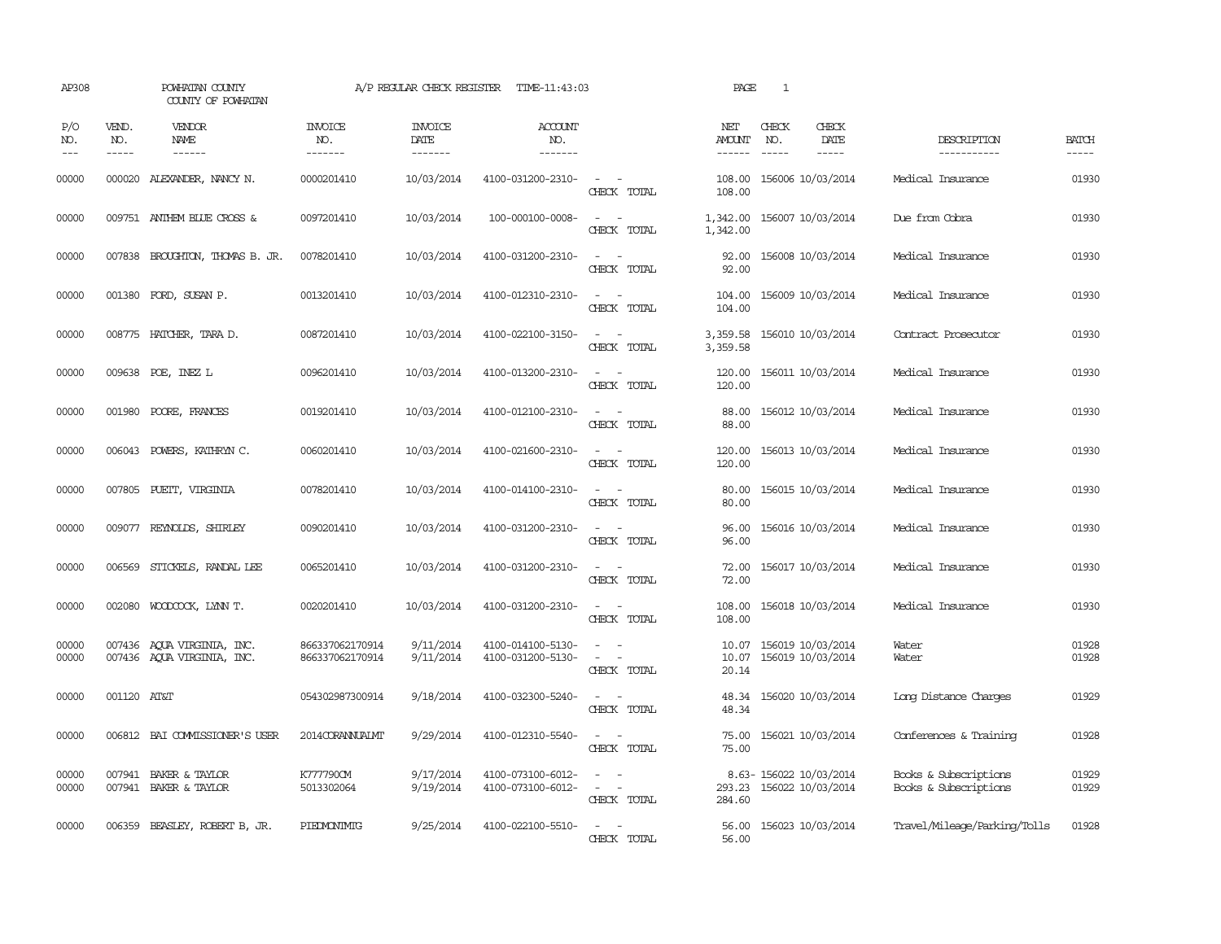AP308 POWHATAN COUNTY A/P REGULAR CHECK REGISTER TIME-11:43:03

COUNTY OF POWHATAN

| P/O NO. | VEND. NO. | VENDOR NAME | INVOICE NO. | INVOICE DATE | ACCOUNT NO. | | NET AMOUNT | CHECK NO. | CHECK DATE | DESCRIPTION | BATCH |
|---|---|---|---|---|---|---|---|---|---|---|---|
| 00000 | 000020 | ALEXANDER, NANCY N. | 0000201410 | 10/03/2014 | 4100-031200-2310- | - - | 108.00 | 156006 | 10/03/2014 | Medical Insurance | 01930 |
| | | | | | | CHECK TOTAL | 108.00 | | | | |
| 00000 | 009751 | ANTHEM BLUE CROSS & | 0097201410 | 10/03/2014 | 100-000100-0008- | - - | 1,342.00 | 156007 | 10/03/2014 | Due from Cobra | 01930 |
| | | | | | | CHECK TOTAL | 1,342.00 | | | | |
| 00000 | 007838 | BROUGHTON, THOMAS B. JR. | 0078201410 | 10/03/2014 | 4100-031200-2310- | - - | 92.00 | 156008 | 10/03/2014 | Medical Insurance | 01930 |
| | | | | | | CHECK TOTAL | 92.00 | | | | |
| 00000 | 001380 | FORD, SUSAN P. | 0013201410 | 10/03/2014 | 4100-012310-2310- | - - | 104.00 | 156009 | 10/03/2014 | Medical Insurance | 01930 |
| | | | | | | CHECK TOTAL | 104.00 | | | | |
| 00000 | 008775 | HATCHER, TARA D. | 0087201410 | 10/03/2014 | 4100-022100-3150- | - - | 3,359.58 | 156010 | 10/03/2014 | Contract Prosecutor | 01930 |
| | | | | | | CHECK TOTAL | 3,359.58 | | | | |
| 00000 | 009638 | POE, INEZ L | 0096201410 | 10/03/2014 | 4100-013200-2310- | - - | 120.00 | 156011 | 10/03/2014 | Medical Insurance | 01930 |
| | | | | | | CHECK TOTAL | 120.00 | | | | |
| 00000 | 001980 | POORE, FRANCES | 0019201410 | 10/03/2014 | 4100-012100-2310- | - - | 88.00 | 156012 | 10/03/2014 | Medical Insurance | 01930 |
| | | | | | | CHECK TOTAL | 88.00 | | | | |
| 00000 | 006043 | POWERS, KATHRYN C. | 0060201410 | 10/03/2014 | 4100-021600-2310- | - - | 120.00 | 156013 | 10/03/2014 | Medical Insurance | 01930 |
| | | | | | | CHECK TOTAL | 120.00 | | | | |
| 00000 | 007805 | PUETT, VIRGINIA | 0078201410 | 10/03/2014 | 4100-014100-2310- | - - | 80.00 | 156015 | 10/03/2014 | Medical Insurance | 01930 |
| | | | | | | CHECK TOTAL | 80.00 | | | | |
| 00000 | 009077 | REYNOLDS, SHIRLEY | 0090201410 | 10/03/2014 | 4100-031200-2310- | - - | 96.00 | 156016 | 10/03/2014 | Medical Insurance | 01930 |
| | | | | | | CHECK TOTAL | 96.00 | | | | |
| 00000 | 006569 | STICKELS, RANDAL LEE | 0065201410 | 10/03/2014 | 4100-031200-2310- | - - | 72.00 | 156017 | 10/03/2014 | Medical Insurance | 01930 |
| | | | | | | CHECK TOTAL | 72.00 | | | | |
| 00000 | 002080 | WOODCOCK, LYNN T. | 0020201410 | 10/03/2014 | 4100-031200-2310- | - - | 108.00 | 156018 | 10/03/2014 | Medical Insurance | 01930 |
| | | | | | | CHECK TOTAL | 108.00 | | | | |
| 00000 | 007436 | AQUA VIRGINIA, INC. | 866337062170914 | 9/11/2014 | 4100-014100-5130- | - - | 10.07 | 156019 | 10/03/2014 | Water | 01928 |
| 00000 | 007436 | AQUA VIRGINIA, INC. | 866337062170914 | 9/11/2014 | 4100-031200-5130- | - - | 10.07 | 156019 | 10/03/2014 | Water | 01928 |
| | | | | | | CHECK TOTAL | 20.14 | | | | |
| 00000 | 001120 | AT&T | 054302987300914 | 9/18/2014 | 4100-032300-5240- | - - | 48.34 | 156020 | 10/03/2014 | Long Distance Charges | 01929 |
| | | | | | | CHECK TOTAL | 48.34 | | | | |
| 00000 | 006812 | BAI COMMISSIONER'S USER | 2014CORANNUALMT | 9/29/2014 | 4100-012310-5540- | - - | 75.00 | 156021 | 10/03/2014 | Conferences & Training | 01928 |
| | | | | | | CHECK TOTAL | 75.00 | | | | |
| 00000 | 007941 | BAKER & TAYLOR | K777790CM | 9/17/2014 | 4100-073100-6012- | - - | 8.63- | 156022 | 10/03/2014 | Books & Subscriptions | 01929 |
| 00000 | 007941 | BAKER & TAYLOR | 5013302064 | 9/19/2014 | 4100-073100-6012- | - - | 293.23 | 156022 | 10/03/2014 | Books & Subscriptions | 01929 |
| | | | | | | CHECK TOTAL | 284.60 | | | | |
| 00000 | 006359 | BEASLEY, ROBERT B, JR. | PIEDMONTMTG | 9/25/2014 | 4100-022100-5510- | - - | 56.00 | 156023 | 10/03/2014 | Travel/Mileage/Parking/Tolls | 01928 |
| | | | | | | CHECK TOTAL | 56.00 | | | | |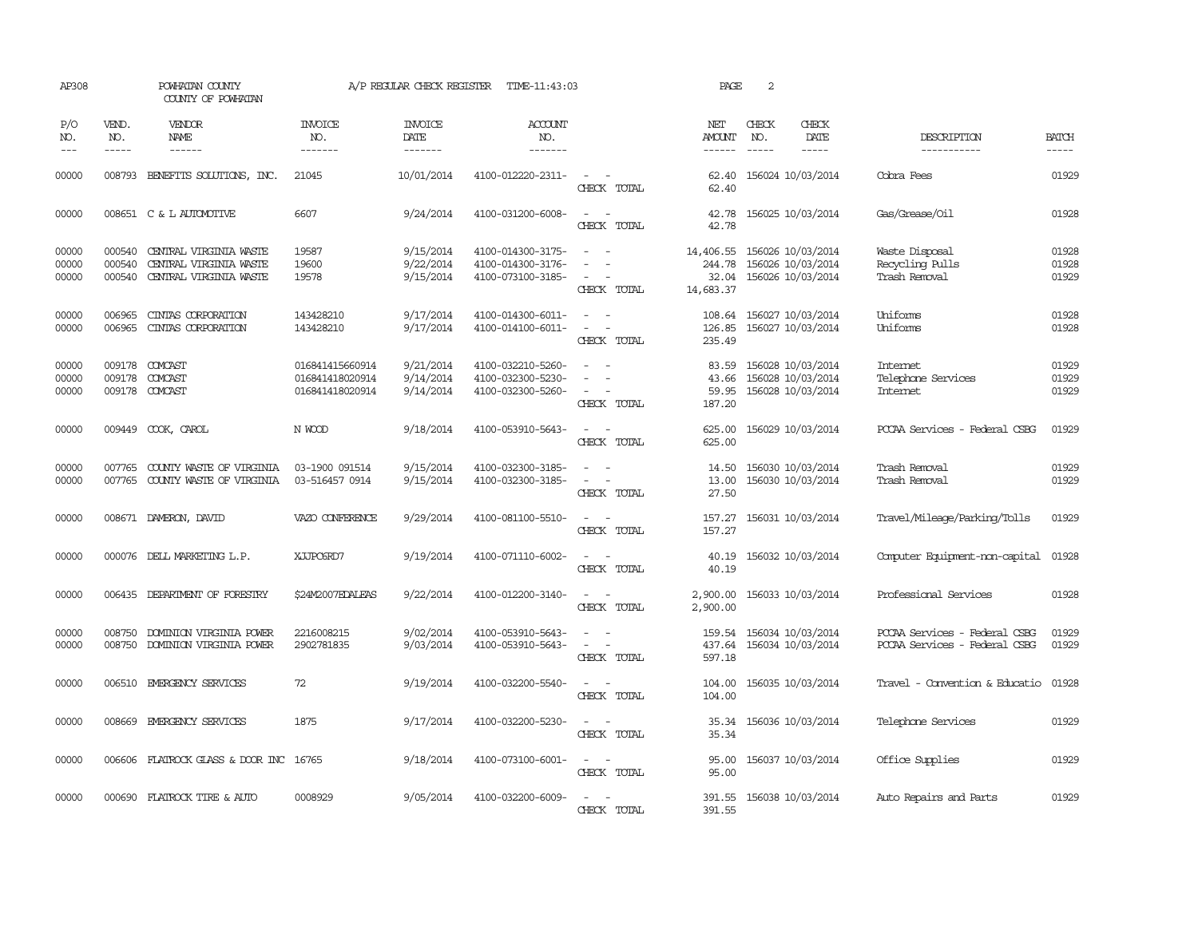AP308 POWHATAN COUNTY A/P REGULAR CHECK REGISTER TIME-11:43:03

COUNTY OF POWHATAN

| P/O NO. | VEND. NO. | VENDOR NAME | INVOICE NO. | INVOICE DATE | ACCOUNT NO. | | NET AMOUNT | CHECK NO. | CHECK DATE | DESCRIPTION | BATCH |
|---|---|---|---|---|---|---|---|---|---|---|---|
| 00000 | 008793 | BENEFITS SOLUTIONS, INC. | 21045 | 10/01/2014 | 4100-012220-2311- | - - | 62.40 | 156024 | 10/03/2014 | Cobra Fees | 01929 |
| | | | | | | CHECK TOTAL | 62.40 | | | | |
| 00000 | 008651 | C & L AUTOMOTIVE | 6607 | 9/24/2014 | 4100-031200-6008- | - - | 42.78 | 156025 | 10/03/2014 | Gas/Grease/Oil | 01928 |
| | | | | | | CHECK TOTAL | 42.78 | | | | |
| 00000 | 000540 | CENTRAL VIRGINIA WASTE | 19587 | 9/15/2014 | 4100-014300-3175- | - - | 14,406.55 | 156026 | 10/03/2014 | Waste Disposal | 01928 |
| 00000 | 000540 | CENTRAL VIRGINIA WASTE | 19600 | 9/22/2014 | 4100-014300-3176- | - - | 244.78 | 156026 | 10/03/2014 | Recycling Pulls | 01928 |
| 00000 | 000540 | CENTRAL VIRGINIA WASTE | 19578 | 9/15/2014 | 4100-073100-3185- | - - | 32.04 | 156026 | 10/03/2014 | Trash Removal | 01929 |
| | | | | | | CHECK TOTAL | 14,683.37 | | | | |
| 00000 | 006965 | CINTAS CORPORATION | 143428210 | 9/17/2014 | 4100-014300-6011- | - - | 108.64 | 156027 | 10/03/2014 | Uniforms | 01928 |
| 00000 | 006965 | CINTAS CORPORATION | 143428210 | 9/17/2014 | 4100-014100-6011- | - - | 126.85 | 156027 | 10/03/2014 | Uniforms | 01928 |
| | | | | | | CHECK TOTAL | 235.49 | | | | |
| 00000 | 009178 | COMCAST | 016841415660914 | 9/21/2014 | 4100-032210-5260- | - - | 83.59 | 156028 | 10/03/2014 | Internet | 01929 |
| 00000 | 009178 | COMCAST | 016841418020914 | 9/14/2014 | 4100-032300-5230- | - - | 43.66 | 156028 | 10/03/2014 | Telephone Services | 01929 |
| 00000 | 009178 | COMCAST | 016841418020914 | 9/14/2014 | 4100-032300-5260- | - - | 59.95 | 156028 | 10/03/2014 | Internet | 01929 |
| | | | | | | CHECK TOTAL | 187.20 | | | | |
| 00000 | 009449 | COOK, CAROL | N WOOD | 9/18/2014 | 4100-053910-5643- | - - | 625.00 | 156029 | 10/03/2014 | PCCAA Services - Federal CSBG | 01929 |
| | | | | | | CHECK TOTAL | 625.00 | | | | |
| 00000 | 007765 | COUNTY WASTE OF VIRGINIA | 03-1900 091514 | 9/15/2014 | 4100-032300-3185- | - - | 14.50 | 156030 | 10/03/2014 | Trash Removal | 01929 |
| 00000 | 007765 | COUNTY WASTE OF VIRGINIA | 03-516457 0914 | 9/15/2014 | 4100-032300-3185- | - - | 13.00 | 156030 | 10/03/2014 | Trash Removal | 01929 |
| | | | | | | CHECK TOTAL | 27.50 | | | | |
| 00000 | 008671 | DAMERON, DAVID | VAZO CONFERENCE | 9/29/2014 | 4100-081100-5510- | - - | 157.27 | 156031 | 10/03/2014 | Travel/Mileage/Parking/Tolls | 01929 |
| | | | | | | CHECK TOTAL | 157.27 | | | | |
| 00000 | 000076 | DELL MARKETING L.P. | XJJPC6RD7 | 9/19/2014 | 4100-071110-6002- | - - | 40.19 | 156032 | 10/03/2014 | Computer Equipment-non-capital | 01928 |
| | | | | | | CHECK TOTAL | 40.19 | | | | |
| 00000 | 006435 | DEPARTMENT OF FORESTRY | $24M2007EDALEAS | 9/22/2014 | 4100-012200-3140- | - - | 2,900.00 | 156033 | 10/03/2014 | Professional Services | 01928 |
| | | | | | | CHECK TOTAL | 2,900.00 | | | | |
| 00000 | 008750 | DOMINION VIRGINIA POWER | 2216008215 | 9/02/2014 | 4100-053910-5643- | - - | 159.54 | 156034 | 10/03/2014 | PCCAA Services - Federal CSBG | 01929 |
| 00000 | 008750 | DOMINION VIRGINIA POWER | 2902781835 | 9/03/2014 | 4100-053910-5643- | - - | 437.64 | 156034 | 10/03/2014 | PCCAA Services - Federal CSBG | 01929 |
| | | | | | | CHECK TOTAL | 597.18 | | | | |
| 00000 | 006510 | EMERGENCY SERVICES | 72 | 9/19/2014 | 4100-032200-5540- | - - | 104.00 | 156035 | 10/03/2014 | Travel - Convention & Educatio | 01928 |
| | | | | | | CHECK TOTAL | 104.00 | | | | |
| 00000 | 008669 | EMERGENCY SERVICES | 1875 | 9/17/2014 | 4100-032200-5230- | - - | 35.34 | 156036 | 10/03/2014 | Telephone Services | 01929 |
| | | | | | | CHECK TOTAL | 35.34 | | | | |
| 00000 | 006606 | FLATROCK GLASS & DOOR INC | 16765 | 9/18/2014 | 4100-073100-6001- | - - | 95.00 | 156037 | 10/03/2014 | Office Supplies | 01929 |
| | | | | | | CHECK TOTAL | 95.00 | | | | |
| 00000 | 000690 | FLATROCK TIRE & AUTO | 0008929 | 9/05/2014 | 4100-032200-6009- | - - | 391.55 | 156038 | 10/03/2014 | Auto Repairs and Parts | 01929 |
| | | | | | | CHECK TOTAL | 391.55 | | | | |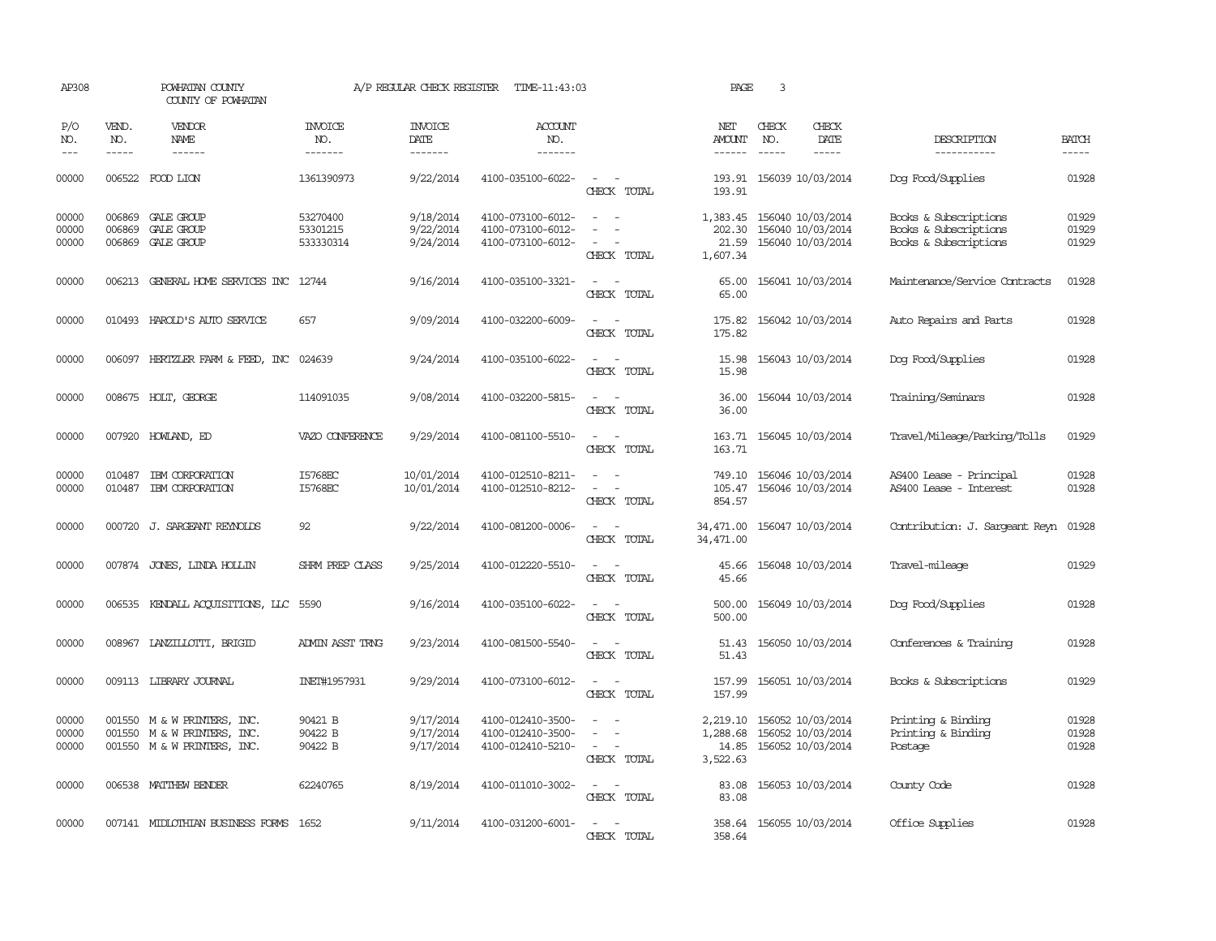AP308 POWHATAN COUNTY A/P REGULAR CHECK REGISTER TIME-11:43:03 PAGE 3

COUNTY OF POWHATAN

| P/O NO. | VEND. NO. | VENDOR NAME | INVOICE NO. | INVOICE DATE | ACCOUNT NO. | | NET AMOUNT | CHECK NO. | CHECK DATE | DESCRIPTION | BATCH |
|---|---|---|---|---|---|---|---|---|---|---|---|
| 00000 | 006522 | FOOD LION | 1361390973 | 9/22/2014 | 4100-035100-6022- | - - | 193.91 | 156039 | 10/03/2014 | Dog Food/Supplies | 01928 |
| | | | | | | CHECK TOTAL | 193.91 | | | | |
| 00000 | 006869 | GALE GROUP | 53270400 | 9/18/2014 | 4100-073100-6012- | - - | 1,383.45 | 156040 | 10/03/2014 | Books & Subscriptions | 01929 |
| 00000 | 006869 | GALE GROUP | 53301215 | 9/22/2014 | 4100-073100-6012- | - - | 202.30 | 156040 | 10/03/2014 | Books & Subscriptions | 01929 |
| 00000 | 006869 | GALE GROUP | 533330314 | 9/24/2014 | 4100-073100-6012- | - - | 21.59 | 156040 | 10/03/2014 | Books & Subscriptions | 01929 |
| | | | | | | CHECK TOTAL | 1,607.34 | | | | |
| 00000 | 006213 | GENERAL HOME SERVICES INC | 12744 | 9/16/2014 | 4100-035100-3321- | - - | 65.00 | 156041 | 10/03/2014 | Maintenance/Service Contracts | 01928 |
| | | | | | | CHECK TOTAL | 65.00 | | | | |
| 00000 | 010493 | HAROLD'S AUTO SERVICE | 657 | 9/09/2014 | 4100-032200-6009- | - - | 175.82 | 156042 | 10/03/2014 | Auto Repairs and Parts | 01928 |
| | | | | | | CHECK TOTAL | 175.82 | | | | |
| 00000 | 006097 | HERTZLER FARM & FEED, INC | 024639 | 9/24/2014 | 4100-035100-6022- | - - | 15.98 | 156043 | 10/03/2014 | Dog Food/Supplies | 01928 |
| | | | | | | CHECK TOTAL | 15.98 | | | | |
| 00000 | 008675 | HOLT, GEORGE | 114091035 | 9/08/2014 | 4100-032200-5815- | - - | 36.00 | 156044 | 10/03/2014 | Training/Seminars | 01928 |
| | | | | | | CHECK TOTAL | 36.00 | | | | |
| 00000 | 007920 | HOWLAND, ED | VAZO CONFERENCE | 9/29/2014 | 4100-081100-5510- | - - | 163.71 | 156045 | 10/03/2014 | Travel/Mileage/Parking/Tolls | 01929 |
| | | | | | | CHECK TOTAL | 163.71 | | | | |
| 00000 | 010487 | IBM CORPORATION | I5768EC | 10/01/2014 | 4100-012510-8211- | - - | 749.10 | 156046 | 10/03/2014 | AS400 Lease - Principal | 01928 |
| 00000 | 010487 | IBM CORPORATION | I5768EC | 10/01/2014 | 4100-012510-8212- | - - | 105.47 | 156046 | 10/03/2014 | AS400 Lease - Interest | 01928 |
| | | | | | | CHECK TOTAL | 854.57 | | | | |
| 00000 | 000720 | J. SARGEANT REYNOLDS | 92 | 9/22/2014 | 4100-081200-0006- | - - | 34,471.00 | 156047 | 10/03/2014 | Contribution: J. Sargeant Reyn | 01928 |
| | | | | | | CHECK TOTAL | 34,471.00 | | | | |
| 00000 | 007874 | JONES, LINDA HOLLIN | SHRM PREP CLASS | 9/25/2014 | 4100-012220-5510- | - - | 45.66 | 156048 | 10/03/2014 | Travel-mileage | 01929 |
| | | | | | | CHECK TOTAL | 45.66 | | | | |
| 00000 | 006535 | KENDALL ACQUISITIONS, LLC | 5590 | 9/16/2014 | 4100-035100-6022- | - - | 500.00 | 156049 | 10/03/2014 | Dog Food/Supplies | 01928 |
| | | | | | | CHECK TOTAL | 500.00 | | | | |
| 00000 | 008967 | LANZILLOTTI, BRIGID | ADMIN ASST TRNG | 9/23/2014 | 4100-081500-5540- | - - | 51.43 | 156050 | 10/03/2014 | Conferences & Training | 01928 |
| | | | | | | CHECK TOTAL | 51.43 | | | | |
| 00000 | 009113 | LIBRARY JOURNAL | INET#1957931 | 9/29/2014 | 4100-073100-6012- | - - | 157.99 | 156051 | 10/03/2014 | Books & Subscriptions | 01929 |
| | | | | | | CHECK TOTAL | 157.99 | | | | |
| 00000 | 001550 | M & W PRINTERS, INC. | 90421 B | 9/17/2014 | 4100-012410-3500- | - - | 2,219.10 | 156052 | 10/03/2014 | Printing & Binding | 01928 |
| 00000 | 001550 | M & W PRINTERS, INC. | 90422 B | 9/17/2014 | 4100-012410-3500- | - - | 1,288.68 | 156052 | 10/03/2014 | Printing & Binding | 01928 |
| 00000 | 001550 | M & W PRINTERS, INC. | 90422 B | 9/17/2014 | 4100-012410-5210- | - - | 14.85 | 156052 | 10/03/2014 | Postage | 01928 |
| | | | | | | CHECK TOTAL | 3,522.63 | | | | |
| 00000 | 006538 | MATTHEW BENDER | 62240765 | 8/19/2014 | 4100-011010-3002- | - - | 83.08 | 156053 | 10/03/2014 | County Code | 01928 |
| | | | | | | CHECK TOTAL | 83.08 | | | | |
| 00000 | 007141 | MIDLOTHIAN BUSINESS FORMS | 1652 | 9/11/2014 | 4100-031200-6001- | - - | 358.64 | 156055 | 10/03/2014 | Office Supplies | 01928 |
| | | | | | | CHECK TOTAL | 358.64 | | | | |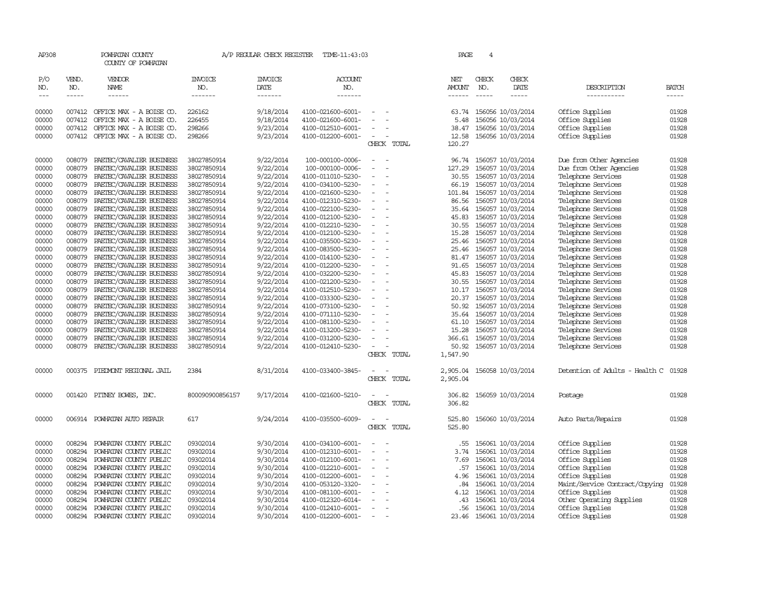AP308 POWHATAN COUNTY A/P REGULAR CHECK REGISTER TIME-11:43:03 PAGE 4

COUNTY OF POWHATAN

| P/O NO. | VEND. NO. | VENDOR NAME | INVOICE NO. | INVOICE DATE | ACCOUNT NO. | | NET AMOUNT | CHECK NO. | CHECK DATE | DESCRIPTION | BATCH |
|---|---|---|---|---|---|---|---|---|---|---|---|
| 00000 | 007412 | OFFICE MAX - A BOISE CO. | 226162 | 9/18/2014 | 4100-021600-6001- | - - | 63.74 | 156056 | 10/03/2014 | Office Supplies | 01928 |
| 00000 | 007412 | OFFICE MAX - A BOISE CO. | 226455 | 9/18/2014 | 4100-021600-6001- | - - | 5.48 | 156056 | 10/03/2014 | Office Supplies | 01928 |
| 00000 | 007412 | OFFICE MAX - A BOISE CO. | 298266 | 9/23/2014 | 4100-012510-6001- | - - | 38.47 | 156056 | 10/03/2014 | Office Supplies | 01928 |
| 00000 | 007412 | OFFICE MAX - A BOISE CO. | 298266 | 9/23/2014 | 4100-012200-6001- | - - | 12.58 | 156056 | 10/03/2014 | Office Supplies | 01928 |
| | | | | | | CHECK TOTAL | 120.27 | | | | |
| 00000 | 008079 | PAETEC/CAVALIER BUSINESS | 38027850914 | 9/22/2014 | 100-000100-0006- | - - | 96.74 | 156057 | 10/03/2014 | Due from Other Agencies | 01928 |
| 00000 | 008079 | PAETEC/CAVALIER BUSINESS | 38027850914 | 9/22/2014 | 100-000100-0006- | - - | 127.29 | 156057 | 10/03/2014 | Due from Other Agencies | 01928 |
| 00000 | 008079 | PAETEC/CAVALIER BUSINESS | 38027850914 | 9/22/2014 | 4100-011010-5230- | - - | 30.55 | 156057 | 10/03/2014 | Telephone Services | 01928 |
| 00000 | 008079 | PAETEC/CAVALIER BUSINESS | 38027850914 | 9/22/2014 | 4100-034100-5230- | - - | 66.19 | 156057 | 10/03/2014 | Telephone Services | 01928 |
| 00000 | 008079 | PAETEC/CAVALIER BUSINESS | 38027850914 | 9/22/2014 | 4100-021600-5230- | - - | 101.84 | 156057 | 10/03/2014 | Telephone Services | 01928 |
| 00000 | 008079 | PAETEC/CAVALIER BUSINESS | 38027850914 | 9/22/2014 | 4100-012310-5230- | - - | 86.56 | 156057 | 10/03/2014 | Telephone Services | 01928 |
| 00000 | 008079 | PAETEC/CAVALIER BUSINESS | 38027850914 | 9/22/2014 | 4100-022100-5230- | - - | 35.64 | 156057 | 10/03/2014 | Telephone Services | 01928 |
| 00000 | 008079 | PAETEC/CAVALIER BUSINESS | 38027850914 | 9/22/2014 | 4100-012100-5230- | - - | 45.83 | 156057 | 10/03/2014 | Telephone Services | 01928 |
| 00000 | 008079 | PAETEC/CAVALIER BUSINESS | 38027850914 | 9/22/2014 | 4100-012210-5230- | - - | 30.55 | 156057 | 10/03/2014 | Telephone Services | 01928 |
| 00000 | 008079 | PAETEC/CAVALIER BUSINESS | 38027850914 | 9/22/2014 | 4100-012100-5230- | - - | 15.28 | 156057 | 10/03/2014 | Telephone Services | 01928 |
| 00000 | 008079 | PAETEC/CAVALIER BUSINESS | 38027850914 | 9/22/2014 | 4100-035500-5230- | - - | 25.46 | 156057 | 10/03/2014 | Telephone Services | 01928 |
| 00000 | 008079 | PAETEC/CAVALIER BUSINESS | 38027850914 | 9/22/2014 | 4100-083500-5230- | - - | 25.46 | 156057 | 10/03/2014 | Telephone Services | 01928 |
| 00000 | 008079 | PAETEC/CAVALIER BUSINESS | 38027850914 | 9/22/2014 | 4100-014100-5230- | - - | 81.47 | 156057 | 10/03/2014 | Telephone Services | 01928 |
| 00000 | 008079 | PAETEC/CAVALIER BUSINESS | 38027850914 | 9/22/2014 | 4100-012200-5230- | - - | 91.65 | 156057 | 10/03/2014 | Telephone Services | 01928 |
| 00000 | 008079 | PAETEC/CAVALIER BUSINESS | 38027850914 | 9/22/2014 | 4100-032200-5230- | - - | 45.83 | 156057 | 10/03/2014 | Telephone Services | 01928 |
| 00000 | 008079 | PAETEC/CAVALIER BUSINESS | 38027850914 | 9/22/2014 | 4100-021200-5230- | - - | 30.55 | 156057 | 10/03/2014 | Telephone Services | 01928 |
| 00000 | 008079 | PAETEC/CAVALIER BUSINESS | 38027850914 | 9/22/2014 | 4100-012510-5230- | - - | 10.17 | 156057 | 10/03/2014 | Telephone Services | 01928 |
| 00000 | 008079 | PAETEC/CAVALIER BUSINESS | 38027850914 | 9/22/2014 | 4100-033300-5230- | - - | 20.37 | 156057 | 10/03/2014 | Telephone Services | 01928 |
| 00000 | 008079 | PAETEC/CAVALIER BUSINESS | 38027850914 | 9/22/2014 | 4100-073100-5230- | - - | 50.92 | 156057 | 10/03/2014 | Telephone Services | 01928 |
| 00000 | 008079 | PAETEC/CAVALIER BUSINESS | 38027850914 | 9/22/2014 | 4100-071110-5230- | - - | 35.64 | 156057 | 10/03/2014 | Telephone Services | 01928 |
| 00000 | 008079 | PAETEC/CAVALIER BUSINESS | 38027850914 | 9/22/2014 | 4100-081100-5230- | - - | 61.10 | 156057 | 10/03/2014 | Telephone Services | 01928 |
| 00000 | 008079 | PAETEC/CAVALIER BUSINESS | 38027850914 | 9/22/2014 | 4100-013200-5230- | - - | 15.28 | 156057 | 10/03/2014 | Telephone Services | 01928 |
| 00000 | 008079 | PAETEC/CAVALIER BUSINESS | 38027850914 | 9/22/2014 | 4100-031200-5230- | - - | 366.61 | 156057 | 10/03/2014 | Telephone Services | 01928 |
| 00000 | 008079 | PAETEC/CAVALIER BUSINESS | 38027850914 | 9/22/2014 | 4100-012410-5230- | - - | 50.92 | 156057 | 10/03/2014 | Telephone Services | 01928 |
| | | | | | | CHECK TOTAL | 1,547.90 | | | | |
| 00000 | 000375 | PIEDMONT REGIONAL JAIL | 2384 | 8/31/2014 | 4100-033400-3845- | - - | 2,905.04 | 156058 | 10/03/2014 | Detention of Adults - Health C | 01928 |
| | | | | | | CHECK TOTAL | 2,905.04 | | | | |
| 00000 | 001420 | PITNEY BOWES, INC. | 800090900856157 | 9/17/2014 | 4100-021600-5210- | - - | 306.82 | 156059 | 10/03/2014 | Postage | 01928 |
| | | | | | | CHECK TOTAL | 306.82 | | | | |
| 00000 | 006914 | POWHATAN AUTO REPAIR | 617 | 9/24/2014 | 4100-035500-6009- | - - | 525.80 | 156060 | 10/03/2014 | Auto Parts/Repairs | 01928 |
| | | | | | | CHECK TOTAL | 525.80 | | | | |
| 00000 | 008294 | POWHATAN COUNTY PUBLIC | 09302014 | 9/30/2014 | 4100-034100-6001- | - - | .55 | 156061 | 10/03/2014 | Office Supplies | 01928 |
| 00000 | 008294 | POWHATAN COUNTY PUBLIC | 09302014 | 9/30/2014 | 4100-012310-6001- | - - | 3.74 | 156061 | 10/03/2014 | Office Supplies | 01928 |
| 00000 | 008294 | POWHATAN COUNTY PUBLIC | 09302014 | 9/30/2014 | 4100-012100-6001- | - - | 7.69 | 156061 | 10/03/2014 | Office Supplies | 01928 |
| 00000 | 008294 | POWHATAN COUNTY PUBLIC | 09302014 | 9/30/2014 | 4100-012210-6001- | - - | .57 | 156061 | 10/03/2014 | Office Supplies | 01928 |
| 00000 | 008294 | POWHATAN COUNTY PUBLIC | 09302014 | 9/30/2014 | 4100-012200-6001- | - - | 4.96 | 156061 | 10/03/2014 | Office Supplies | 01928 |
| 00000 | 008294 | POWHATAN COUNTY PUBLIC | 09302014 | 9/30/2014 | 4100-053120-3320- | - - | .84 | 156061 | 10/03/2014 | Maint/Service Contract/Copying | 01928 |
| 00000 | 008294 | POWHATAN COUNTY PUBLIC | 09302014 | 9/30/2014 | 4100-081100-6001- | - - | 4.12 | 156061 | 10/03/2014 | Office Supplies | 01928 |
| 00000 | 008294 | POWHATAN COUNTY PUBLIC | 09302014 | 9/30/2014 | 4100-012320-6014- | - - | .43 | 156061 | 10/03/2014 | Other Operating Supplies | 01928 |
| 00000 | 008294 | POWHATAN COUNTY PUBLIC | 09302014 | 9/30/2014 | 4100-012410-6001- | - - | .56 | 156061 | 10/03/2014 | Office Supplies | 01928 |
| 00000 | 008294 | POWHATAN COUNTY PUBLIC | 09302014 | 9/30/2014 | 4100-012200-6001- | - - | 23.46 | 156061 | 10/03/2014 | Office Supplies | 01928 |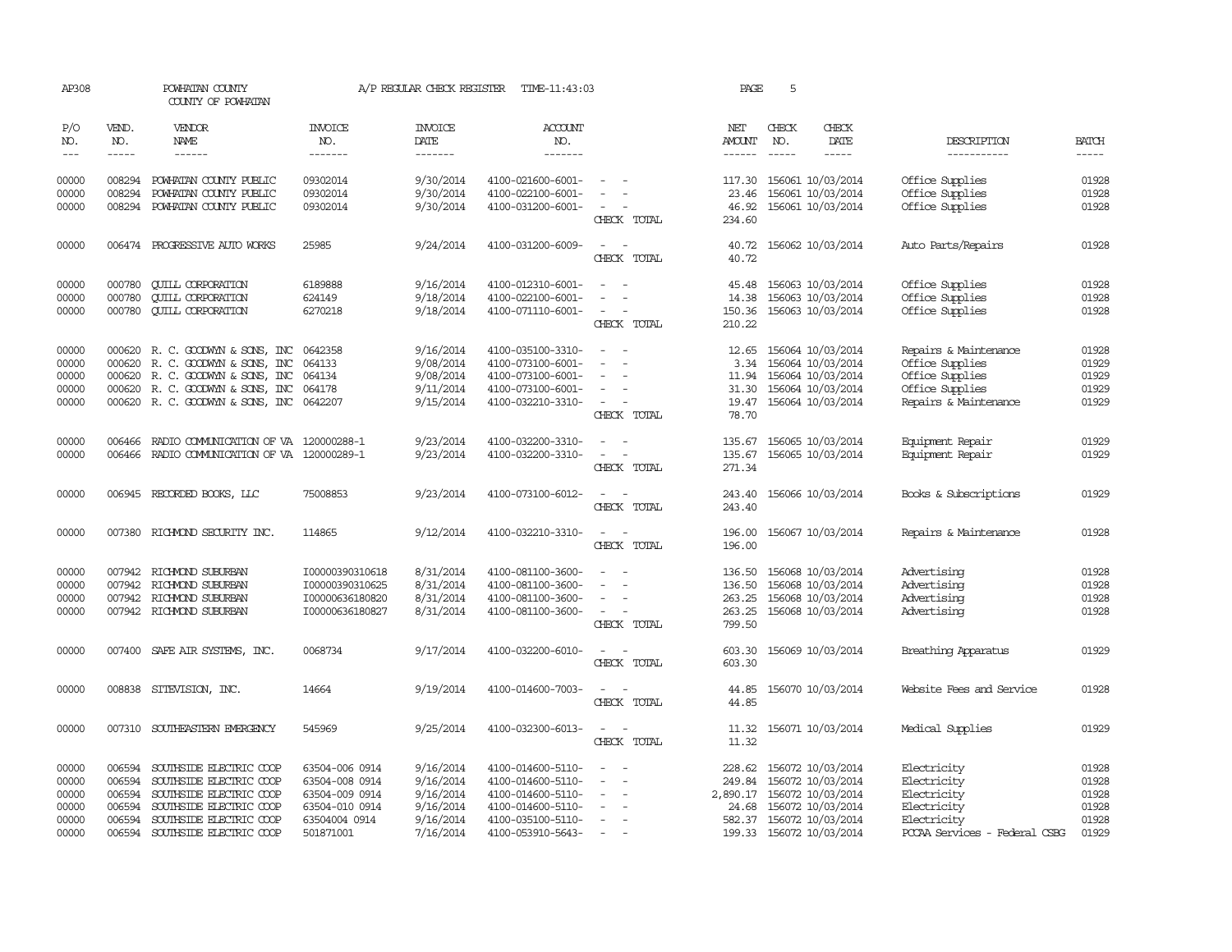AP308 POWHATAN COUNTY A/P REGULAR CHECK REGISTER TIME-11:43:03
COUNTY OF POWHATAN

| P/O NO. | VEND. NO. | VENDOR NAME | INVOICE NO. | INVOICE DATE | ACCOUNT NO. | | NET AMOUNT | CHECK NO. | CHECK DATE | DESCRIPTION | BATCH |
|---|---|---|---|---|---|---|---|---|---|---|---|
| 00000 | 008294 | POWHATAN COUNTY PUBLIC | 09302014 | 9/30/2014 | 4100-021600-6001- | - - | 117.30 | 156061 | 10/03/2014 | Office Supplies | 01928 |
| 00000 | 008294 | POWHATAN COUNTY PUBLIC | 09302014 | 9/30/2014 | 4100-022100-6001- | - - | 23.46 | 156061 | 10/03/2014 | Office Supplies | 01928 |
| 00000 | 008294 | POWHATAN COUNTY PUBLIC | 09302014 | 9/30/2014 | 4100-031200-6001- | - - | 46.92 | 156061 | 10/03/2014 | Office Supplies | 01928 |
| | | | | | | CHECK TOTAL | 234.60 | | | | |
| 00000 | 006474 | PROGRESSIVE AUTO WORKS | 25985 | 9/24/2014 | 4100-031200-6009- | - - | 40.72 | 156062 | 10/03/2014 | Auto Parts/Repairs | 01928 |
| | | | | | | CHECK TOTAL | 40.72 | | | | |
| 00000 | 000780 | QUILL CORPORATION | 6189888 | 9/16/2014 | 4100-012310-6001- | - - | 45.48 | 156063 | 10/03/2014 | Office Supplies | 01928 |
| 00000 | 000780 | QUILL CORPORATION | 624149 | 9/18/2014 | 4100-022100-6001- | - - | 14.38 | 156063 | 10/03/2014 | Office Supplies | 01928 |
| 00000 | 000780 | QUILL CORPORATION | 6270218 | 9/18/2014 | 4100-071110-6001- | - - | 150.36 | 156063 | 10/03/2014 | Office Supplies | 01928 |
| | | | | | | CHECK TOTAL | 210.22 | | | | |
| 00000 | 000620 | R. C. GOODWYN & SONS, INC | 0642358 | 9/16/2014 | 4100-035100-3310- | - - | 12.65 | 156064 | 10/03/2014 | Repairs & Maintenance | 01928 |
| 00000 | 000620 | R. C. GOODWYN & SONS, INC | 064133 | 9/08/2014 | 4100-073100-6001- | - - | 3.34 | 156064 | 10/03/2014 | Office Supplies | 01929 |
| 00000 | 000620 | R. C. GOODWYN & SONS, INC | 064134 | 9/08/2014 | 4100-073100-6001- | - - | 11.94 | 156064 | 10/03/2014 | Office Supplies | 01929 |
| 00000 | 000620 | R. C. GOODWYN & SONS, INC | 064178 | 9/11/2014 | 4100-073100-6001- | - - | 31.30 | 156064 | 10/03/2014 | Office Supplies | 01929 |
| 00000 | 000620 | R. C. GOODWYN & SONS, INC | 0642207 | 9/15/2014 | 4100-032210-3310- | - - | 19.47 | 156064 | 10/03/2014 | Repairs & Maintenance | 01929 |
| | | | | | | CHECK TOTAL | 78.70 | | | | |
| 00000 | 006466 | RADIO COMMUNICATION OF VA | 120000288-1 | 9/23/2014 | 4100-032200-3310- | - - | 135.67 | 156065 | 10/03/2014 | Equipment Repair | 01929 |
| 00000 | 006466 | RADIO COMMUNICATION OF VA | 120000289-1 | 9/23/2014 | 4100-032200-3310- | - - | 135.67 | 156065 | 10/03/2014 | Equipment Repair | 01929 |
| | | | | | | CHECK TOTAL | 271.34 | | | | |
| 00000 | 006945 | RECORDED BOOKS, LLC | 75008853 | 9/23/2014 | 4100-073100-6012- | - - | 243.40 | 156066 | 10/03/2014 | Books & Subscriptions | 01929 |
| | | | | | | CHECK TOTAL | 243.40 | | | | |
| 00000 | 007380 | RICHMOND SECURITY INC. | 114865 | 9/12/2014 | 4100-032210-3310- | - - | 196.00 | 156067 | 10/03/2014 | Repairs & Maintenance | 01928 |
| | | | | | | CHECK TOTAL | 196.00 | | | | |
| 00000 | 007942 | RICHMOND SUBURBAN | I00000390310618 | 8/31/2014 | 4100-081100-3600- | - - | 136.50 | 156068 | 10/03/2014 | Advertising | 01928 |
| 00000 | 007942 | RICHMOND SUBURBAN | I00000390310625 | 8/31/2014 | 4100-081100-3600- | - - | 136.50 | 156068 | 10/03/2014 | Advertising | 01928 |
| 00000 | 007942 | RICHMOND SUBURBAN | I00000636180820 | 8/31/2014 | 4100-081100-3600- | - - | 263.25 | 156068 | 10/03/2014 | Advertising | 01928 |
| 00000 | 007942 | RICHMOND SUBURBAN | I00000636180827 | 8/31/2014 | 4100-081100-3600- | - - | 263.25 | 156068 | 10/03/2014 | Advertising | 01928 |
| | | | | | | CHECK TOTAL | 799.50 | | | | |
| 00000 | 007400 | SAFE AIR SYSTEMS, INC. | 0068734 | 9/17/2014 | 4100-032200-6010- | - - | 603.30 | 156069 | 10/03/2014 | Breathing Apparatus | 01929 |
| | | | | | | CHECK TOTAL | 603.30 | | | | |
| 00000 | 008838 | SITEVISION, INC. | 14664 | 9/19/2014 | 4100-014600-7003- | - - | 44.85 | 156070 | 10/03/2014 | Website Fees and Service | 01928 |
| | | | | | | CHECK TOTAL | 44.85 | | | | |
| 00000 | 007310 | SOUTHEASTERN EMERGENCY | 545969 | 9/25/2014 | 4100-032300-6013- | - - | 11.32 | 156071 | 10/03/2014 | Medical Supplies | 01929 |
| | | | | | | CHECK TOTAL | 11.32 | | | | |
| 00000 | 006594 | SOUTHSIDE ELECTRIC COOP | 63504-006 0914 | 9/16/2014 | 4100-014600-5110- | - - | 228.62 | 156072 | 10/03/2014 | Electricity | 01928 |
| 00000 | 006594 | SOUTHSIDE ELECTRIC COOP | 63504-008 0914 | 9/16/2014 | 4100-014600-5110- | - - | 249.84 | 156072 | 10/03/2014 | Electricity | 01928 |
| 00000 | 006594 | SOUTHSIDE ELECTRIC COOP | 63504-009 0914 | 9/16/2014 | 4100-014600-5110- | - - | 2,890.17 | 156072 | 10/03/2014 | Electricity | 01928 |
| 00000 | 006594 | SOUTHSIDE ELECTRIC COOP | 63504-010 0914 | 9/16/2014 | 4100-014600-5110- | - - | 24.68 | 156072 | 10/03/2014 | Electricity | 01928 |
| 00000 | 006594 | SOUTHSIDE ELECTRIC COOP | 63504004 0914 | 9/16/2014 | 4100-035100-5110- | - - | 582.37 | 156072 | 10/03/2014 | Electricity | 01928 |
| 00000 | 006594 | SOUTHSIDE ELECTRIC COOP | 501871001 | 7/16/2014 | 4100-053910-5643- | - - | 199.33 | 156072 | 10/03/2014 | PCCAA Services - Federal CSBG | 01929 |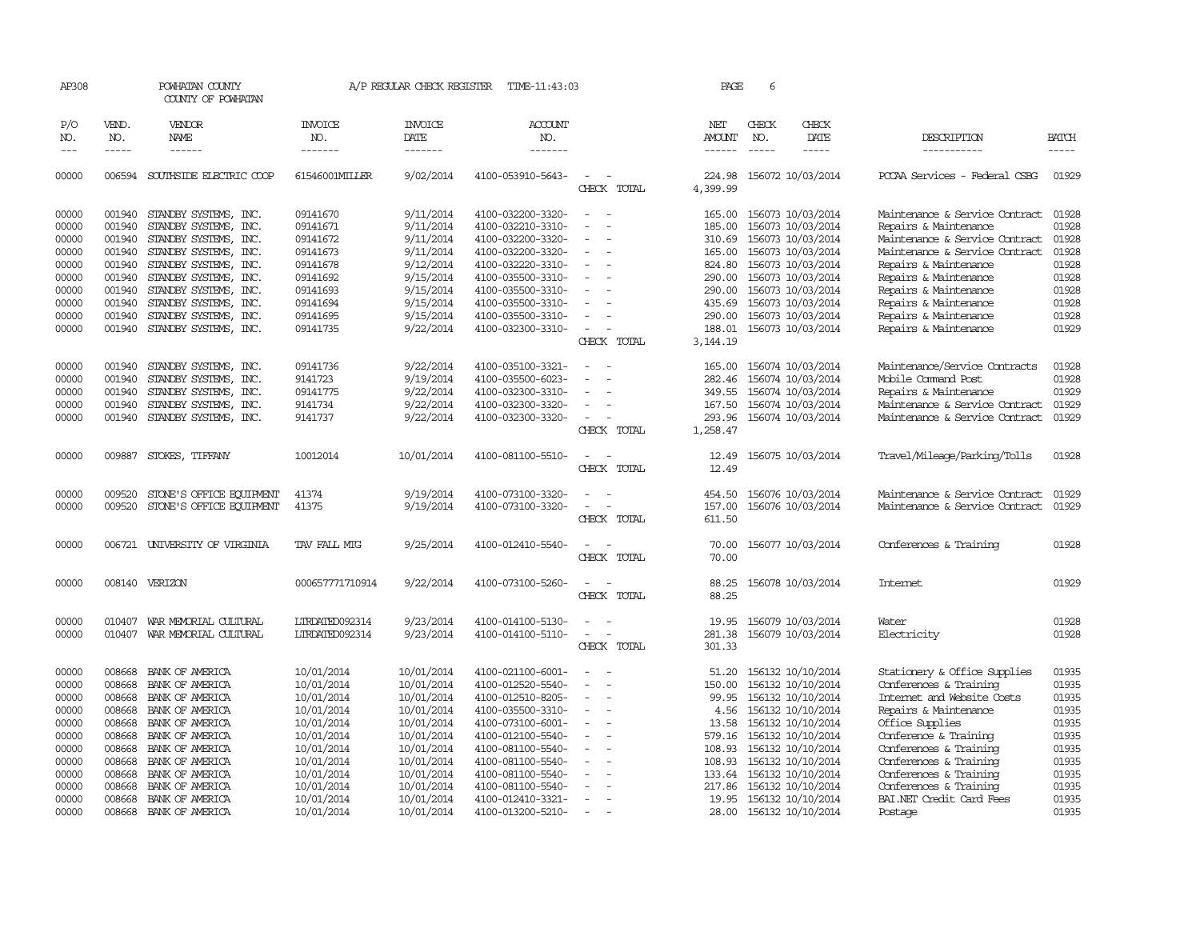AP308 POWHATAN COUNTY A/P REGULAR CHECK REGISTER TIME-11:43:03
COUNTY OF POWHATAN

| P/O NO. | VEND. NO. | VENDOR NAME | INVOICE NO. | INVOICE DATE | ACCOUNT NO. | | NET AMOUNT | CHECK NO. | CHECK DATE | DESCRIPTION | BATCH |
|---|---|---|---|---|---|---|---|---|---|---|---|
| 00000 | 006594 | SOUTHSIDE ELECTRIC COOP | 61546001MILLER | 9/02/2014 | 4100-053910-5643- | - - | 224.98 | 156072 | 10/03/2014 | PCCAA Services - Federal CSBG | 01929 |
| | | | | | | CHECK TOTAL | 4,399.99 | | | | |
| 00000 | 001940 | STANDBY SYSTEMS, INC. | 09141670 | 9/11/2014 | 4100-032200-3320- | - - | 165.00 | 156073 | 10/03/2014 | Maintenance & Service Contract | 01928 |
| 00000 | 001940 | STANDBY SYSTEMS, INC. | 09141671 | 9/11/2014 | 4100-032210-3310- | - - | 185.00 | 156073 | 10/03/2014 | Repairs & Maintenance | 01928 |
| 00000 | 001940 | STANDBY SYSTEMS, INC. | 09141672 | 9/11/2014 | 4100-032200-3320- | - - | 310.69 | 156073 | 10/03/2014 | Maintenance & Service Contract | 01928 |
| 00000 | 001940 | STANDBY SYSTEMS, INC. | 09141673 | 9/11/2014 | 4100-032200-3320- | - - | 165.00 | 156073 | 10/03/2014 | Maintenance & Service Contract | 01928 |
| 00000 | 001940 | STANDBY SYSTEMS, INC. | 09141678 | 9/12/2014 | 4100-032220-3310- | - - | 824.80 | 156073 | 10/03/2014 | Repairs & Maintenance | 01928 |
| 00000 | 001940 | STANDBY SYSTEMS, INC. | 09141692 | 9/15/2014 | 4100-035500-3310- | - - | 290.00 | 156073 | 10/03/2014 | Repairs & Maintenance | 01928 |
| 00000 | 001940 | STANDBY SYSTEMS, INC. | 09141693 | 9/15/2014 | 4100-035500-3310- | - - | 290.00 | 156073 | 10/03/2014 | Repairs & Maintenance | 01928 |
| 00000 | 001940 | STANDBY SYSTEMS, INC. | 09141694 | 9/15/2014 | 4100-035500-3310- | - - | 435.69 | 156073 | 10/03/2014 | Repairs & Maintenance | 01928 |
| 00000 | 001940 | STANDBY SYSTEMS, INC. | 09141695 | 9/15/2014 | 4100-035500-3310- | - - | 290.00 | 156073 | 10/03/2014 | Repairs & Maintenance | 01928 |
| 00000 | 001940 | STANDBY SYSTEMS, INC. | 09141735 | 9/22/2014 | 4100-032300-3310- | - - | 188.01 | 156073 | 10/03/2014 | Repairs & Maintenance | 01929 |
| | | | | | | CHECK TOTAL | 3,144.19 | | | | |
| 00000 | 001940 | STANDBY SYSTEMS, INC. | 09141736 | 9/22/2014 | 4100-035100-3321- | - - | 165.00 | 156074 | 10/03/2014 | Maintenance/Service Contracts | 01928 |
| 00000 | 001940 | STANDBY SYSTEMS, INC. | 9141723 | 9/19/2014 | 4100-035500-6023- | - - | 282.46 | 156074 | 10/03/2014 | Mobile Command Post | 01928 |
| 00000 | 001940 | STANDBY SYSTEMS, INC. | 09141775 | 9/22/2014 | 4100-032300-3310- | - - | 349.55 | 156074 | 10/03/2014 | Repairs & Maintenance | 01929 |
| 00000 | 001940 | STANDBY SYSTEMS, INC. | 9141734 | 9/22/2014 | 4100-032300-3320- | - - | 167.50 | 156074 | 10/03/2014 | Maintenance & Service Contract | 01929 |
| 00000 | 001940 | STANDBY SYSTEMS, INC. | 9141737 | 9/22/2014 | 4100-032300-3320- | - - | 293.96 | 156074 | 10/03/2014 | Maintenance & Service Contract | 01929 |
| | | | | | | CHECK TOTAL | 1,258.47 | | | | |
| 00000 | 009887 | STOKES, TIFFANY | 10012014 | 10/01/2014 | 4100-081100-5510- | - - | 12.49 | 156075 | 10/03/2014 | Travel/Mileage/Parking/Tolls | 01928 |
| | | | | | | CHECK TOTAL | 12.49 | | | | |
| 00000 | 009520 | STONE'S OFFICE EQUIPMENT | 41374 | 9/19/2014 | 4100-073100-3320- | - - | 454.50 | 156076 | 10/03/2014 | Maintenance & Service Contract | 01929 |
| 00000 | 009520 | STONE'S OFFICE EQUIPMENT | 41375 | 9/19/2014 | 4100-073100-3320- | - - | 157.00 | 156076 | 10/03/2014 | Maintenance & Service Contract | 01929 |
| | | | | | | CHECK TOTAL | 611.50 | | | | |
| 00000 | 006721 | UNIVERSITY OF VIRGINIA | TAV FALL MTG | 9/25/2014 | 4100-012410-5540- | - - | 70.00 | 156077 | 10/03/2014 | Conferences & Training | 01928 |
| | | | | | | CHECK TOTAL | 70.00 | | | | |
| 00000 | 008140 | VERIZON | 000657771710914 | 9/22/2014 | 4100-073100-5260- | - - | 88.25 | 156078 | 10/03/2014 | Internet | 01929 |
| | | | | | | CHECK TOTAL | 88.25 | | | | |
| 00000 | 010407 | WAR MEMORIAL CULTURAL | LTRDATED092314 | 9/23/2014 | 4100-014100-5130- | - - | 19.95 | 156079 | 10/03/2014 | Water | 01928 |
| 00000 | 010407 | WAR MEMORIAL CULTURAL | LTRDATED092314 | 9/23/2014 | 4100-014100-5110- | - - | 281.38 | 156079 | 10/03/2014 | Electricity | 01928 |
| | | | | | | CHECK TOTAL | 301.33 | | | | |
| 00000 | 008668 | BANK OF AMERICA | 10/01/2014 | 10/01/2014 | 4100-021100-6001- | - - | 51.20 | 156132 | 10/10/2014 | Stationery & Office Supplies | 01935 |
| 00000 | 008668 | BANK OF AMERICA | 10/01/2014 | 10/01/2014 | 4100-012520-5540- | - - | 150.00 | 156132 | 10/10/2014 | Conferences & Training | 01935 |
| 00000 | 008668 | BANK OF AMERICA | 10/01/2014 | 10/01/2014 | 4100-012510-8205- | - - | 99.95 | 156132 | 10/10/2014 | Internet and Website Costs | 01935 |
| 00000 | 008668 | BANK OF AMERICA | 10/01/2014 | 10/01/2014 | 4100-035500-3310- | - - | 4.56 | 156132 | 10/10/2014 | Repairs & Maintenance | 01935 |
| 00000 | 008668 | BANK OF AMERICA | 10/01/2014 | 10/01/2014 | 4100-073100-6001- | - - | 13.58 | 156132 | 10/10/2014 | Office Supplies | 01935 |
| 00000 | 008668 | BANK OF AMERICA | 10/01/2014 | 10/01/2014 | 4100-012100-5540- | - - | 579.16 | 156132 | 10/10/2014 | Conference & Training | 01935 |
| 00000 | 008668 | BANK OF AMERICA | 10/01/2014 | 10/01/2014 | 4100-081100-5540- | - - | 108.93 | 156132 | 10/10/2014 | Conferences & Training | 01935 |
| 00000 | 008668 | BANK OF AMERICA | 10/01/2014 | 10/01/2014 | 4100-081100-5540- | - - | 108.93 | 156132 | 10/10/2014 | Conferences & Training | 01935 |
| 00000 | 008668 | BANK OF AMERICA | 10/01/2014 | 10/01/2014 | 4100-081100-5540- | - - | 133.64 | 156132 | 10/10/2014 | Conferences & Training | 01935 |
| 00000 | 008668 | BANK OF AMERICA | 10/01/2014 | 10/01/2014 | 4100-081100-5540- | - - | 217.86 | 156132 | 10/10/2014 | Conferences & Training | 01935 |
| 00000 | 008668 | BANK OF AMERICA | 10/01/2014 | 10/01/2014 | 4100-012410-3321- | - - | 19.95 | 156132 | 10/10/2014 | BAI.NET Credit Card Fees | 01935 |
| 00000 | 008668 | BANK OF AMERICA | 10/01/2014 | 10/01/2014 | 4100-013200-5210- | - - | 28.00 | 156132 | 10/10/2014 | Postage | 01935 |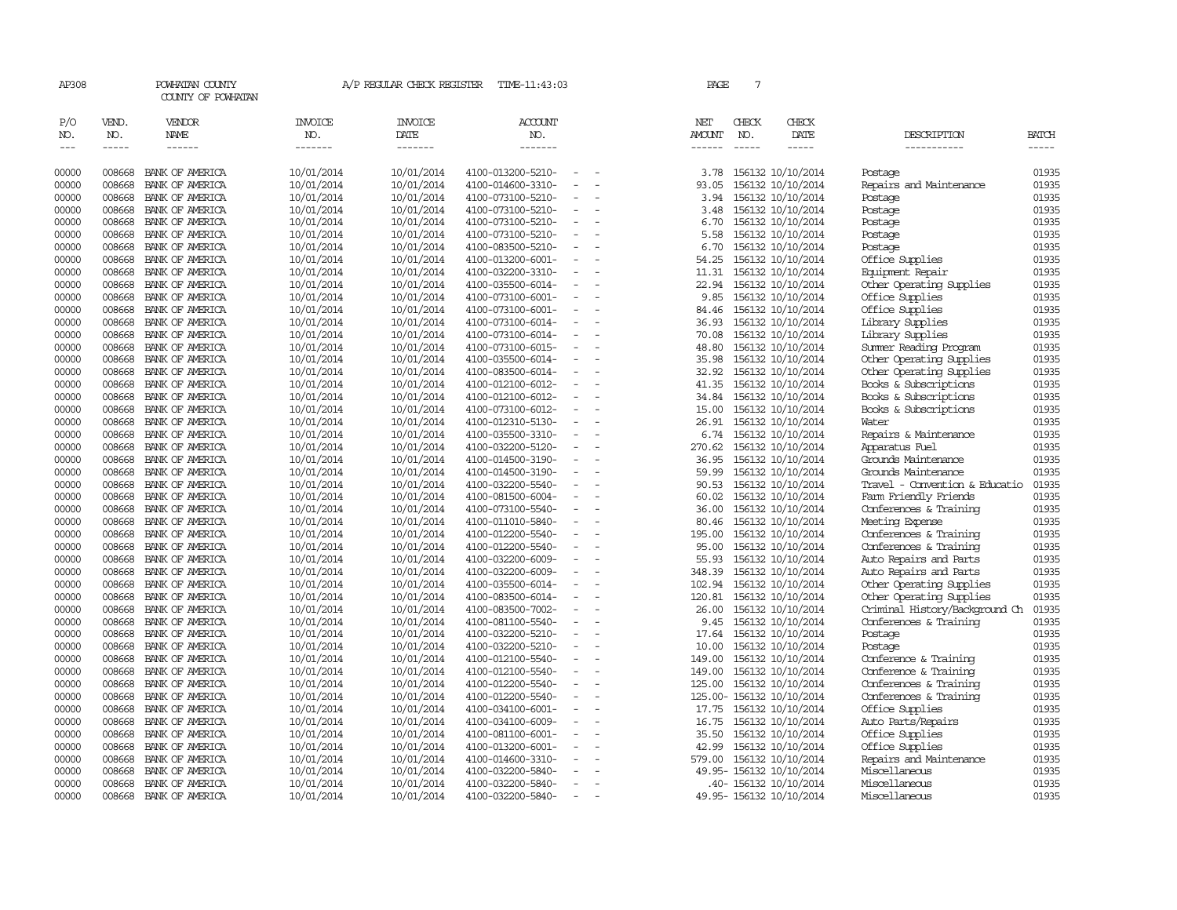AP308 POWHATAN COUNTY A/P REGULAR CHECK REGISTER TIME-11:43:03

COUNTY OF POWHATAN

| P/O NO. | VEND. NO. | VENDOR NAME | INVOICE NO. | INVOICE DATE | ACCOUNT NO. | | NET AMOUNT | CHECK NO. | CHECK DATE | DESCRIPTION | BATCH |
|---|---|---|---|---|---|---|---|---|---|---|---|
| 00000 | 008668 | BANK OF AMERICA | 10/01/2014 | 10/01/2014 | 4100-013200-5210- | - - | 3.78 | 156132 | 10/10/2014 | Postage | 01935 |
| 00000 | 008668 | BANK OF AMERICA | 10/01/2014 | 10/01/2014 | 4100-014600-3310- | - - | 93.05 | 156132 | 10/10/2014 | Repairs and Maintenance | 01935 |
| 00000 | 008668 | BANK OF AMERICA | 10/01/2014 | 10/01/2014 | 4100-073100-5210- | - - | 3.94 | 156132 | 10/10/2014 | Postage | 01935 |
| 00000 | 008668 | BANK OF AMERICA | 10/01/2014 | 10/01/2014 | 4100-073100-5210- | - - | 3.48 | 156132 | 10/10/2014 | Postage | 01935 |
| 00000 | 008668 | BANK OF AMERICA | 10/01/2014 | 10/01/2014 | 4100-073100-5210- | - - | 6.70 | 156132 | 10/10/2014 | Postage | 01935 |
| 00000 | 008668 | BANK OF AMERICA | 10/01/2014 | 10/01/2014 | 4100-073100-5210- | - - | 5.58 | 156132 | 10/10/2014 | Postage | 01935 |
| 00000 | 008668 | BANK OF AMERICA | 10/01/2014 | 10/01/2014 | 4100-083500-5210- | - - | 6.70 | 156132 | 10/10/2014 | Postage | 01935 |
| 00000 | 008668 | BANK OF AMERICA | 10/01/2014 | 10/01/2014 | 4100-013200-6001- | - - | 54.25 | 156132 | 10/10/2014 | Office Supplies | 01935 |
| 00000 | 008668 | BANK OF AMERICA | 10/01/2014 | 10/01/2014 | 4100-032200-3310- | - - | 11.31 | 156132 | 10/10/2014 | Equipment Repair | 01935 |
| 00000 | 008668 | BANK OF AMERICA | 10/01/2014 | 10/01/2014 | 4100-035500-6014- | - - | 22.94 | 156132 | 10/10/2014 | Other Operating Supplies | 01935 |
| 00000 | 008668 | BANK OF AMERICA | 10/01/2014 | 10/01/2014 | 4100-073100-6001- | - - | 9.85 | 156132 | 10/10/2014 | Office Supplies | 01935 |
| 00000 | 008668 | BANK OF AMERICA | 10/01/2014 | 10/01/2014 | 4100-073100-6001- | - - | 84.46 | 156132 | 10/10/2014 | Office Supplies | 01935 |
| 00000 | 008668 | BANK OF AMERICA | 10/01/2014 | 10/01/2014 | 4100-073100-6014- | - - | 36.93 | 156132 | 10/10/2014 | Library Supplies | 01935 |
| 00000 | 008668 | BANK OF AMERICA | 10/01/2014 | 10/01/2014 | 4100-073100-6014- | - - | 70.08 | 156132 | 10/10/2014 | Library Supplies | 01935 |
| 00000 | 008668 | BANK OF AMERICA | 10/01/2014 | 10/01/2014 | 4100-073100-6015- | - - | 48.80 | 156132 | 10/10/2014 | Summer Reading Program | 01935 |
| 00000 | 008668 | BANK OF AMERICA | 10/01/2014 | 10/01/2014 | 4100-035500-6014- | - - | 35.98 | 156132 | 10/10/2014 | Other Operating Supplies | 01935 |
| 00000 | 008668 | BANK OF AMERICA | 10/01/2014 | 10/01/2014 | 4100-083500-6014- | - - | 32.92 | 156132 | 10/10/2014 | Other Operating Supplies | 01935 |
| 00000 | 008668 | BANK OF AMERICA | 10/01/2014 | 10/01/2014 | 4100-012100-6012- | - - | 41.35 | 156132 | 10/10/2014 | Books & Subscriptions | 01935 |
| 00000 | 008668 | BANK OF AMERICA | 10/01/2014 | 10/01/2014 | 4100-012100-6012- | - - | 34.84 | 156132 | 10/10/2014 | Books & Subscriptions | 01935 |
| 00000 | 008668 | BANK OF AMERICA | 10/01/2014 | 10/01/2014 | 4100-073100-6012- | - - | 15.00 | 156132 | 10/10/2014 | Books & Subscriptions | 01935 |
| 00000 | 008668 | BANK OF AMERICA | 10/01/2014 | 10/01/2014 | 4100-012310-5130- | - - | 26.91 | 156132 | 10/10/2014 | Water | 01935 |
| 00000 | 008668 | BANK OF AMERICA | 10/01/2014 | 10/01/2014 | 4100-035500-3310- | - - | 6.74 | 156132 | 10/10/2014 | Repairs & Maintenance | 01935 |
| 00000 | 008668 | BANK OF AMERICA | 10/01/2014 | 10/01/2014 | 4100-032200-5120- | - - | 270.62 | 156132 | 10/10/2014 | Apparatus Fuel | 01935 |
| 00000 | 008668 | BANK OF AMERICA | 10/01/2014 | 10/01/2014 | 4100-014500-3190- | - - | 36.95 | 156132 | 10/10/2014 | Grounds Maintenance | 01935 |
| 00000 | 008668 | BANK OF AMERICA | 10/01/2014 | 10/01/2014 | 4100-014500-3190- | - - | 59.99 | 156132 | 10/10/2014 | Grounds Maintenance | 01935 |
| 00000 | 008668 | BANK OF AMERICA | 10/01/2014 | 10/01/2014 | 4100-032200-5540- | - - | 90.53 | 156132 | 10/10/2014 | Travel - Convention & Educatio | 01935 |
| 00000 | 008668 | BANK OF AMERICA | 10/01/2014 | 10/01/2014 | 4100-081500-6004- | - - | 60.02 | 156132 | 10/10/2014 | Farm Friendly Friends | 01935 |
| 00000 | 008668 | BANK OF AMERICA | 10/01/2014 | 10/01/2014 | 4100-073100-5540- | - - | 36.00 | 156132 | 10/10/2014 | Conferences & Training | 01935 |
| 00000 | 008668 | BANK OF AMERICA | 10/01/2014 | 10/01/2014 | 4100-011010-5840- | - - | 80.46 | 156132 | 10/10/2014 | Meeting Expense | 01935 |
| 00000 | 008668 | BANK OF AMERICA | 10/01/2014 | 10/01/2014 | 4100-012200-5540- | - - | 195.00 | 156132 | 10/10/2014 | Conferences & Training | 01935 |
| 00000 | 008668 | BANK OF AMERICA | 10/01/2014 | 10/01/2014 | 4100-012200-5540- | - - | 95.00 | 156132 | 10/10/2014 | Conferences & Training | 01935 |
| 00000 | 008668 | BANK OF AMERICA | 10/01/2014 | 10/01/2014 | 4100-032200-6009- | - - | 55.93 | 156132 | 10/10/2014 | Auto Repairs and Parts | 01935 |
| 00000 | 008668 | BANK OF AMERICA | 10/01/2014 | 10/01/2014 | 4100-032200-6009- | - - | 348.39 | 156132 | 10/10/2014 | Auto Repairs and Parts | 01935 |
| 00000 | 008668 | BANK OF AMERICA | 10/01/2014 | 10/01/2014 | 4100-035500-6014- | - - | 102.94 | 156132 | 10/10/2014 | Other Operating Supplies | 01935 |
| 00000 | 008668 | BANK OF AMERICA | 10/01/2014 | 10/01/2014 | 4100-083500-6014- | - - | 120.81 | 156132 | 10/10/2014 | Other Operating Supplies | 01935 |
| 00000 | 008668 | BANK OF AMERICA | 10/01/2014 | 10/01/2014 | 4100-083500-7002- | - - | 26.00 | 156132 | 10/10/2014 | Criminal History/Background Ch | 01935 |
| 00000 | 008668 | BANK OF AMERICA | 10/01/2014 | 10/01/2014 | 4100-081100-5540- | - - | 9.45 | 156132 | 10/10/2014 | Conferences & Training | 01935 |
| 00000 | 008668 | BANK OF AMERICA | 10/01/2014 | 10/01/2014 | 4100-032200-5210- | - - | 17.64 | 156132 | 10/10/2014 | Postage | 01935 |
| 00000 | 008668 | BANK OF AMERICA | 10/01/2014 | 10/01/2014 | 4100-032200-5210- | - - | 10.00 | 156132 | 10/10/2014 | Postage | 01935 |
| 00000 | 008668 | BANK OF AMERICA | 10/01/2014 | 10/01/2014 | 4100-012100-5540- | - - | 149.00 | 156132 | 10/10/2014 | Conference & Training | 01935 |
| 00000 | 008668 | BANK OF AMERICA | 10/01/2014 | 10/01/2014 | 4100-012100-5540- | - - | 149.00 | 156132 | 10/10/2014 | Conference & Training | 01935 |
| 00000 | 008668 | BANK OF AMERICA | 10/01/2014 | 10/01/2014 | 4100-012200-5540- | - - | 125.00 | 156132 | 10/10/2014 | Conferences & Training | 01935 |
| 00000 | 008668 | BANK OF AMERICA | 10/01/2014 | 10/01/2014 | 4100-012200-5540- | - - | 125.00- | 156132 | 10/10/2014 | Conferences & Training | 01935 |
| 00000 | 008668 | BANK OF AMERICA | 10/01/2014 | 10/01/2014 | 4100-034100-6001- | - - | 17.75 | 156132 | 10/10/2014 | Office Supplies | 01935 |
| 00000 | 008668 | BANK OF AMERICA | 10/01/2014 | 10/01/2014 | 4100-034100-6009- | - - | 16.75 | 156132 | 10/10/2014 | Auto Parts/Repairs | 01935 |
| 00000 | 008668 | BANK OF AMERICA | 10/01/2014 | 10/01/2014 | 4100-081100-6001- | - - | 35.50 | 156132 | 10/10/2014 | Office Supplies | 01935 |
| 00000 | 008668 | BANK OF AMERICA | 10/01/2014 | 10/01/2014 | 4100-013200-6001- | - - | 42.99 | 156132 | 10/10/2014 | Office Supplies | 01935 |
| 00000 | 008668 | BANK OF AMERICA | 10/01/2014 | 10/01/2014 | 4100-014600-3310- | - - | 579.00 | 156132 | 10/10/2014 | Repairs and Maintenance | 01935 |
| 00000 | 008668 | BANK OF AMERICA | 10/01/2014 | 10/01/2014 | 4100-032200-5840- | - - | 49.95- | 156132 | 10/10/2014 | Miscellaneous | 01935 |
| 00000 | 008668 | BANK OF AMERICA | 10/01/2014 | 10/01/2014 | 4100-032200-5840- | - - | .40- | 156132 | 10/10/2014 | Miscellaneous | 01935 |
| 00000 | 008668 | BANK OF AMERICA | 10/01/2014 | 10/01/2014 | 4100-032200-5840- | - - | 49.95- | 156132 | 10/10/2014 | Miscellaneous | 01935 |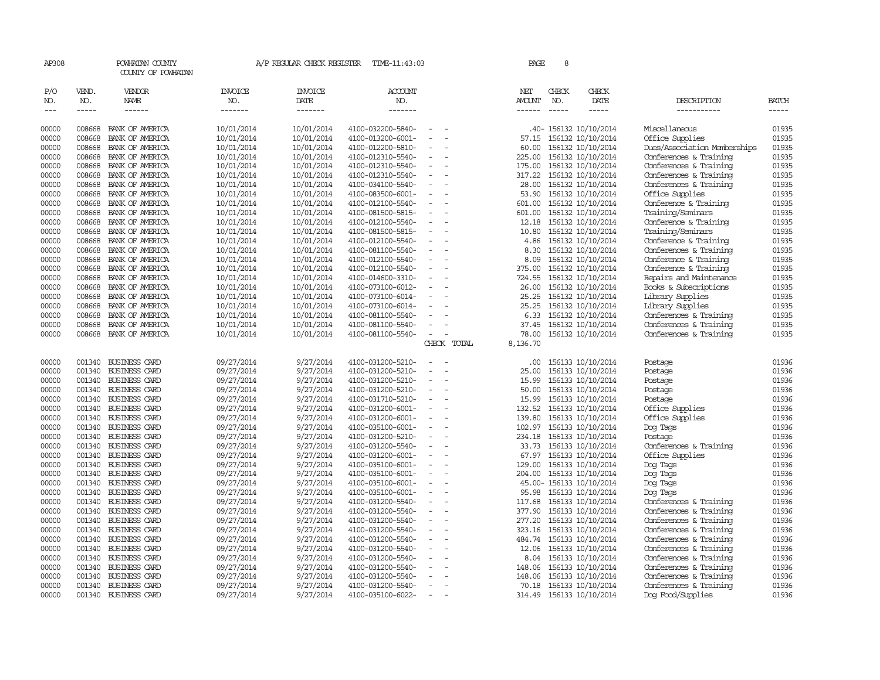AP308 POWHATAN COUNTY A/P REGULAR CHECK REGISTER TIME-11:43:03

COUNTY OF POWHATAN

| P/O NO. | VEND. NO. | VENDOR NAME | INVOICE NO. | INVOICE DATE | ACCOUNT NO. | | NET AMOUNT | CHECK NO. | CHECK DATE | DESCRIPTION | BATCH |
|---|---|---|---|---|---|---|---|---|---|---|---|
| 00000 | 008668 | BANK OF AMERICA | 10/01/2014 | 10/01/2014 | 4100-032200-5840- | - - | .40- | 156132 | 10/10/2014 | Miscellaneous | 01935 |
| 00000 | 008668 | BANK OF AMERICA | 10/01/2014 | 10/01/2014 | 4100-013200-6001- | - - | 57.15 | 156132 | 10/10/2014 | Office Supplies | 01935 |
| 00000 | 008668 | BANK OF AMERICA | 10/01/2014 | 10/01/2014 | 4100-012200-5810- | - - | 60.00 | 156132 | 10/10/2014 | Dues/Association Memberships | 01935 |
| 00000 | 008668 | BANK OF AMERICA | 10/01/2014 | 10/01/2014 | 4100-012310-5540- | - - | 225.00 | 156132 | 10/10/2014 | Conferences & Training | 01935 |
| 00000 | 008668 | BANK OF AMERICA | 10/01/2014 | 10/01/2014 | 4100-012310-5540- | - - | 175.00 | 156132 | 10/10/2014 | Conferences & Training | 01935 |
| 00000 | 008668 | BANK OF AMERICA | 10/01/2014 | 10/01/2014 | 4100-012310-5540- | - - | 317.22 | 156132 | 10/10/2014 | Conferences & Training | 01935 |
| 00000 | 008668 | BANK OF AMERICA | 10/01/2014 | 10/01/2014 | 4100-034100-5540- | - - | 28.00 | 156132 | 10/10/2014 | Conferences & Training | 01935 |
| 00000 | 008668 | BANK OF AMERICA | 10/01/2014 | 10/01/2014 | 4100-083500-6001- | - - | 53.90 | 156132 | 10/10/2014 | Office Supplies | 01935 |
| 00000 | 008668 | BANK OF AMERICA | 10/01/2014 | 10/01/2014 | 4100-012100-5540- | - - | 601.00 | 156132 | 10/10/2014 | Conference & Training | 01935 |
| 00000 | 008668 | BANK OF AMERICA | 10/01/2014 | 10/01/2014 | 4100-081500-5815- | - - | 601.00 | 156132 | 10/10/2014 | Training/Seminars | 01935 |
| 00000 | 008668 | BANK OF AMERICA | 10/01/2014 | 10/01/2014 | 4100-012100-5540- | - - | 12.18 | 156132 | 10/10/2014 | Conference & Training | 01935 |
| 00000 | 008668 | BANK OF AMERICA | 10/01/2014 | 10/01/2014 | 4100-081500-5815- | - - | 10.80 | 156132 | 10/10/2014 | Training/Seminars | 01935 |
| 00000 | 008668 | BANK OF AMERICA | 10/01/2014 | 10/01/2014 | 4100-012100-5540- | - - | 4.86 | 156132 | 10/10/2014 | Conference & Training | 01935 |
| 00000 | 008668 | BANK OF AMERICA | 10/01/2014 | 10/01/2014 | 4100-081100-5540- | - - | 8.30 | 156132 | 10/10/2014 | Conferences & Training | 01935 |
| 00000 | 008668 | BANK OF AMERICA | 10/01/2014 | 10/01/2014 | 4100-012100-5540- | - - | 8.09 | 156132 | 10/10/2014 | Conference & Training | 01935 |
| 00000 | 008668 | BANK OF AMERICA | 10/01/2014 | 10/01/2014 | 4100-012100-5540- | - - | 375.00 | 156132 | 10/10/2014 | Conference & Training | 01935 |
| 00000 | 008668 | BANK OF AMERICA | 10/01/2014 | 10/01/2014 | 4100-014600-3310- | - - | 724.55 | 156132 | 10/10/2014 | Repairs and Maintenance | 01935 |
| 00000 | 008668 | BANK OF AMERICA | 10/01/2014 | 10/01/2014 | 4100-073100-6012- | - - | 26.00 | 156132 | 10/10/2014 | Books & Subscriptions | 01935 |
| 00000 | 008668 | BANK OF AMERICA | 10/01/2014 | 10/01/2014 | 4100-073100-6014- | - - | 25.25 | 156132 | 10/10/2014 | Library Supplies | 01935 |
| 00000 | 008668 | BANK OF AMERICA | 10/01/2014 | 10/01/2014 | 4100-073100-6014- | - - | 25.25 | 156132 | 10/10/2014 | Library Supplies | 01935 |
| 00000 | 008668 | BANK OF AMERICA | 10/01/2014 | 10/01/2014 | 4100-081100-5540- | - - | 6.33 | 156132 | 10/10/2014 | Conferences & Training | 01935 |
| 00000 | 008668 | BANK OF AMERICA | 10/01/2014 | 10/01/2014 | 4100-081100-5540- | - - | 37.45 | 156132 | 10/10/2014 | Conferences & Training | 01935 |
| 00000 | 008668 | BANK OF AMERICA | 10/01/2014 | 10/01/2014 | 4100-081100-5540- | - - | 78.00 | 156132 | 10/10/2014 | Conferences & Training | 01935 |
| | | | | | | CHECK TOTAL | 8,136.70 | | | | |
| 00000 | 001340 | BUSINESS CARD | 09/27/2014 | 9/27/2014 | 4100-031200-5210- | - - | .00 | 156133 | 10/10/2014 | Postage | 01936 |
| 00000 | 001340 | BUSINESS CARD | 09/27/2014 | 9/27/2014 | 4100-031200-5210- | - - | 25.00 | 156133 | 10/10/2014 | Postage | 01936 |
| 00000 | 001340 | BUSINESS CARD | 09/27/2014 | 9/27/2014 | 4100-031200-5210- | - - | 15.99 | 156133 | 10/10/2014 | Postage | 01936 |
| 00000 | 001340 | BUSINESS CARD | 09/27/2014 | 9/27/2014 | 4100-031200-5210- | - - | 50.00 | 156133 | 10/10/2014 | Postage | 01936 |
| 00000 | 001340 | BUSINESS CARD | 09/27/2014 | 9/27/2014 | 4100-031710-5210- | - - | 15.99 | 156133 | 10/10/2014 | Postage | 01936 |
| 00000 | 001340 | BUSINESS CARD | 09/27/2014 | 9/27/2014 | 4100-031200-6001- | - - | 132.52 | 156133 | 10/10/2014 | Office Supplies | 01936 |
| 00000 | 001340 | BUSINESS CARD | 09/27/2014 | 9/27/2014 | 4100-031200-6001- | - - | 139.80 | 156133 | 10/10/2014 | Office Supplies | 01936 |
| 00000 | 001340 | BUSINESS CARD | 09/27/2014 | 9/27/2014 | 4100-035100-6001- | - - | 102.97 | 156133 | 10/10/2014 | Dog Tags | 01936 |
| 00000 | 001340 | BUSINESS CARD | 09/27/2014 | 9/27/2014 | 4100-031200-5210- | - - | 234.18 | 156133 | 10/10/2014 | Postage | 01936 |
| 00000 | 001340 | BUSINESS CARD | 09/27/2014 | 9/27/2014 | 4100-031200-5540- | - - | 33.73 | 156133 | 10/10/2014 | Conferences & Training | 01936 |
| 00000 | 001340 | BUSINESS CARD | 09/27/2014 | 9/27/2014 | 4100-031200-6001- | - - | 67.97 | 156133 | 10/10/2014 | Office Supplies | 01936 |
| 00000 | 001340 | BUSINESS CARD | 09/27/2014 | 9/27/2014 | 4100-035100-6001- | - - | 129.00 | 156133 | 10/10/2014 | Dog Tags | 01936 |
| 00000 | 001340 | BUSINESS CARD | 09/27/2014 | 9/27/2014 | 4100-035100-6001- | - - | 204.00 | 156133 | 10/10/2014 | Dog Tags | 01936 |
| 00000 | 001340 | BUSINESS CARD | 09/27/2014 | 9/27/2014 | 4100-035100-6001- | - - | 45.00- | 156133 | 10/10/2014 | Dog Tags | 01936 |
| 00000 | 001340 | BUSINESS CARD | 09/27/2014 | 9/27/2014 | 4100-035100-6001- | - - | 95.98 | 156133 | 10/10/2014 | Dog Tags | 01936 |
| 00000 | 001340 | BUSINESS CARD | 09/27/2014 | 9/27/2014 | 4100-031200-5540- | - - | 117.68 | 156133 | 10/10/2014 | Conferences & Training | 01936 |
| 00000 | 001340 | BUSINESS CARD | 09/27/2014 | 9/27/2014 | 4100-031200-5540- | - - | 377.90 | 156133 | 10/10/2014 | Conferences & Training | 01936 |
| 00000 | 001340 | BUSINESS CARD | 09/27/2014 | 9/27/2014 | 4100-031200-5540- | - - | 277.20 | 156133 | 10/10/2014 | Conferences & Training | 01936 |
| 00000 | 001340 | BUSINESS CARD | 09/27/2014 | 9/27/2014 | 4100-031200-5540- | - - | 323.16 | 156133 | 10/10/2014 | Conferences & Training | 01936 |
| 00000 | 001340 | BUSINESS CARD | 09/27/2014 | 9/27/2014 | 4100-031200-5540- | - - | 484.74 | 156133 | 10/10/2014 | Conferences & Training | 01936 |
| 00000 | 001340 | BUSINESS CARD | 09/27/2014 | 9/27/2014 | 4100-031200-5540- | - - | 12.06 | 156133 | 10/10/2014 | Conferences & Training | 01936 |
| 00000 | 001340 | BUSINESS CARD | 09/27/2014 | 9/27/2014 | 4100-031200-5540- | - - | 8.04 | 156133 | 10/10/2014 | Conferences & Training | 01936 |
| 00000 | 001340 | BUSINESS CARD | 09/27/2014 | 9/27/2014 | 4100-031200-5540- | - - | 148.06 | 156133 | 10/10/2014 | Conferences & Training | 01936 |
| 00000 | 001340 | BUSINESS CARD | 09/27/2014 | 9/27/2014 | 4100-031200-5540- | - - | 148.06 | 156133 | 10/10/2014 | Conferences & Training | 01936 |
| 00000 | 001340 | BUSINESS CARD | 09/27/2014 | 9/27/2014 | 4100-031200-5540- | - - | 70.18 | 156133 | 10/10/2014 | Conferences & Training | 01936 |
| 00000 | 001340 | BUSINESS CARD | 09/27/2014 | 9/27/2014 | 4100-035100-6022- | - - | 314.49 | 156133 | 10/10/2014 | Dog Food/Supplies | 01936 |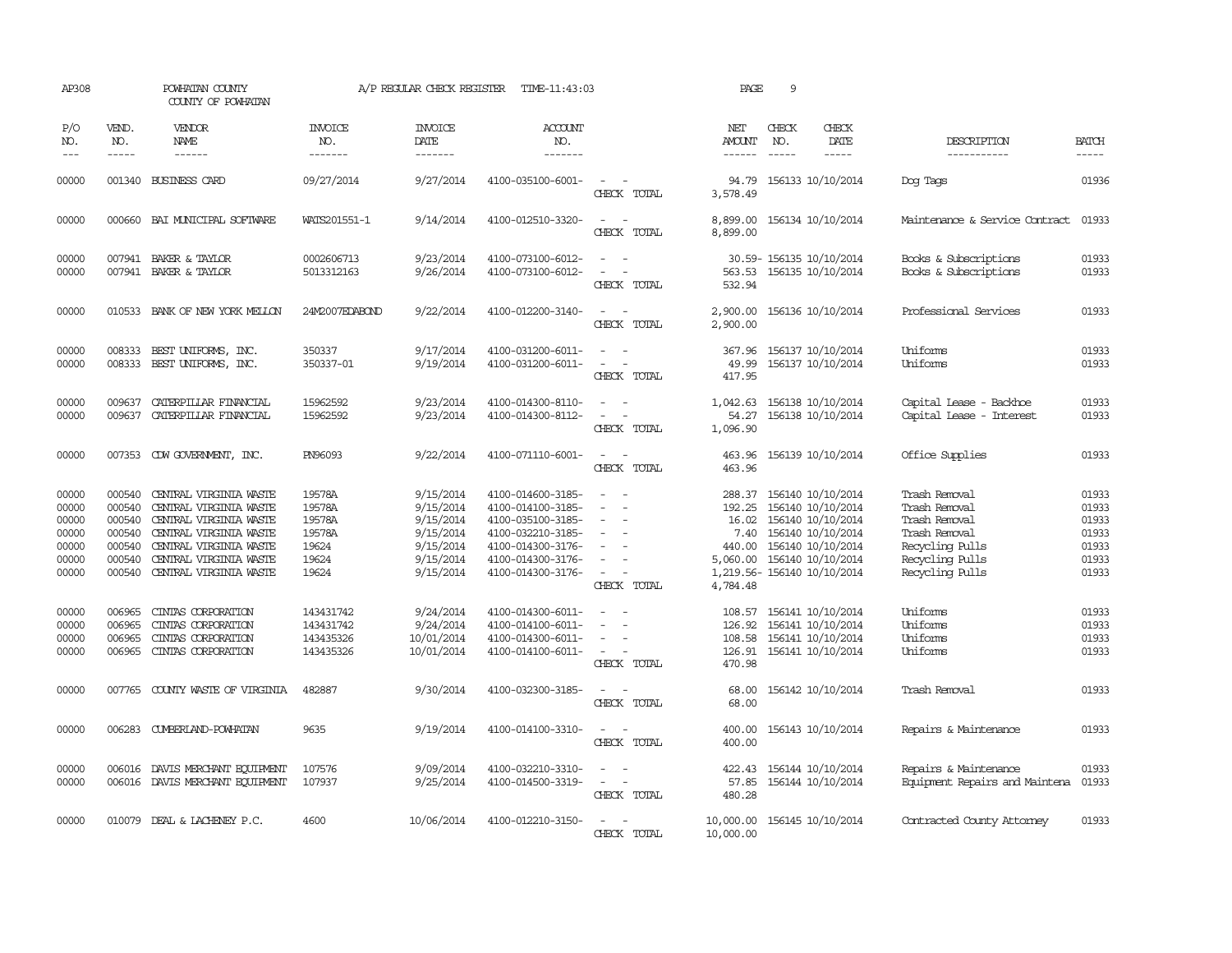AP308 POWHATAN COUNTY A/P REGULAR CHECK REGISTER TIME-11:43:03 PAGE 9

COUNTY OF POWHATAN

| P/O NO. | VEND. NO. | VENDOR NAME | INVOICE NO. | INVOICE DATE | ACCOUNT NO. | | NET AMOUNT | CHECK NO. | CHECK DATE | DESCRIPTION | BATCH |
|---|---|---|---|---|---|---|---|---|---|---|---|
| 00000 | 001340 | BUSINESS CARD | 09/27/2014 | 9/27/2014 | 4100-035100-6001- | - - | 94.79 | 156133 | 10/10/2014 | Dog Tags | 01936 |
| | | | | | | CHECK TOTAL | 3,578.49 | | | | |
| 00000 | 000660 | BAI MUNICIPAL SOFTWARE | WATS201551-1 | 9/14/2014 | 4100-012510-3320- | - - | 8,899.00 | 156134 | 10/10/2014 | Maintenance & Service Contract | 01933 |
| | | | | | | CHECK TOTAL | 8,899.00 | | | | |
| 00000 | 007941 | BAKER & TAYLOR | 0002606713 | 9/23/2014 | 4100-073100-6012- | - - | 30.59- | 156135 | 10/10/2014 | Books & Subscriptions | 01933 |
| 00000 | 007941 | BAKER & TAYLOR | 5013312163 | 9/26/2014 | 4100-073100-6012- | - - | 563.53 | 156135 | 10/10/2014 | Books & Subscriptions | 01933 |
| | | | | | | CHECK TOTAL | 532.94 | | | | |
| 00000 | 010533 | BANK OF NEW YORK MELLON | 24M2007EDABOND | 9/22/2014 | 4100-012200-3140- | - - | 2,900.00 | 156136 | 10/10/2014 | Professional Services | 01933 |
| | | | | | | CHECK TOTAL | 2,900.00 | | | | |
| 00000 | 008333 | BEST UNIFORMS, INC. | 350337 | 9/17/2014 | 4100-031200-6011- | - - | 367.96 | 156137 | 10/10/2014 | Uniforms | 01933 |
| 00000 | 008333 | BEST UNIFORMS, INC. | 350337-01 | 9/19/2014 | 4100-031200-6011- | - - | 49.99 | 156137 | 10/10/2014 | Uniforms | 01933 |
| | | | | | | CHECK TOTAL | 417.95 | | | | |
| 00000 | 009637 | CATERPILLAR FINANCIAL | 15962592 | 9/23/2014 | 4100-014300-8110- | - - | 1,042.63 | 156138 | 10/10/2014 | Capital Lease - Backhoe | 01933 |
| 00000 | 009637 | CATERPILLAR FINANCIAL | 15962592 | 9/23/2014 | 4100-014300-8112- | - - | 54.27 | 156138 | 10/10/2014 | Capital Lease - Interest | 01933 |
| | | | | | | CHECK TOTAL | 1,096.90 | | | | |
| 00000 | 007353 | CDW GOVERNMENT, INC. | PN96093 | 9/22/2014 | 4100-071110-6001- | - - | 463.96 | 156139 | 10/10/2014 | Office Supplies | 01933 |
| | | | | | | CHECK TOTAL | 463.96 | | | | |
| 00000 | 000540 | CENTRAL VIRGINIA WASTE | 19578A | 9/15/2014 | 4100-014600-3185- | - - | 288.37 | 156140 | 10/10/2014 | Trash Removal | 01933 |
| 00000 | 000540 | CENTRAL VIRGINIA WASTE | 19578A | 9/15/2014 | 4100-014100-3185- | - - | 192.25 | 156140 | 10/10/2014 | Trash Removal | 01933 |
| 00000 | 000540 | CENTRAL VIRGINIA WASTE | 19578A | 9/15/2014 | 4100-035100-3185- | - - | 16.02 | 156140 | 10/10/2014 | Trash Removal | 01933 |
| 00000 | 000540 | CENTRAL VIRGINIA WASTE | 19578A | 9/15/2014 | 4100-032210-3185- | - - | 7.40 | 156140 | 10/10/2014 | Trash Removal | 01933 |
| 00000 | 000540 | CENTRAL VIRGINIA WASTE | 19624 | 9/15/2014 | 4100-014300-3176- | - - | 440.00 | 156140 | 10/10/2014 | Recycling Pulls | 01933 |
| 00000 | 000540 | CENTRAL VIRGINIA WASTE | 19624 | 9/15/2014 | 4100-014300-3176- | - - | 5,060.00 | 156140 | 10/10/2014 | Recycling Pulls | 01933 |
| 00000 | 000540 | CENTRAL VIRGINIA WASTE | 19624 | 9/15/2014 | 4100-014300-3176- | - - | 1,219.56- | 156140 | 10/10/2014 | Recycling Pulls | 01933 |
| | | | | | | CHECK TOTAL | 4,784.48 | | | | |
| 00000 | 006965 | CINTAS CORPORATION | 143431742 | 9/24/2014 | 4100-014300-6011- | - - | 108.57 | 156141 | 10/10/2014 | Uniforms | 01933 |
| 00000 | 006965 | CINTAS CORPORATION | 143431742 | 9/24/2014 | 4100-014100-6011- | - - | 126.92 | 156141 | 10/10/2014 | Uniforms | 01933 |
| 00000 | 006965 | CINTAS CORPORATION | 143435326 | 10/01/2014 | 4100-014300-6011- | - - | 108.58 | 156141 | 10/10/2014 | Uniforms | 01933 |
| 00000 | 006965 | CINTAS CORPORATION | 143435326 | 10/01/2014 | 4100-014100-6011- | - - | 126.91 | 156141 | 10/10/2014 | Uniforms | 01933 |
| | | | | | | CHECK TOTAL | 470.98 | | | | |
| 00000 | 007765 | COUNTY WASTE OF VIRGINIA | 482887 | 9/30/2014 | 4100-032300-3185- | - - | 68.00 | 156142 | 10/10/2014 | Trash Removal | 01933 |
| | | | | | | CHECK TOTAL | 68.00 | | | | |
| 00000 | 006283 | CUMBERLAND-POWHATAN | 9635 | 9/19/2014 | 4100-014100-3310- | - - | 400.00 | 156143 | 10/10/2014 | Repairs & Maintenance | 01933 |
| | | | | | | CHECK TOTAL | 400.00 | | | | |
| 00000 | 006016 | DAVIS MERCHANT EQUIPMENT | 107576 | 9/09/2014 | 4100-032210-3310- | - - | 422.43 | 156144 | 10/10/2014 | Repairs & Maintenance | 01933 |
| 00000 | 006016 | DAVIS MERCHANT EQUIPMENT | 107937 | 9/25/2014 | 4100-014500-3319- | - - | 57.85 | 156144 | 10/10/2014 | Equipment Repairs and Maintena | 01933 |
| | | | | | | CHECK TOTAL | 480.28 | | | | |
| 00000 | 010079 | DEAL & LACHENEY P.C. | 4600 | 10/06/2014 | 4100-012210-3150- | - - | 10,000.00 | 156145 | 10/10/2014 | Contracted County Attorney | 01933 |
| | | | | | | CHECK TOTAL | 10,000.00 | | | | |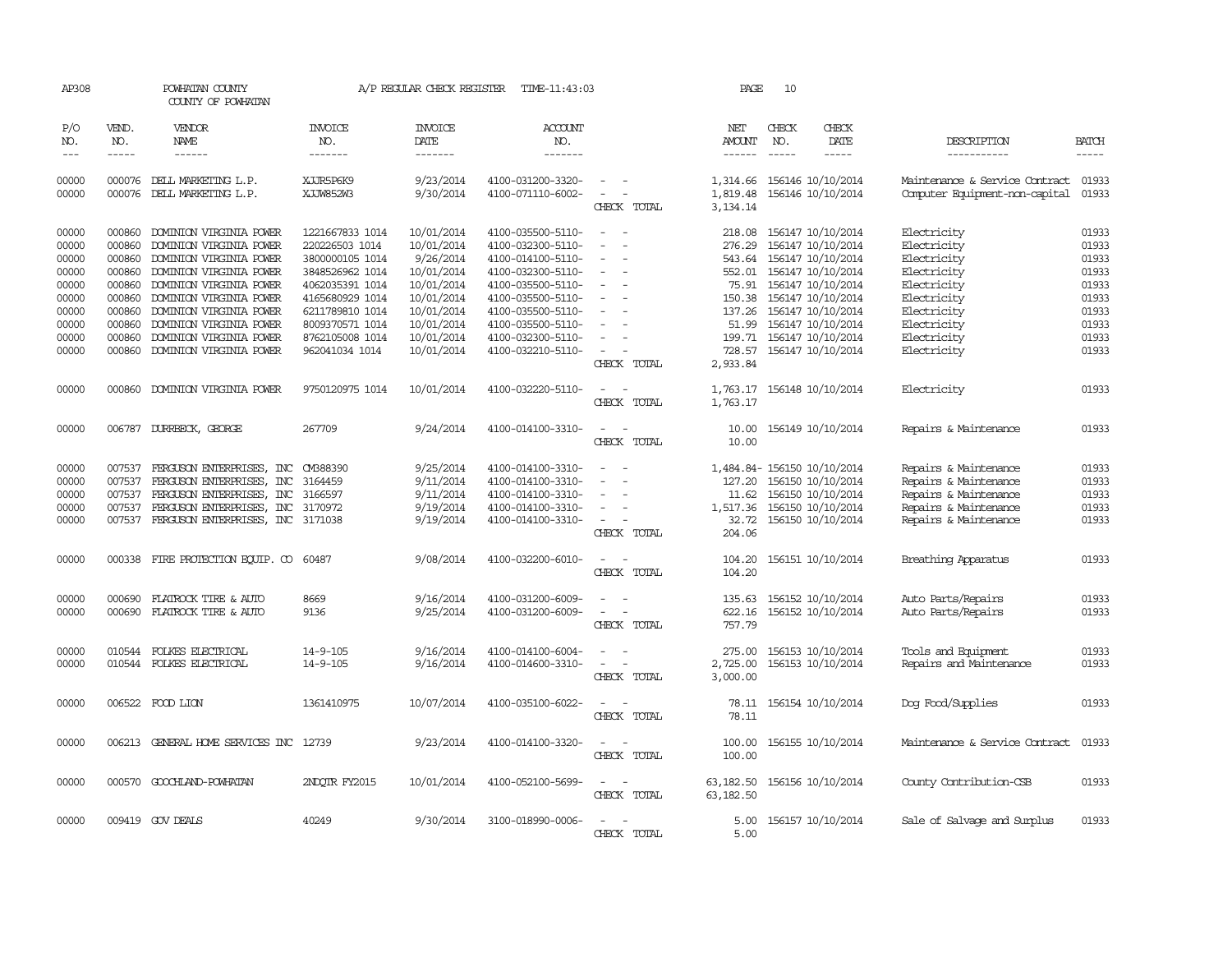AP308 POWHATAN COUNTY A/P REGULAR CHECK REGISTER TIME-11:43:03 PAGE 10

COUNTY OF POWHATAN

| P/O NO. | VEND. NO. | VENDOR NAME | INVOICE NO. | INVOICE DATE | ACCOUNT NO. | | NET AMOUNT | CHECK NO. | CHECK DATE | DESCRIPTION | BATCH |
|---|---|---|---|---|---|---|---|---|---|---|---|
| 00000 | 000076 | DELL MARKETING L.P. | XJJR5P6K9 | 9/23/2014 | 4100-031200-3320- | - - | 1,314.66 | 156146 | 10/10/2014 | Maintenance & Service Contract | 01933 |
| 00000 | 000076 | DELL MARKETING L.P. | XJJW852W3 | 9/30/2014 | 4100-071110-6002- | - - | 1,819.48 | 156146 | 10/10/2014 | Computer Equipment-non-capital | 01933 |
| | | | | | | CHECK TOTAL | 3,134.14 | | | | |
| 00000 | 000860 | DOMINION VIRGINIA POWER | 1221667833 1014 | 10/01/2014 | 4100-035500-5110- | - - | 218.08 | 156147 | 10/10/2014 | Electricity | 01933 |
| 00000 | 000860 | DOMINION VIRGINIA POWER | 220226503 1014 | 10/01/2014 | 4100-032300-5110- | - - | 276.29 | 156147 | 10/10/2014 | Electricity | 01933 |
| 00000 | 000860 | DOMINION VIRGINIA POWER | 3800000105 1014 | 9/26/2014 | 4100-014100-5110- | - - | 543.64 | 156147 | 10/10/2014 | Electricity | 01933 |
| 00000 | 000860 | DOMINION VIRGINIA POWER | 3848526962 1014 | 10/01/2014 | 4100-032300-5110- | - - | 552.01 | 156147 | 10/10/2014 | Electricity | 01933 |
| 00000 | 000860 | DOMINION VIRGINIA POWER | 4062035391 1014 | 10/01/2014 | 4100-035500-5110- | - - | 75.91 | 156147 | 10/10/2014 | Electricity | 01933 |
| 00000 | 000860 | DOMINION VIRGINIA POWER | 4165680929 1014 | 10/01/2014 | 4100-035500-5110- | - - | 150.38 | 156147 | 10/10/2014 | Electricity | 01933 |
| 00000 | 000860 | DOMINION VIRGINIA POWER | 6211789810 1014 | 10/01/2014 | 4100-035500-5110- | - - | 137.26 | 156147 | 10/10/2014 | Electricity | 01933 |
| 00000 | 000860 | DOMINION VIRGINIA POWER | 8009370571 1014 | 10/01/2014 | 4100-035500-5110- | - - | 51.99 | 156147 | 10/10/2014 | Electricity | 01933 |
| 00000 | 000860 | DOMINION VIRGINIA POWER | 8762105008 1014 | 10/01/2014 | 4100-032300-5110- | - - | 199.71 | 156147 | 10/10/2014 | Electricity | 01933 |
| 00000 | 000860 | DOMINION VIRGINIA POWER | 962041034 1014 | 10/01/2014 | 4100-032210-5110- | - - | 728.57 | 156147 | 10/10/2014 | Electricity | 01933 |
| | | | | | | CHECK TOTAL | 2,933.84 | | | | |
| 00000 | 000860 | DOMINION VIRGINIA POWER | 9750120975 1014 | 10/01/2014 | 4100-032220-5110- | - - | 1,763.17 | 156148 | 10/10/2014 | Electricity | 01933 |
| | | | | | | CHECK TOTAL | 1,763.17 | | | | |
| 00000 | 006787 | DURRBECK, GEORGE | 267709 | 9/24/2014 | 4100-014100-3310- | - - | 10.00 | 156149 | 10/10/2014 | Repairs & Maintenance | 01933 |
| | | | | | | CHECK TOTAL | 10.00 | | | | |
| 00000 | 007537 | FERGUSON ENTERPRISES, INC | CM388390 | 9/25/2014 | 4100-014100-3310- | - - | 1,484.84- | 156150 | 10/10/2014 | Repairs & Maintenance | 01933 |
| 00000 | 007537 | FERGUSON ENTERPRISES, INC | 3164459 | 9/11/2014 | 4100-014100-3310- | - - | 127.20 | 156150 | 10/10/2014 | Repairs & Maintenance | 01933 |
| 00000 | 007537 | FERGUSON ENTERPRISES, INC | 3166597 | 9/11/2014 | 4100-014100-3310- | - - | 11.62 | 156150 | 10/10/2014 | Repairs & Maintenance | 01933 |
| 00000 | 007537 | FERGUSON ENTERPRISES, INC | 3170972 | 9/19/2014 | 4100-014100-3310- | - - | 1,517.36 | 156150 | 10/10/2014 | Repairs & Maintenance | 01933 |
| 00000 | 007537 | FERGUSON ENTERPRISES, INC | 3171038 | 9/19/2014 | 4100-014100-3310- | - - | 32.72 | 156150 | 10/10/2014 | Repairs & Maintenance | 01933 |
| | | | | | | CHECK TOTAL | 204.06 | | | | |
| 00000 | 000338 | FIRE PROTECTION EQUIP. CO | 60487 | 9/08/2014 | 4100-032200-6010- | - - | 104.20 | 156151 | 10/10/2014 | Breathing Apparatus | 01933 |
| | | | | | | CHECK TOTAL | 104.20 | | | | |
| 00000 | 000690 | FLATROCK TIRE & AUTO | 8669 | 9/16/2014 | 4100-031200-6009- | - - | 135.63 | 156152 | 10/10/2014 | Auto Parts/Repairs | 01933 |
| 00000 | 000690 | FLATROCK TIRE & AUTO | 9136 | 9/25/2014 | 4100-031200-6009- | - - | 622.16 | 156152 | 10/10/2014 | Auto Parts/Repairs | 01933 |
| | | | | | | CHECK TOTAL | 757.79 | | | | |
| 00000 | 010544 | FOLKES ELECTRICAL | 14-9-105 | 9/16/2014 | 4100-014100-6004- | - - | 275.00 | 156153 | 10/10/2014 | Tools and Equipment | 01933 |
| 00000 | 010544 | FOLKES ELECTRICAL | 14-9-105 | 9/16/2014 | 4100-014600-3310- | - - | 2,725.00 | 156153 | 10/10/2014 | Repairs and Maintenance | 01933 |
| | | | | | | CHECK TOTAL | 3,000.00 | | | | |
| 00000 | 006522 | FOOD LION | 1361410975 | 10/07/2014 | 4100-035100-6022- | - - | 78.11 | 156154 | 10/10/2014 | Dog Food/Supplies | 01933 |
| | | | | | | CHECK TOTAL | 78.11 | | | | |
| 00000 | 006213 | GENERAL HOME SERVICES INC | 12739 | 9/23/2014 | 4100-014100-3320- | - - | 100.00 | 156155 | 10/10/2014 | Maintenance & Service Contract | 01933 |
| | | | | | | CHECK TOTAL | 100.00 | | | | |
| 00000 | 000570 | GOOCHLAND-POWHATAN | 2NDQTR FY2015 | 10/01/2014 | 4100-052100-5699- | - - | 63,182.50 | 156156 | 10/10/2014 | County Contribution-CSB | 01933 |
| | | | | | | CHECK TOTAL | 63,182.50 | | | | |
| 00000 | 009419 | GOV DEALS | 40249 | 9/30/2014 | 3100-018990-0006- | - - | 5.00 | 156157 | 10/10/2014 | Sale of Salvage and Surplus | 01933 |
| | | | | | | CHECK TOTAL | 5.00 | | | | |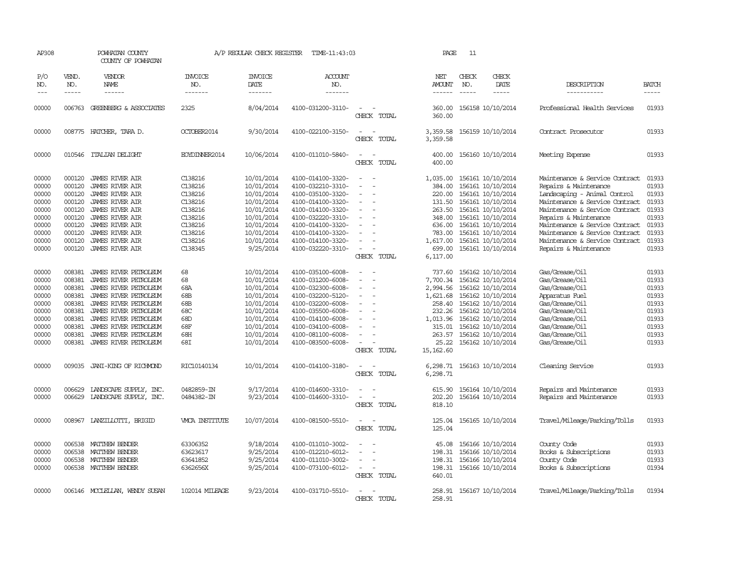AP308 POWHATAN COUNTY A/P REGULAR CHECK REGISTER TIME-11:43:03 PAGE 11

COUNTY OF POWHATAN

| P/O NO. | VEND. NO. | VENDOR NAME | INVOICE NO. | INVOICE DATE | ACCOUNT NO. | | NET AMOUNT | CHECK NO. | CHECK DATE | DESCRIPTION | BATCH |
|---|---|---|---|---|---|---|---|---|---|---|---|
| --- | ----- | ------ | ------- | ------- | ------- | | ------ | ----- | ----- | ----------- | ----- |
| 00000 | 006763 | GREENBERG & ASSOCIATES | 2325 | 8/04/2014 | 4100-031200-3110- | - - | 360.00 | 156158 | 10/10/2014 | Professional Health Services | 01933 |
| | | | | | | CHECK TOTAL | 360.00 | | | | |
| 00000 | 008775 | HATCHER, TARA D. | OCTOBER2014 | 9/30/2014 | 4100-022100-3150- | - - | 3,359.58 | 156159 | 10/10/2014 | Contract Prosecutor | 01933 |
| | | | | | | CHECK TOTAL | 3,359.58 | | | | |
| 00000 | 010546 | ITALIAN DELIGHT | BOYDINNER2014 | 10/06/2014 | 4100-011010-5840- | - - | 400.00 | 156160 | 10/10/2014 | Meeting Expense | 01933 |
| | | | | | | CHECK TOTAL | 400.00 | | | | |
| 00000 | 000120 | JAMES RIVER AIR | C138216 | 10/01/2014 | 4100-014100-3320- | - - | 1,035.00 | 156161 | 10/10/2014 | Maintenance & Service Contract | 01933 |
| 00000 | 000120 | JAMES RIVER AIR | C138216 | 10/01/2014 | 4100-032210-3310- | - - | 384.00 | 156161 | 10/10/2014 | Repairs & Maintenance | 01933 |
| 00000 | 000120 | JAMES RIVER AIR | C138216 | 10/01/2014 | 4100-035100-3320- | - - | 220.00 | 156161 | 10/10/2014 | Landscaping - Animal Control | 01933 |
| 00000 | 000120 | JAMES RIVER AIR | C138216 | 10/01/2014 | 4100-014100-3320- | - - | 131.50 | 156161 | 10/10/2014 | Maintenance & Service Contract | 01933 |
| 00000 | 000120 | JAMES RIVER AIR | C138216 | 10/01/2014 | 4100-014100-3320- | - - | 263.50 | 156161 | 10/10/2014 | Maintenance & Service Contract | 01933 |
| 00000 | 000120 | JAMES RIVER AIR | C138216 | 10/01/2014 | 4100-032220-3310- | - - | 348.00 | 156161 | 10/10/2014 | Repairs & Maintenance | 01933 |
| 00000 | 000120 | JAMES RIVER AIR | C138216 | 10/01/2014 | 4100-014100-3320- | - - | 636.00 | 156161 | 10/10/2014 | Maintenance & Service Contract | 01933 |
| 00000 | 000120 | JAMES RIVER AIR | C138216 | 10/01/2014 | 4100-014100-3320- | - - | 783.00 | 156161 | 10/10/2014 | Maintenance & Service Contract | 01933 |
| 00000 | 000120 | JAMES RIVER AIR | C138216 | 10/01/2014 | 4100-014100-3320- | - - | 1,617.00 | 156161 | 10/10/2014 | Maintenance & Service Contract | 01933 |
| 00000 | 000120 | JAMES RIVER AIR | C138345 | 9/25/2014 | 4100-032220-3310- | - - | 699.00 | 156161 | 10/10/2014 | Repairs & Maintenance | 01933 |
| | | | | | | CHECK TOTAL | 6,117.00 | | | | |
| 00000 | 008381 | JAMES RIVER PETROLEUM | 68 | 10/01/2014 | 4100-035100-6008- | - - | 737.60 | 156162 | 10/10/2014 | Gas/Grease/Oil | 01933 |
| 00000 | 008381 | JAMES RIVER PETROLEUM | 68 | 10/01/2014 | 4100-031200-6008- | - - | 7,700.34 | 156162 | 10/10/2014 | Gas/Grease/Oil | 01933 |
| 00000 | 008381 | JAMES RIVER PETROLEUM | 68A | 10/01/2014 | 4100-032300-6008- | - - | 2,994.56 | 156162 | 10/10/2014 | Gas/Grease/Oil | 01933 |
| 00000 | 008381 | JAMES RIVER PETROLEUM | 68B | 10/01/2014 | 4100-032200-5120- | - - | 1,621.68 | 156162 | 10/10/2014 | Apparatus Fuel | 01933 |
| 00000 | 008381 | JAMES RIVER PETROLEUM | 68B | 10/01/2014 | 4100-032200-6008- | - - | 258.40 | 156162 | 10/10/2014 | Gas/Grease/Oil | 01933 |
| 00000 | 008381 | JAMES RIVER PETROLEUM | 68C | 10/01/2014 | 4100-035500-6008- | - - | 232.26 | 156162 | 10/10/2014 | Gas/Grease/Oil | 01933 |
| 00000 | 008381 | JAMES RIVER PETROLEUM | 68D | 10/01/2014 | 4100-014100-6008- | - - | 1,013.96 | 156162 | 10/10/2014 | Gas/Grease/Oil | 01933 |
| 00000 | 008381 | JAMES RIVER PETROLEUM | 68F | 10/01/2014 | 4100-034100-6008- | - - | 315.01 | 156162 | 10/10/2014 | Gas/Grease/Oil | 01933 |
| 00000 | 008381 | JAMES RIVER PETROLEUM | 68H | 10/01/2014 | 4100-081100-6008- | - - | 263.57 | 156162 | 10/10/2014 | Gas/Grease/Oil | 01933 |
| 00000 | 008381 | JAMES RIVER PETROLEUM | 68I | 10/01/2014 | 4100-083500-6008- | - - | 25.22 | 156162 | 10/10/2014 | Gas/Grease/Oil | 01933 |
| | | | | | | CHECK TOTAL | 15,162.60 | | | | |
| 00000 | 009035 | JANI-KING OF RICHMOND | RIC10140134 | 10/01/2014 | 4100-014100-3180- | - - | 6,298.71 | 156163 | 10/10/2014 | Cleaning Service | 01933 |
| | | | | | | CHECK TOTAL | 6,298.71 | | | | |
| 00000 | 006629 | LANDSCAPE SUPPLY, INC. | 0482859-IN | 9/17/2014 | 4100-014600-3310- | - - | 615.90 | 156164 | 10/10/2014 | Repairs and Maintenance | 01933 |
| 00000 | 006629 | LANDSCAPE SUPPLY, INC. | 0484382-IN | 9/23/2014 | 4100-014600-3310- | - - | 202.20 | 156164 | 10/10/2014 | Repairs and Maintenance | 01933 |
| | | | | | | CHECK TOTAL | 818.10 | | | | |
| 00000 | 008967 | LANZILLOTTI, BRIGID | VMCA INSTITUTE | 10/07/2014 | 4100-081500-5510- | - - | 125.04 | 156165 | 10/10/2014 | Travel/Mileage/Parking/Tolls | 01933 |
| | | | | | | CHECK TOTAL | 125.04 | | | | |
| 00000 | 006538 | MATTHEW BENDER | 63306352 | 9/18/2014 | 4100-011010-3002- | - - | 45.08 | 156166 | 10/10/2014 | County Code | 01933 |
| 00000 | 006538 | MATTHEW BENDER | 63623617 | 9/25/2014 | 4100-012210-6012- | - - | 198.31 | 156166 | 10/10/2014 | Books & Subscriptions | 01933 |
| 00000 | 006538 | MATTHEW BENDER | 63641852 | 9/25/2014 | 4100-011010-3002- | - - | 198.31 | 156166 | 10/10/2014 | County Code | 01933 |
| 00000 | 006538 | MATTHEW BENDER | 6362656X | 9/25/2014 | 4100-073100-6012- | - - | 198.31 | 156166 | 10/10/2014 | Books & Subscriptions | 01934 |
| | | | | | | CHECK TOTAL | 640.01 | | | | |
| 00000 | 006146 | MCCLELLAN, WENDY SUSAN | 102014 MILEAGE | 9/23/2014 | 4100-031710-5510- | - - | 258.91 | 156167 | 10/10/2014 | Travel/Mileage/Parking/Tolls | 01934 |
| | | | | | | CHECK TOTAL | 258.91 | | | | |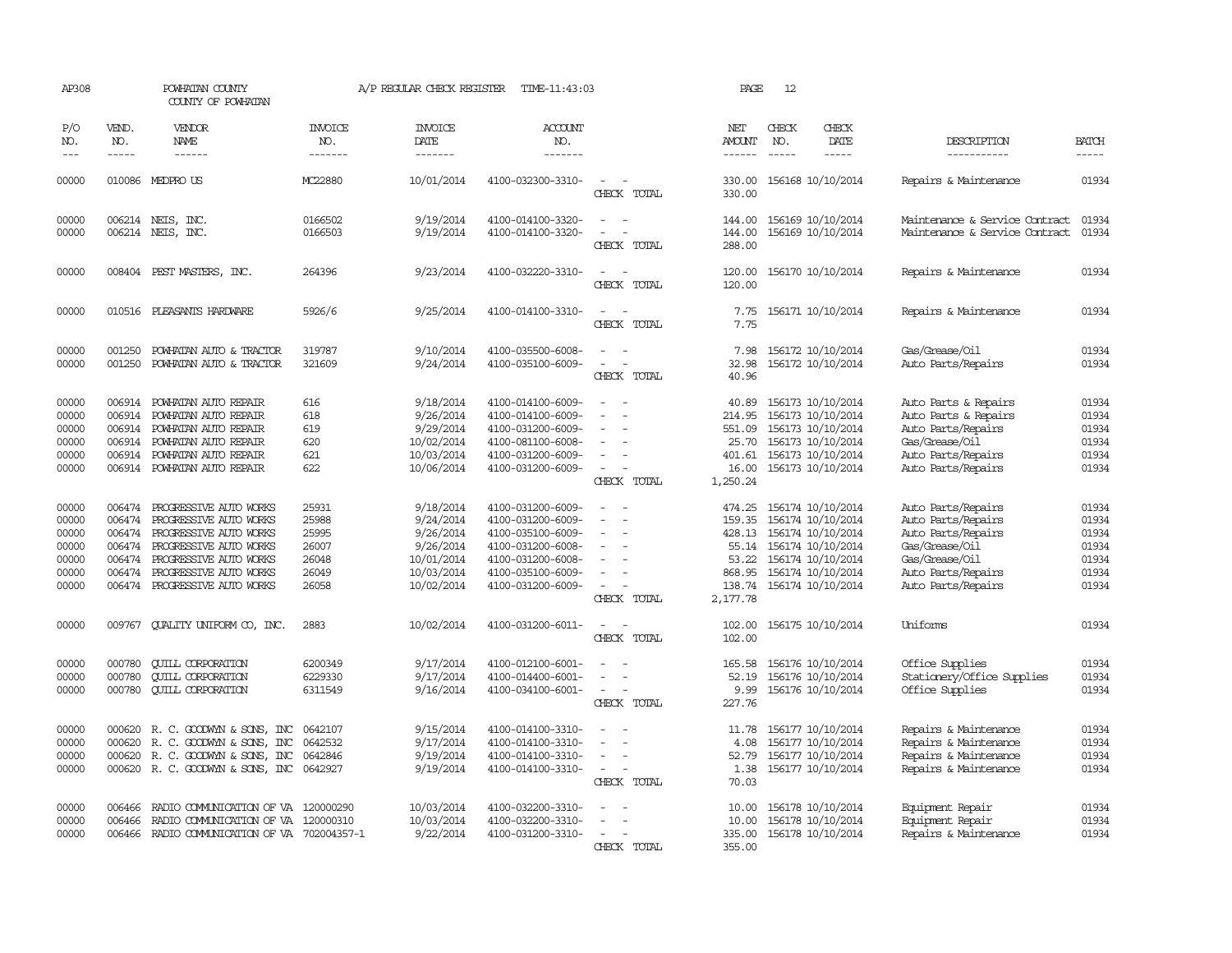AP308 POWHATAN COUNTY A/P REGULAR CHECK REGISTER TIME-11:43:03 PAGE 12

COUNTY OF POWHATAN

| P/O NO. | VEND. NO. | VENDOR NAME | INVOICE NO. | INVOICE DATE | ACCOUNT NO. | | NET AMOUNT | CHECK NO. | CHECK DATE | DESCRIPTION | BATCH |
|---|---|---|---|---|---|---|---|---|---|---|---|
| 00000 | 010086 | MEDPRO US | MC22880 | 10/01/2014 | 4100-032300-3310- | - - | 330.00 | 156168 | 10/10/2014 | Repairs & Maintenance | 01934 |
| | | | | | | CHECK TOTAL | 330.00 | | | | |
| 00000 | 006214 | NEIS, INC. | 0166502 | 9/19/2014 | 4100-014100-3320- | - - | 144.00 | 156169 | 10/10/2014 | Maintenance & Service Contract | 01934 |
| 00000 | 006214 | NEIS, INC. | 0166503 | 9/19/2014 | 4100-014100-3320- | - - | 144.00 | 156169 | 10/10/2014 | Maintenance & Service Contract | 01934 |
| | | | | | | CHECK TOTAL | 288.00 | | | | |
| 00000 | 008404 | PEST MASTERS, INC. | 264396 | 9/23/2014 | 4100-032220-3310- | - - | 120.00 | 156170 | 10/10/2014 | Repairs & Maintenance | 01934 |
| | | | | | | CHECK TOTAL | 120.00 | | | | |
| 00000 | 010516 | PLEASANTS HARDWARE | 5926/6 | 9/25/2014 | 4100-014100-3310- | - - | 7.75 | 156171 | 10/10/2014 | Repairs & Maintenance | 01934 |
| | | | | | | CHECK TOTAL | 7.75 | | | | |
| 00000 | 001250 | POWHATAN AUTO & TRACTOR | 319787 | 9/10/2014 | 4100-035500-6008- | - - | 7.98 | 156172 | 10/10/2014 | Gas/Grease/Oil | 01934 |
| 00000 | 001250 | POWHATAN AUTO & TRACTOR | 321609 | 9/24/2014 | 4100-035100-6009- | - - | 32.98 | 156172 | 10/10/2014 | Auto Parts/Repairs | 01934 |
| | | | | | | CHECK TOTAL | 40.96 | | | | |
| 00000 | 006914 | POWHATAN AUTO REPAIR | 616 | 9/18/2014 | 4100-014100-6009- | - - | 40.89 | 156173 | 10/10/2014 | Auto Parts & Repairs | 01934 |
| 00000 | 006914 | POWHATAN AUTO REPAIR | 618 | 9/26/2014 | 4100-014100-6009- | - - | 214.95 | 156173 | 10/10/2014 | Auto Parts & Repairs | 01934 |
| 00000 | 006914 | POWHATAN AUTO REPAIR | 619 | 9/29/2014 | 4100-031200-6009- | - - | 551.09 | 156173 | 10/10/2014 | Auto Parts/Repairs | 01934 |
| 00000 | 006914 | POWHATAN AUTO REPAIR | 620 | 10/02/2014 | 4100-081100-6008- | - - | 25.70 | 156173 | 10/10/2014 | Gas/Grease/Oil | 01934 |
| 00000 | 006914 | POWHATAN AUTO REPAIR | 621 | 10/03/2014 | 4100-031200-6009- | - - | 401.61 | 156173 | 10/10/2014 | Auto Parts/Repairs | 01934 |
| 00000 | 006914 | POWHATAN AUTO REPAIR | 622 | 10/06/2014 | 4100-031200-6009- | - - | 16.00 | 156173 | 10/10/2014 | Auto Parts/Repairs | 01934 |
| | | | | | | CHECK TOTAL | 1,250.24 | | | | |
| 00000 | 006474 | PROGRESSIVE AUTO WORKS | 25931 | 9/18/2014 | 4100-031200-6009- | - - | 474.25 | 156174 | 10/10/2014 | Auto Parts/Repairs | 01934 |
| 00000 | 006474 | PROGRESSIVE AUTO WORKS | 25988 | 9/24/2014 | 4100-031200-6009- | - - | 159.35 | 156174 | 10/10/2014 | Auto Parts/Repairs | 01934 |
| 00000 | 006474 | PROGRESSIVE AUTO WORKS | 25995 | 9/26/2014 | 4100-035100-6009- | - - | 428.13 | 156174 | 10/10/2014 | Auto Parts/Repairs | 01934 |
| 00000 | 006474 | PROGRESSIVE AUTO WORKS | 26007 | 9/26/2014 | 4100-031200-6008- | - - | 55.14 | 156174 | 10/10/2014 | Gas/Grease/Oil | 01934 |
| 00000 | 006474 | PROGRESSIVE AUTO WORKS | 26048 | 10/01/2014 | 4100-031200-6008- | - - | 53.22 | 156174 | 10/10/2014 | Gas/Grease/Oil | 01934 |
| 00000 | 006474 | PROGRESSIVE AUTO WORKS | 26049 | 10/03/2014 | 4100-035100-6009- | - - | 868.95 | 156174 | 10/10/2014 | Auto Parts/Repairs | 01934 |
| 00000 | 006474 | PROGRESSIVE AUTO WORKS | 26058 | 10/02/2014 | 4100-031200-6009- | - - | 138.74 | 156174 | 10/10/2014 | Auto Parts/Repairs | 01934 |
| | | | | | | CHECK TOTAL | 2,177.78 | | | | |
| 00000 | 009767 | QUALITY UNIFORM CO, INC. | 2883 | 10/02/2014 | 4100-031200-6011- | - - | 102.00 | 156175 | 10/10/2014 | Uniforms | 01934 |
| | | | | | | CHECK TOTAL | 102.00 | | | | |
| 00000 | 000780 | QUILL CORPORATION | 6200349 | 9/17/2014 | 4100-012100-6001- | - - | 165.58 | 156176 | 10/10/2014 | Office Supplies | 01934 |
| 00000 | 000780 | QUILL CORPORATION | 6229330 | 9/17/2014 | 4100-014400-6001- | - - | 52.19 | 156176 | 10/10/2014 | Stationery/Office Supplies | 01934 |
| 00000 | 000780 | QUILL CORPORATION | 6311549 | 9/16/2014 | 4100-034100-6001- | - - | 9.99 | 156176 | 10/10/2014 | Office Supplies | 01934 |
| | | | | | | CHECK TOTAL | 227.76 | | | | |
| 00000 | 000620 | R. C. GOODWYN & SONS, INC | 0642107 | 9/15/2014 | 4100-014100-3310- | - - | 11.78 | 156177 | 10/10/2014 | Repairs & Maintenance | 01934 |
| 00000 | 000620 | R. C. GOODWYN & SONS, INC | 0642532 | 9/17/2014 | 4100-014100-3310- | - - | 4.08 | 156177 | 10/10/2014 | Repairs & Maintenance | 01934 |
| 00000 | 000620 | R. C. GOODWYN & SONS, INC | 0642846 | 9/19/2014 | 4100-014100-3310- | - - | 52.79 | 156177 | 10/10/2014 | Repairs & Maintenance | 01934 |
| 00000 | 000620 | R. C. GOODWYN & SONS, INC | 0642927 | 9/19/2014 | 4100-014100-3310- | - - | 1.38 | 156177 | 10/10/2014 | Repairs & Maintenance | 01934 |
| | | | | | | CHECK TOTAL | 70.03 | | | | |
| 00000 | 006466 | RADIO COMMUNICATION OF VA | 120000290 | 10/03/2014 | 4100-032200-3310- | - - | 10.00 | 156178 | 10/10/2014 | Equipment Repair | 01934 |
| 00000 | 006466 | RADIO COMMUNICATION OF VA | 120000310 | 10/03/2014 | 4100-032200-3310- | - - | 10.00 | 156178 | 10/10/2014 | Equipment Repair | 01934 |
| 00000 | 006466 | RADIO COMMUNICATION OF VA | 702004357-1 | 9/22/2014 | 4100-031200-3310- | - - | 335.00 | 156178 | 10/10/2014 | Repairs & Maintenance | 01934 |
| | | | | | | CHECK TOTAL | 355.00 | | | | |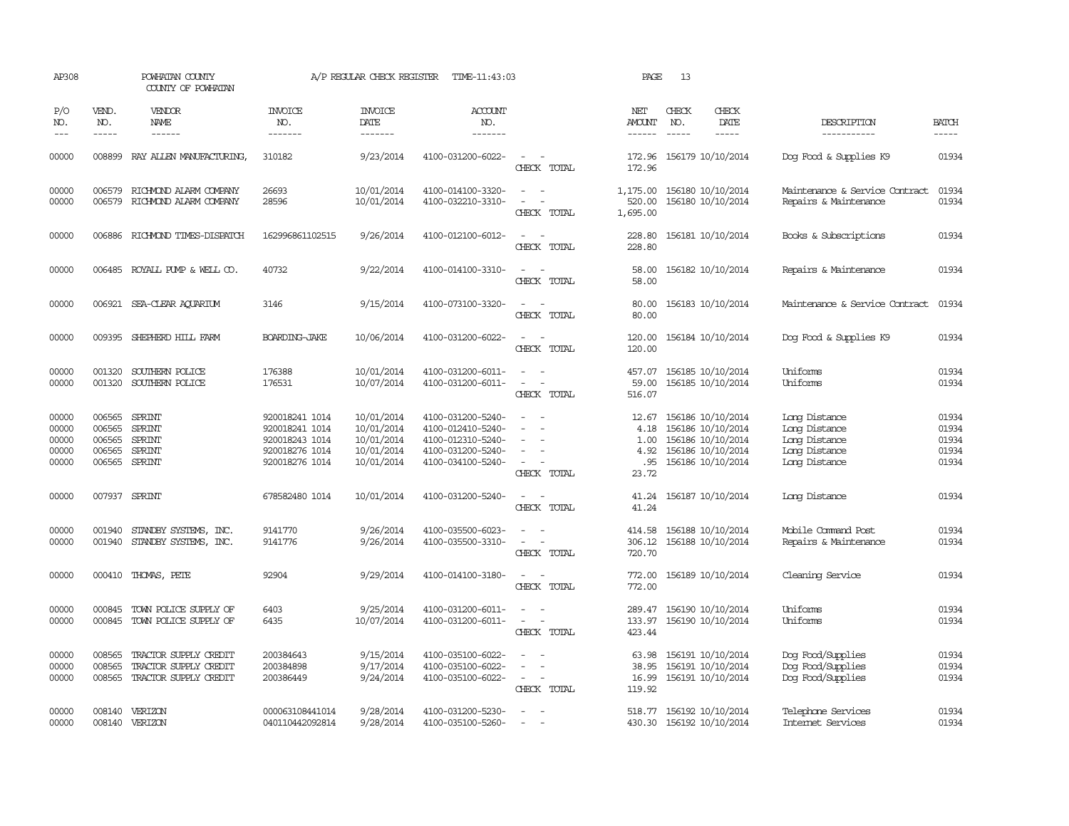AP308 POWHATAN COUNTY A/P REGULAR CHECK REGISTER TIME-11:43:03 PAGE 13

COUNTY OF POWHATAN

| P/O NO. | VEND. NO. | VENDOR NAME | INVOICE NO. | INVOICE DATE | ACCOUNT NO. | | NET AMOUNT | CHECK NO. | CHECK DATE | DESCRIPTION | BATCH |
|---|---|---|---|---|---|---|---|---|---|---|---|
| 00000 | 008899 | RAY ALLEN MANUFACTURING, | 310182 | 9/23/2014 | 4100-031200-6022- | - - | 172.96 | 156179 | 10/10/2014 | Dog Food & Supplies K9 | 01934 |
| | | | | | | CHECK TOTAL | 172.96 | | | | |
| 00000 | 006579 | RICHMOND ALARM COMPANY | 26693 | 10/01/2014 | 4100-014100-3320- | - - | 1,175.00 | 156180 | 10/10/2014 | Maintenance & Service Contract | 01934 |
| 00000 | 006579 | RICHMOND ALARM COMPANY | 28596 | 10/01/2014 | 4100-032210-3310- | - - | 520.00 | 156180 | 10/10/2014 | Repairs & Maintenance | 01934 |
| | | | | | | CHECK TOTAL | 1,695.00 | | | | |
| 00000 | 006886 | RICHMOND TIMES-DISPATCH | 162996861102515 | 9/26/2014 | 4100-012100-6012- | - - | 228.80 | 156181 | 10/10/2014 | Books & Subscriptions | 01934 |
| | | | | | | CHECK TOTAL | 228.80 | | | | |
| 00000 | 006485 | ROYALL PUMP & WELL CO. | 40732 | 9/22/2014 | 4100-014100-3310- | - - | 58.00 | 156182 | 10/10/2014 | Repairs & Maintenance | 01934 |
| | | | | | | CHECK TOTAL | 58.00 | | | | |
| 00000 | 006921 | SEA-CLEAR AQUARIUM | 3146 | 9/15/2014 | 4100-073100-3320- | - - | 80.00 | 156183 | 10/10/2014 | Maintenance & Service Contract | 01934 |
| | | | | | | CHECK TOTAL | 80.00 | | | | |
| 00000 | 009395 | SHEPHERD HILL FARM | BOARDING-JAKE | 10/06/2014 | 4100-031200-6022- | - - | 120.00 | 156184 | 10/10/2014 | Dog Food & Supplies K9 | 01934 |
| | | | | | | CHECK TOTAL | 120.00 | | | | |
| 00000 | 001320 | SOUTHERN POLICE | 176388 | 10/01/2014 | 4100-031200-6011- | - - | 457.07 | 156185 | 10/10/2014 | Uniforms | 01934 |
| 00000 | 001320 | SOUTHERN POLICE | 176531 | 10/07/2014 | 4100-031200-6011- | - - | 59.00 | 156185 | 10/10/2014 | Uniforms | 01934 |
| | | | | | | CHECK TOTAL | 516.07 | | | | |
| 00000 | 006565 | SPRINT | 920018241 1014 | 10/01/2014 | 4100-031200-5240- | - - | 12.67 | 156186 | 10/10/2014 | Long Distance | 01934 |
| 00000 | 006565 | SPRINT | 920018241 1014 | 10/01/2014 | 4100-012410-5240- | - - | 4.18 | 156186 | 10/10/2014 | Long Distance | 01934 |
| 00000 | 006565 | SPRINT | 920018243 1014 | 10/01/2014 | 4100-012310-5240- | - - | 1.00 | 156186 | 10/10/2014 | Long Distance | 01934 |
| 00000 | 006565 | SPRINT | 920018276 1014 | 10/01/2014 | 4100-031200-5240- | - - | 4.92 | 156186 | 10/10/2014 | Long Distance | 01934 |
| 00000 | 006565 | SPRINT | 920018276 1014 | 10/01/2014 | 4100-034100-5240- | - - | .95 | 156186 | 10/10/2014 | Long Distance | 01934 |
| | | | | | | CHECK TOTAL | 23.72 | | | | |
| 00000 | 007937 | SPRINT | 678582480 1014 | 10/01/2014 | 4100-031200-5240- | - - | 41.24 | 156187 | 10/10/2014 | Long Distance | 01934 |
| | | | | | | CHECK TOTAL | 41.24 | | | | |
| 00000 | 001940 | STANDBY SYSTEMS, INC. | 9141770 | 9/26/2014 | 4100-035500-6023- | - - | 414.58 | 156188 | 10/10/2014 | Mobile Command Post | 01934 |
| 00000 | 001940 | STANDBY SYSTEMS, INC. | 9141776 | 9/26/2014 | 4100-035500-3310- | - - | 306.12 | 156188 | 10/10/2014 | Repairs & Maintenance | 01934 |
| | | | | | | CHECK TOTAL | 720.70 | | | | |
| 00000 | 000410 | THOMAS, PETE | 92904 | 9/29/2014 | 4100-014100-3180- | - - | 772.00 | 156189 | 10/10/2014 | Cleaning Service | 01934 |
| | | | | | | CHECK TOTAL | 772.00 | | | | |
| 00000 | 000845 | TOWN POLICE SUPPLY OF | 6403 | 9/25/2014 | 4100-031200-6011- | - - | 289.47 | 156190 | 10/10/2014 | Uniforms | 01934 |
| 00000 | 000845 | TOWN POLICE SUPPLY OF | 6435 | 10/07/2014 | 4100-031200-6011- | - - | 133.97 | 156190 | 10/10/2014 | Uniforms | 01934 |
| | | | | | | CHECK TOTAL | 423.44 | | | | |
| 00000 | 008565 | TRACTOR SUPPLY CREDIT | 200384643 | 9/15/2014 | 4100-035100-6022- | - - | 63.98 | 156191 | 10/10/2014 | Dog Food/Supplies | 01934 |
| 00000 | 008565 | TRACTOR SUPPLY CREDIT | 200384898 | 9/17/2014 | 4100-035100-6022- | - - | 38.95 | 156191 | 10/10/2014 | Dog Food/Supplies | 01934 |
| 00000 | 008565 | TRACTOR SUPPLY CREDIT | 200386449 | 9/24/2014 | 4100-035100-6022- | - - | 16.99 | 156191 | 10/10/2014 | Dog Food/Supplies | 01934 |
| | | | | | | CHECK TOTAL | 119.92 | | | | |
| 00000 | 008140 | VERIZON | 000063108441014 | 9/28/2014 | 4100-031200-5230- | - - | 518.77 | 156192 | 10/10/2014 | Telephone Services | 01934 |
| 00000 | 008140 | VERIZON | 040110442092814 | 9/28/2014 | 4100-035100-5260- | - - | 430.30 | 156192 | 10/10/2014 | Internet Services | 01934 |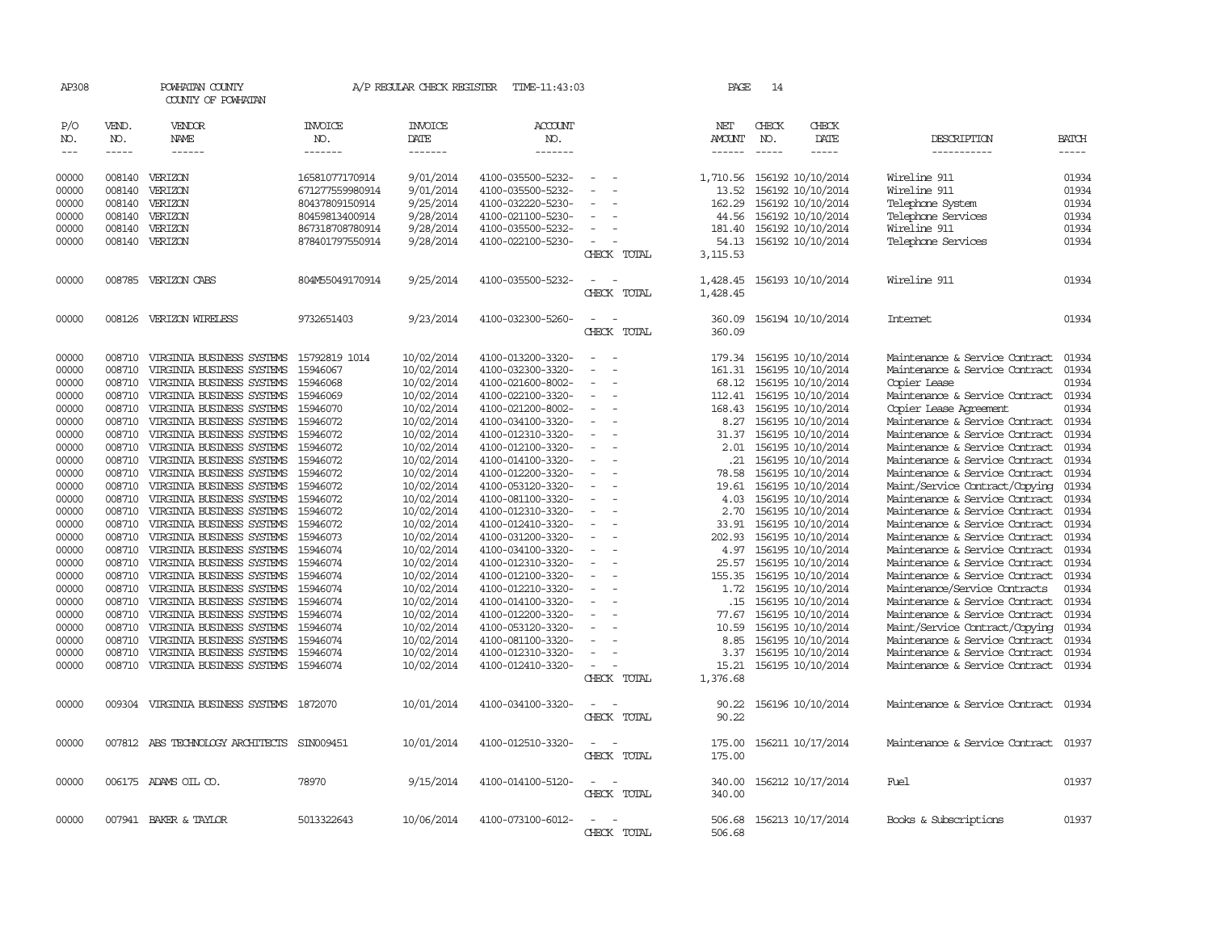AP308 POWHATAN COUNTY A/P REGULAR CHECK REGISTER TIME-11:43:03 PAGE 14

COUNTY OF POWHATAN

| P/O NO. | VEND. NO. | VENDOR NAME | INVOICE NO. | INVOICE DATE | ACCOUNT NO. | | NET AMOUNT | CHECK NO. | CHECK DATE | DESCRIPTION | BATCH |
|---|---|---|---|---|---|---|---|---|---|---|---|
| 00000 | 008140 | VERIZON | 16581077170914 | 9/01/2014 | 4100-035500-5232- | - - | 1,710.56 | 156192 | 10/10/2014 | Wireline 911 | 01934 |
| 00000 | 008140 | VERIZON | 671277559980914 | 9/01/2014 | 4100-035500-5232- | - - | 13.52 | 156192 | 10/10/2014 | Wireline 911 | 01934 |
| 00000 | 008140 | VERIZON | 80437809150914 | 9/25/2014 | 4100-032220-5230- | - - | 162.29 | 156192 | 10/10/2014 | Telephone System | 01934 |
| 00000 | 008140 | VERIZON | 80459813400914 | 9/28/2014 | 4100-021100-5230- | - - | 44.56 | 156192 | 10/10/2014 | Telephone Services | 01934 |
| 00000 | 008140 | VERIZON | 867318708780914 | 9/28/2014 | 4100-035500-5232- | - - | 181.40 | 156192 | 10/10/2014 | Wireline 911 | 01934 |
| 00000 | 008140 | VERIZON | 878401797550914 | 9/28/2014 | 4100-022100-5230- | - - | 54.13 | 156192 | 10/10/2014 | Telephone Services | 01934 |
| | | | | | | CHECK TOTAL | 3,115.53 | | | | |
| 00000 | 008785 | VERIZON CABS | 804M55049170914 | 9/25/2014 | 4100-035500-5232- | - - | 1,428.45 | 156193 | 10/10/2014 | Wireline 911 | 01934 |
| | | | | | | CHECK TOTAL | 1,428.45 | | | | |
| 00000 | 008126 | VERIZON WIRELESS | 9732651403 | 9/23/2014 | 4100-032300-5260- | - - | 360.09 | 156194 | 10/10/2014 | Internet | 01934 |
| | | | | | | CHECK TOTAL | 360.09 | | | | |
| 00000 | 008710 | VIRGINIA BUSINESS SYSTEMS | 15792819 1014 | 10/02/2014 | 4100-013200-3320- | - - | 179.34 | 156195 | 10/10/2014 | Maintenance & Service Contract | 01934 |
| 00000 | 008710 | VIRGINIA BUSINESS SYSTEMS | 15946067 | 10/02/2014 | 4100-032300-3320- | - - | 161.31 | 156195 | 10/10/2014 | Maintenance & Service Contract | 01934 |
| 00000 | 008710 | VIRGINIA BUSINESS SYSTEMS | 15946068 | 10/02/2014 | 4100-021600-8002- | - - | 68.12 | 156195 | 10/10/2014 | Copier Lease | 01934 |
| 00000 | 008710 | VIRGINIA BUSINESS SYSTEMS | 15946069 | 10/02/2014 | 4100-022100-3320- | - - | 112.41 | 156195 | 10/10/2014 | Maintenance & Service Contract | 01934 |
| 00000 | 008710 | VIRGINIA BUSINESS SYSTEMS | 15946070 | 10/02/2014 | 4100-021200-8002- | - - | 168.43 | 156195 | 10/10/2014 | Copier Lease Agreement | 01934 |
| 00000 | 008710 | VIRGINIA BUSINESS SYSTEMS | 15946072 | 10/02/2014 | 4100-034100-3320- | - - | 8.27 | 156195 | 10/10/2014 | Maintenance & Service Contract | 01934 |
| 00000 | 008710 | VIRGINIA BUSINESS SYSTEMS | 15946072 | 10/02/2014 | 4100-012310-3320- | - - | 31.37 | 156195 | 10/10/2014 | Maintenance & Service Contract | 01934 |
| 00000 | 008710 | VIRGINIA BUSINESS SYSTEMS | 15946072 | 10/02/2014 | 4100-012100-3320- | - - | 2.01 | 156195 | 10/10/2014 | Maintenance & Service Contract | 01934 |
| 00000 | 008710 | VIRGINIA BUSINESS SYSTEMS | 15946072 | 10/02/2014 | 4100-014100-3320- | - - | .21 | 156195 | 10/10/2014 | Maintenance & Service Contract | 01934 |
| 00000 | 008710 | VIRGINIA BUSINESS SYSTEMS | 15946072 | 10/02/2014 | 4100-012200-3320- | - - | 78.58 | 156195 | 10/10/2014 | Maintenance & Service Contract | 01934 |
| 00000 | 008710 | VIRGINIA BUSINESS SYSTEMS | 15946072 | 10/02/2014 | 4100-053120-3320- | - - | 19.61 | 156195 | 10/10/2014 | Maint/Service Contract/Copying | 01934 |
| 00000 | 008710 | VIRGINIA BUSINESS SYSTEMS | 15946072 | 10/02/2014 | 4100-081100-3320- | - - | 4.03 | 156195 | 10/10/2014 | Maintenance & Service Contract | 01934 |
| 00000 | 008710 | VIRGINIA BUSINESS SYSTEMS | 15946072 | 10/02/2014 | 4100-012310-3320- | - - | 2.70 | 156195 | 10/10/2014 | Maintenance & Service Contract | 01934 |
| 00000 | 008710 | VIRGINIA BUSINESS SYSTEMS | 15946072 | 10/02/2014 | 4100-012410-3320- | - - | 33.91 | 156195 | 10/10/2014 | Maintenance & Service Contract | 01934 |
| 00000 | 008710 | VIRGINIA BUSINESS SYSTEMS | 15946073 | 10/02/2014 | 4100-031200-3320- | - - | 202.93 | 156195 | 10/10/2014 | Maintenance & Service Contract | 01934 |
| 00000 | 008710 | VIRGINIA BUSINESS SYSTEMS | 15946074 | 10/02/2014 | 4100-034100-3320- | - - | 4.97 | 156195 | 10/10/2014 | Maintenance & Service Contract | 01934 |
| 00000 | 008710 | VIRGINIA BUSINESS SYSTEMS | 15946074 | 10/02/2014 | 4100-012310-3320- | - - | 25.57 | 156195 | 10/10/2014 | Maintenance & Service Contract | 01934 |
| 00000 | 008710 | VIRGINIA BUSINESS SYSTEMS | 15946074 | 10/02/2014 | 4100-012100-3320- | - - | 155.35 | 156195 | 10/10/2014 | Maintenance & Service Contract | 01934 |
| 00000 | 008710 | VIRGINIA BUSINESS SYSTEMS | 15946074 | 10/02/2014 | 4100-012210-3320- | - - | 1.72 | 156195 | 10/10/2014 | Maintenance/Service Contracts | 01934 |
| 00000 | 008710 | VIRGINIA BUSINESS SYSTEMS | 15946074 | 10/02/2014 | 4100-014100-3320- | - - | .15 | 156195 | 10/10/2014 | Maintenance & Service Contract | 01934 |
| 00000 | 008710 | VIRGINIA BUSINESS SYSTEMS | 15946074 | 10/02/2014 | 4100-012200-3320- | - - | 77.67 | 156195 | 10/10/2014 | Maintenance & Service Contract | 01934 |
| 00000 | 008710 | VIRGINIA BUSINESS SYSTEMS | 15946074 | 10/02/2014 | 4100-053120-3320- | - - | 10.59 | 156195 | 10/10/2014 | Maint/Service Contract/Copying | 01934 |
| 00000 | 008710 | VIRGINIA BUSINESS SYSTEMS | 15946074 | 10/02/2014 | 4100-081100-3320- | - - | 8.85 | 156195 | 10/10/2014 | Maintenance & Service Contract | 01934 |
| 00000 | 008710 | VIRGINIA BUSINESS SYSTEMS | 15946074 | 10/02/2014 | 4100-012310-3320- | - - | 3.37 | 156195 | 10/10/2014 | Maintenance & Service Contract | 01934 |
| 00000 | 008710 | VIRGINIA BUSINESS SYSTEMS | 15946074 | 10/02/2014 | 4100-012410-3320- | - - | 15.21 | 156195 | 10/10/2014 | Maintenance & Service Contract | 01934 |
| | | | | | | CHECK TOTAL | 1,376.68 | | | | |
| 00000 | 009304 | VIRGINIA BUSINESS SYSTEMS | 1872070 | 10/01/2014 | 4100-034100-3320- | - - | 90.22 | 156196 | 10/10/2014 | Maintenance & Service Contract | 01934 |
| | | | | | | CHECK TOTAL | 90.22 | | | | |
| 00000 | 007812 | ABS TECHNOLOGY ARCHITECTS | SIN009451 | 10/01/2014 | 4100-012510-3320- | - - | 175.00 | 156211 | 10/17/2014 | Maintenance & Service Contract | 01937 |
| | | | | | | CHECK TOTAL | 175.00 | | | | |
| 00000 | 006175 | ADAMS OIL CO. | 78970 | 9/15/2014 | 4100-014100-5120- | - - | 340.00 | 156212 | 10/17/2014 | Fuel | 01937 |
| | | | | | | CHECK TOTAL | 340.00 | | | | |
| 00000 | 007941 | BAKER & TAYLOR | 5013322643 | 10/06/2014 | 4100-073100-6012- | - - | 506.68 | 156213 | 10/17/2014 | Books & Subscriptions | 01937 |
| | | | | | | CHECK TOTAL | 506.68 | | | | |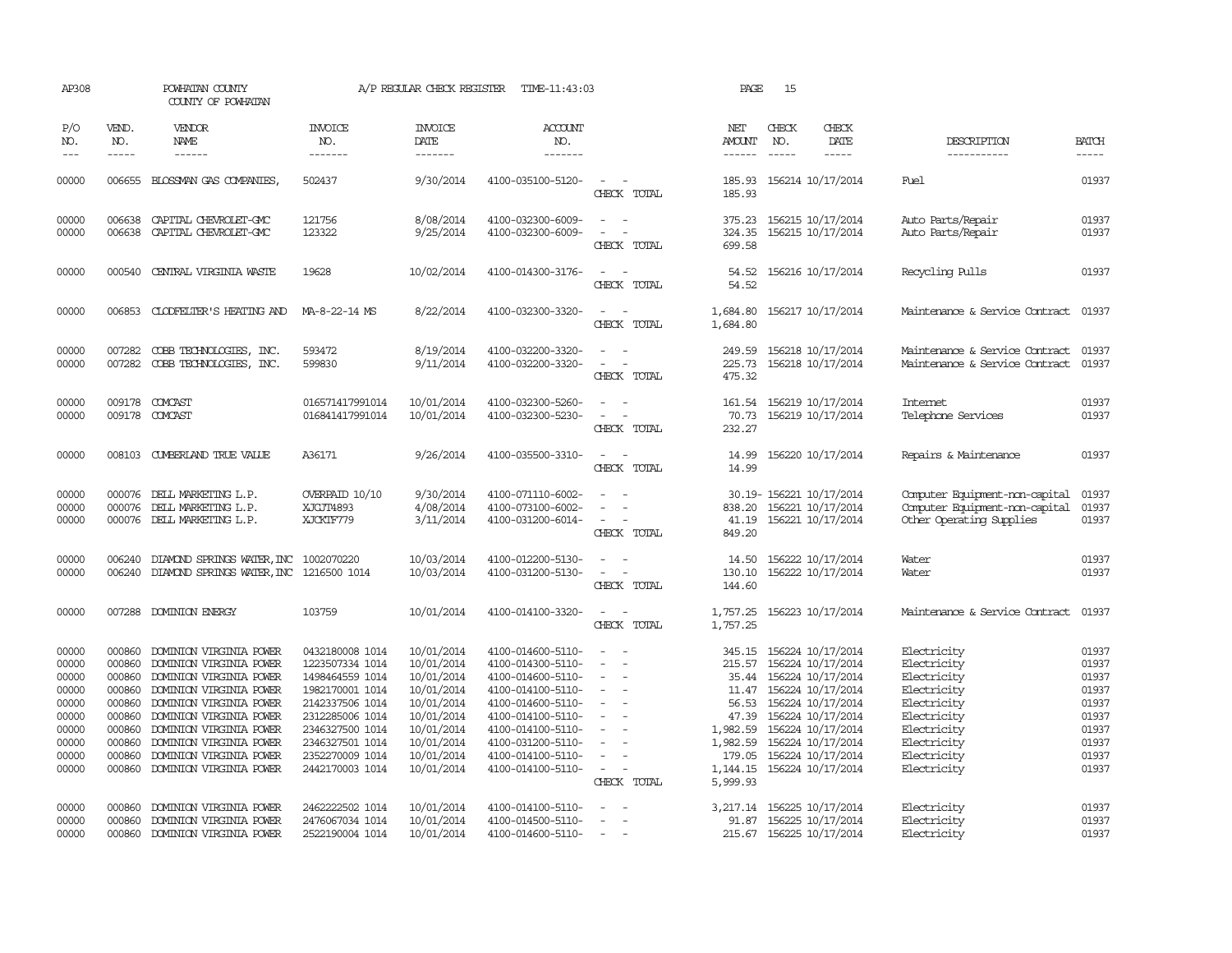AP308 POWHATAN COUNTY A/P REGULAR CHECK REGISTER TIME-11:43:03 PAGE 15
COUNTY OF POWHATAN

| P/O NO. | VEND. NO. | VENDOR NAME | INVOICE NO. | INVOICE DATE | ACCOUNT NO. | | NET AMOUNT | CHECK NO. | CHECK DATE | DESCRIPTION | BATCH |
|---|---|---|---|---|---|---|---|---|---|---|---|
| 00000 | 006655 | BLOSSMAN GAS COMPANIES, | 502437 | 9/30/2014 | 4100-035100-5120- | - - | 185.93 | 156214 | 10/17/2014 | Fuel | 01937 |
| | | | | | | CHECK TOTAL | 185.93 | | | | |
| 00000 | 006638 | CAPITAL CHEVROLET-GMC | 121756 | 8/08/2014 | 4100-032300-6009- | - - | 375.23 | 156215 | 10/17/2014 | Auto Parts/Repair | 01937 |
| 00000 | 006638 | CAPITAL CHEVROLET-GMC | 123322 | 9/25/2014 | 4100-032300-6009- | - - | 324.35 | 156215 | 10/17/2014 | Auto Parts/Repair | 01937 |
| | | | | | | CHECK TOTAL | 699.58 | | | | |
| 00000 | 000540 | CENTRAL VIRGINIA WASTE | 19628 | 10/02/2014 | 4100-014300-3176- | - - | 54.52 | 156216 | 10/17/2014 | Recycling Pulls | 01937 |
| | | | | | | CHECK TOTAL | 54.52 | | | | |
| 00000 | 006853 | CLODFELTER'S HEATING AND | MA-8-22-14 MS | 8/22/2014 | 4100-032300-3320- | - - | 1,684.80 | 156217 | 10/17/2014 | Maintenance & Service Contract | 01937 |
| | | | | | | CHECK TOTAL | 1,684.80 | | | | |
| 00000 | 007282 | COBB TECHNOLOGIES, INC. | 593472 | 8/19/2014 | 4100-032200-3320- | - - | 249.59 | 156218 | 10/17/2014 | Maintenance & Service Contract | 01937 |
| 00000 | 007282 | COBB TECHNOLOGIES, INC. | 599830 | 9/11/2014 | 4100-032200-3320- | - - | 225.73 | 156218 | 10/17/2014 | Maintenance & Service Contract | 01937 |
| | | | | | | CHECK TOTAL | 475.32 | | | | |
| 00000 | 009178 | COMCAST | 016571417991014 | 10/01/2014 | 4100-032300-5260- | - - | 161.54 | 156219 | 10/17/2014 | Internet | 01937 |
| 00000 | 009178 | COMCAST | 016841417991014 | 10/01/2014 | 4100-032300-5230- | - - | 70.73 | 156219 | 10/17/2014 | Telephone Services | 01937 |
| | | | | | | CHECK TOTAL | 232.27 | | | | |
| 00000 | 008103 | CUMBERLAND TRUE VALUE | A36171 | 9/26/2014 | 4100-035500-3310- | - - | 14.99 | 156220 | 10/17/2014 | Repairs & Maintenance | 01937 |
| | | | | | | CHECK TOTAL | 14.99 | | | | |
| 00000 | 000076 | DELL MARKETING L.P. | OVERPAID 10/10 | 9/30/2014 | 4100-071110-6002- | - - | 30.19- | 156221 | 10/17/2014 | Computer Equipment-non-capital | 01937 |
| 00000 | 000076 | DELL MARKETING L.P. | XJCJT4893 | 4/08/2014 | 4100-073100-6002- | - - | 838.20 | 156221 | 10/17/2014 | Computer Equipment-non-capital | 01937 |
| 00000 | 000076 | DELL MARKETING L.P. | XJCKTF779 | 3/11/2014 | 4100-031200-6014- | - - | 41.19 | 156221 | 10/17/2014 | Other Operating Supplies | 01937 |
| | | | | | | CHECK TOTAL | 849.20 | | | | |
| 00000 | 006240 | DIAMOND SPRINGS WATER,INC | 1002070220 | 10/03/2014 | 4100-012200-5130- | - - | 14.50 | 156222 | 10/17/2014 | Water | 01937 |
| 00000 | 006240 | DIAMOND SPRINGS WATER,INC | 1216500 1014 | 10/03/2014 | 4100-031200-5130- | - - | 130.10 | 156222 | 10/17/2014 | Water | 01937 |
| | | | | | | CHECK TOTAL | 144.60 | | | | |
| 00000 | 007288 | DOMINION ENERGY | 103759 | 10/01/2014 | 4100-014100-3320- | - - | 1,757.25 | 156223 | 10/17/2014 | Maintenance & Service Contract | 01937 |
| | | | | | | CHECK TOTAL | 1,757.25 | | | | |
| 00000 | 000860 | DOMINION VIRGINIA POWER | 0432180008 1014 | 10/01/2014 | 4100-014600-5110- | - - | 345.15 | 156224 | 10/17/2014 | Electricity | 01937 |
| 00000 | 000860 | DOMINION VIRGINIA POWER | 1223507334 1014 | 10/01/2014 | 4100-014300-5110- | - - | 215.57 | 156224 | 10/17/2014 | Electricity | 01937 |
| 00000 | 000860 | DOMINION VIRGINIA POWER | 1498464559 1014 | 10/01/2014 | 4100-014600-5110- | - - | 35.44 | 156224 | 10/17/2014 | Electricity | 01937 |
| 00000 | 000860 | DOMINION VIRGINIA POWER | 1982170001 1014 | 10/01/2014 | 4100-014100-5110- | - - | 11.47 | 156224 | 10/17/2014 | Electricity | 01937 |
| 00000 | 000860 | DOMINION VIRGINIA POWER | 2142337506 1014 | 10/01/2014 | 4100-014600-5110- | - - | 56.53 | 156224 | 10/17/2014 | Electricity | 01937 |
| 00000 | 000860 | DOMINION VIRGINIA POWER | 2312285006 1014 | 10/01/2014 | 4100-014100-5110- | - - | 47.39 | 156224 | 10/17/2014 | Electricity | 01937 |
| 00000 | 000860 | DOMINION VIRGINIA POWER | 2346327500 1014 | 10/01/2014 | 4100-014100-5110- | - - | 1,982.59 | 156224 | 10/17/2014 | Electricity | 01937 |
| 00000 | 000860 | DOMINION VIRGINIA POWER | 2346327501 1014 | 10/01/2014 | 4100-031200-5110- | - - | 1,982.59 | 156224 | 10/17/2014 | Electricity | 01937 |
| 00000 | 000860 | DOMINION VIRGINIA POWER | 2352270009 1014 | 10/01/2014 | 4100-014100-5110- | - - | 179.05 | 156224 | 10/17/2014 | Electricity | 01937 |
| 00000 | 000860 | DOMINION VIRGINIA POWER | 2442170003 1014 | 10/01/2014 | 4100-014100-5110- | - - | 1,144.15 | 156224 | 10/17/2014 | Electricity | 01937 |
| | | | | | | CHECK TOTAL | 5,999.93 | | | | |
| 00000 | 000860 | DOMINION VIRGINIA POWER | 2462222502 1014 | 10/01/2014 | 4100-014100-5110- | - - | 3,217.14 | 156225 | 10/17/2014 | Electricity | 01937 |
| 00000 | 000860 | DOMINION VIRGINIA POWER | 2476067034 1014 | 10/01/2014 | 4100-014500-5110- | - - | 91.87 | 156225 | 10/17/2014 | Electricity | 01937 |
| 00000 | 000860 | DOMINION VIRGINIA POWER | 2522190004 1014 | 10/01/2014 | 4100-014600-5110- | - - | 215.67 | 156225 | 10/17/2014 | Electricity | 01937 |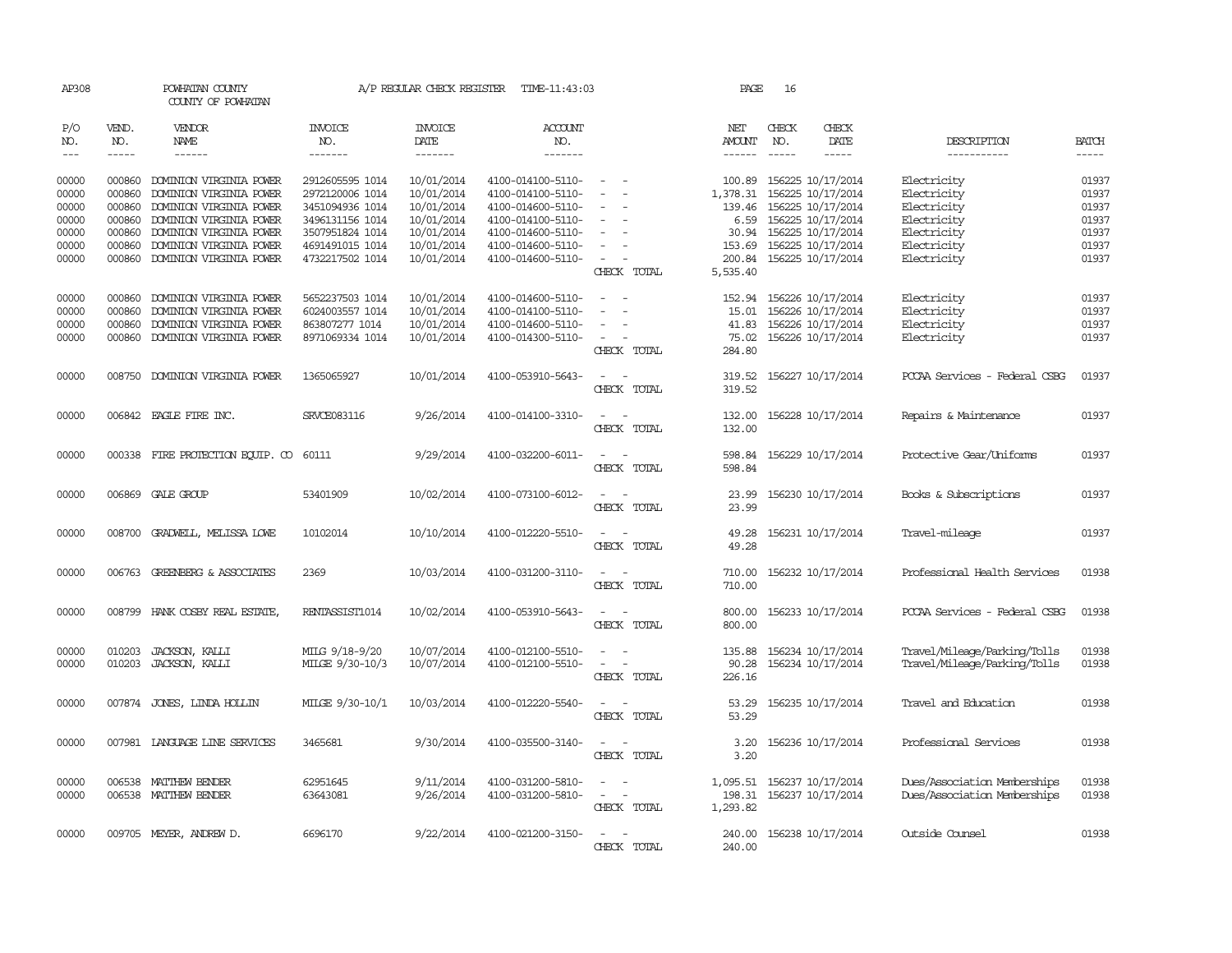AP308 POWHATAN COUNTY A/P REGULAR CHECK REGISTER TIME-11:43:03

COUNTY OF POWHATAN

| P/O NO. | VEND. NO. | VENDOR NAME | INVOICE NO. | INVOICE DATE | ACCOUNT NO. | | NET AMOUNT | CHECK NO. | CHECK DATE | DESCRIPTION | BATCH |
|---|---|---|---|---|---|---|---|---|---|---|---|
| 00000 | 000860 | DOMINION VIRGINIA POWER | 2912605595 1014 | 10/01/2014 | 4100-014100-5110- | - - | 100.89 | 156225 | 10/17/2014 | Electricity | 01937 |
| 00000 | 000860 | DOMINION VIRGINIA POWER | 2972120006 1014 | 10/01/2014 | 4100-014100-5110- | - - | 1,378.31 | 156225 | 10/17/2014 | Electricity | 01937 |
| 00000 | 000860 | DOMINION VIRGINIA POWER | 3451094936 1014 | 10/01/2014 | 4100-014600-5110- | - - | 139.46 | 156225 | 10/17/2014 | Electricity | 01937 |
| 00000 | 000860 | DOMINION VIRGINIA POWER | 3496131156 1014 | 10/01/2014 | 4100-014100-5110- | - - | 6.59 | 156225 | 10/17/2014 | Electricity | 01937 |
| 00000 | 000860 | DOMINION VIRGINIA POWER | 3507951824 1014 | 10/01/2014 | 4100-014600-5110- | - - | 30.94 | 156225 | 10/17/2014 | Electricity | 01937 |
| 00000 | 000860 | DOMINION VIRGINIA POWER | 4691491015 1014 | 10/01/2014 | 4100-014600-5110- | - - | 153.69 | 156225 | 10/17/2014 | Electricity | 01937 |
| 00000 | 000860 | DOMINION VIRGINIA POWER | 4732217502 1014 | 10/01/2014 | 4100-014600-5110- | - - | 200.84 | 156225 | 10/17/2014 | Electricity | 01937 |
| | | | | | | CHECK TOTAL | 5,535.40 | | | | |
| 00000 | 000860 | DOMINION VIRGINIA POWER | 5652237503 1014 | 10/01/2014 | 4100-014600-5110- | - - | 152.94 | 156226 | 10/17/2014 | Electricity | 01937 |
| 00000 | 000860 | DOMINION VIRGINIA POWER | 6024003557 1014 | 10/01/2014 | 4100-014100-5110- | - - | 15.01 | 156226 | 10/17/2014 | Electricity | 01937 |
| 00000 | 000860 | DOMINION VIRGINIA POWER | 863807277 1014 | 10/01/2014 | 4100-014600-5110- | - - | 41.83 | 156226 | 10/17/2014 | Electricity | 01937 |
| 00000 | 000860 | DOMINION VIRGINIA POWER | 8971069334 1014 | 10/01/2014 | 4100-014300-5110- | - - | 75.02 | 156226 | 10/17/2014 | Electricity | 01937 |
| | | | | | | CHECK TOTAL | 284.80 | | | | |
| 00000 | 008750 | DOMINION VIRGINIA POWER | 1365065927 | 10/01/2014 | 4100-053910-5643- | - - | 319.52 | 156227 | 10/17/2014 | PCCAA Services - Federal CSBG | 01937 |
| | | | | | | CHECK TOTAL | 319.52 | | | | |
| 00000 | 006842 | EAGLE FIRE INC. | SRVCE083116 | 9/26/2014 | 4100-014100-3310- | - - | 132.00 | 156228 | 10/17/2014 | Repairs & Maintenance | 01937 |
| | | | | | | CHECK TOTAL | 132.00 | | | | |
| 00000 | 000338 | FIRE PROTECTION EQUIP. CO | 60111 | 9/29/2014 | 4100-032200-6011- | - - | 598.84 | 156229 | 10/17/2014 | Protective Gear/Uniforms | 01937 |
| | | | | | | CHECK TOTAL | 598.84 | | | | |
| 00000 | 006869 | GALE GROUP | 53401909 | 10/02/2014 | 4100-073100-6012- | - - | 23.99 | 156230 | 10/17/2014 | Books & Subscriptions | 01937 |
| | | | | | | CHECK TOTAL | 23.99 | | | | |
| 00000 | 008700 | GRADWELL, MELISSA LOWE | 10102014 | 10/10/2014 | 4100-012220-5510- | - - | 49.28 | 156231 | 10/17/2014 | Travel-mileage | 01937 |
| | | | | | | CHECK TOTAL | 49.28 | | | | |
| 00000 | 006763 | GREENBERG & ASSOCIATES | 2369 | 10/03/2014 | 4100-031200-3110- | - - | 710.00 | 156232 | 10/17/2014 | Professional Health Services | 01938 |
| | | | | | | CHECK TOTAL | 710.00 | | | | |
| 00000 | 008799 | HANK COSBY REAL ESTATE, | RENTASSIST1014 | 10/02/2014 | 4100-053910-5643- | - - | 800.00 | 156233 | 10/17/2014 | PCCAA Services - Federal CSBG | 01938 |
| | | | | | | CHECK TOTAL | 800.00 | | | | |
| 00000 | 010203 | JACKSON, KALLI | MILG 9/18-9/20 | 10/07/2014 | 4100-012100-5510- | - - | 135.88 | 156234 | 10/17/2014 | Travel/Mileage/Parking/Tolls | 01938 |
| 00000 | 010203 | JACKSON, KALLI | MILGE 9/30-10/3 | 10/07/2014 | 4100-012100-5510- | - - | 90.28 | 156234 | 10/17/2014 | Travel/Mileage/Parking/Tolls | 01938 |
| | | | | | | CHECK TOTAL | 226.16 | | | | |
| 00000 | 007874 | JONES, LINDA HOLLIN | MILGE 9/30-10/1 | 10/03/2014 | 4100-012220-5540- | - - | 53.29 | 156235 | 10/17/2014 | Travel and Education | 01938 |
| | | | | | | CHECK TOTAL | 53.29 | | | | |
| 00000 | 007981 | LANGUAGE LINE SERVICES | 3465681 | 9/30/2014 | 4100-035500-3140- | - - | 3.20 | 156236 | 10/17/2014 | Professional Services | 01938 |
| | | | | | | CHECK TOTAL | 3.20 | | | | |
| 00000 | 006538 | MATTHEW BENDER | 62951645 | 9/11/2014 | 4100-031200-5810- | - - | 1,095.51 | 156237 | 10/17/2014 | Dues/Association Memberships | 01938 |
| 00000 | 006538 | MATTHEW BENDER | 63643081 | 9/26/2014 | 4100-031200-5810- | - - | 198.31 | 156237 | 10/17/2014 | Dues/Association Memberships | 01938 |
| | | | | | | CHECK TOTAL | 1,293.82 | | | | |
| 00000 | 009705 | MEYER, ANDREW D. | 6696170 | 9/22/2014 | 4100-021200-3150- | - - | 240.00 | 156238 | 10/17/2014 | Outside Counsel | 01938 |
| | | | | | | CHECK TOTAL | 240.00 | | | | |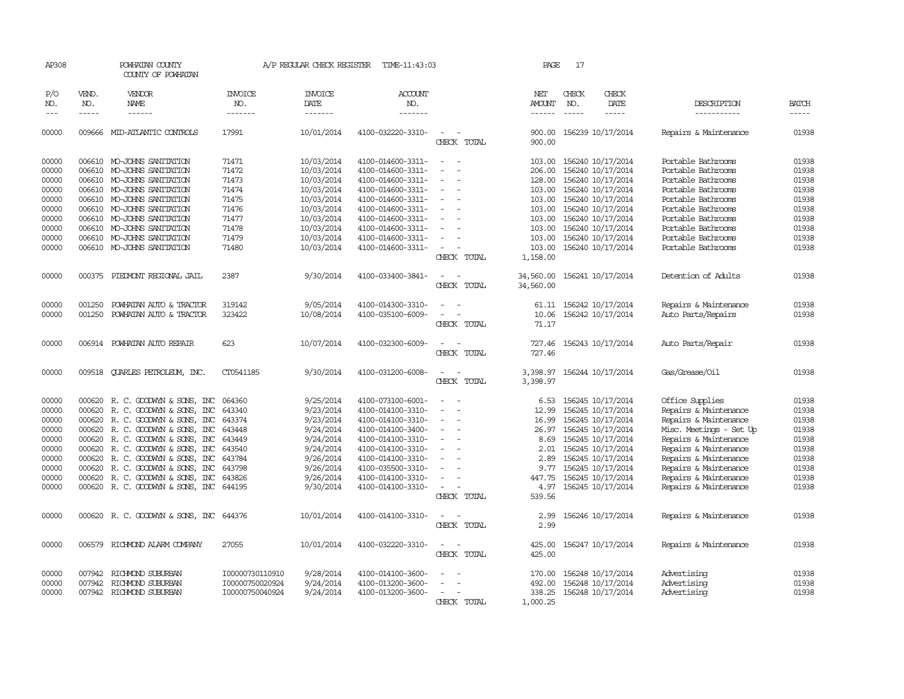AP308 POWHATAN COUNTY A/P REGULAR CHECK REGISTER TIME-11:43:03 PAGE 17

COUNTY OF POWHATAN

| P/O NO. | VEND. NO. | VENDOR NAME | INVOICE NO. | INVOICE DATE | ACCOUNT NO. | | NET AMOUNT | CHECK NO. | CHECK DATE | DESCRIPTION | BATCH |
|---|---|---|---|---|---|---|---|---|---|---|---|
| 00000 | 009666 | MID-ATLANTIC CONTROLS | 17991 | 10/01/2014 | 4100-032220-3310- | - - | 900.00 | 156239 | 10/17/2014 | Repairs & Maintenance | 01938 |
| | | | | | | CHECK TOTAL | 900.00 | | | | |
| 00000 | 006610 | MO-JOHNS SANITATION | 71471 | 10/03/2014 | 4100-014600-3311- | - - | 103.00 | 156240 | 10/17/2014 | Portable Bathrooms | 01938 |
| 00000 | 006610 | MO-JOHNS SANITATION | 71472 | 10/03/2014 | 4100-014600-3311- | - - | 206.00 | 156240 | 10/17/2014 | Portable Bathrooms | 01938 |
| 00000 | 006610 | MO-JOHNS SANITATION | 71473 | 10/03/2014 | 4100-014600-3311- | - - | 128.00 | 156240 | 10/17/2014 | Portable Bathrooms | 01938 |
| 00000 | 006610 | MO-JOHNS SANITATION | 71474 | 10/03/2014 | 4100-014600-3311- | - - | 103.00 | 156240 | 10/17/2014 | Portable Bathrooms | 01938 |
| 00000 | 006610 | MO-JOHNS SANITATION | 71475 | 10/03/2014 | 4100-014600-3311- | - - | 103.00 | 156240 | 10/17/2014 | Portable Bathrooms | 01938 |
| 00000 | 006610 | MO-JOHNS SANITATION | 71476 | 10/03/2014 | 4100-014600-3311- | - - | 103.00 | 156240 | 10/17/2014 | Portable Bathrooms | 01938 |
| 00000 | 006610 | MO-JOHNS SANITATION | 71477 | 10/03/2014 | 4100-014600-3311- | - - | 103.00 | 156240 | 10/17/2014 | Portable Bathrooms | 01938 |
| 00000 | 006610 | MO-JOHNS SANITATION | 71478 | 10/03/2014 | 4100-014600-3311- | - - | 103.00 | 156240 | 10/17/2014 | Portable Bathrooms | 01938 |
| 00000 | 006610 | MO-JOHNS SANITATION | 71479 | 10/03/2014 | 4100-014600-3311- | - - | 103.00 | 156240 | 10/17/2014 | Portable Bathrooms | 01938 |
| 00000 | 006610 | MO-JOHNS SANITATION | 71480 | 10/03/2014 | 4100-014600-3311- | - - | 103.00 | 156240 | 10/17/2014 | Portable Bathrooms | 01938 |
| | | | | | | CHECK TOTAL | 1,158.00 | | | | |
| 00000 | 000375 | PIEDMONT REGIONAL JAIL | 2387 | 9/30/2014 | 4100-033400-3841- | - - | 34,560.00 | 156241 | 10/17/2014 | Detention of Adults | 01938 |
| | | | | | | CHECK TOTAL | 34,560.00 | | | | |
| 00000 | 001250 | POWHATAN AUTO & TRACTOR | 319142 | 9/05/2014 | 4100-014300-3310- | - - | 61.11 | 156242 | 10/17/2014 | Repairs & Maintenance | 01938 |
| 00000 | 001250 | POWHATAN AUTO & TRACTOR | 323422 | 10/08/2014 | 4100-035100-6009- | - - | 10.06 | 156242 | 10/17/2014 | Auto Parts/Repairs | 01938 |
| | | | | | | CHECK TOTAL | 71.17 | | | | |
| 00000 | 006914 | POWHATAN AUTO REPAIR | 623 | 10/07/2014 | 4100-032300-6009- | - - | 727.46 | 156243 | 10/17/2014 | Auto Parts/Repair | 01938 |
| | | | | | | CHECK TOTAL | 727.46 | | | | |
| 00000 | 009518 | QUARLES PETROLEUM, INC. | CT0541185 | 9/30/2014 | 4100-031200-6008- | - - | 3,398.97 | 156244 | 10/17/2014 | Gas/Grease/Oil | 01938 |
| | | | | | | CHECK TOTAL | 3,398.97 | | | | |
| 00000 | 000620 | R. C. GOODWYN & SONS, INC | 064360 | 9/25/2014 | 4100-073100-6001- | - - | 6.53 | 156245 | 10/17/2014 | Office Supplies | 01938 |
| 00000 | 000620 | R. C. GOODWYN & SONS, INC | 643340 | 9/23/2014 | 4100-014100-3310- | - - | 12.99 | 156245 | 10/17/2014 | Repairs & Maintenance | 01938 |
| 00000 | 000620 | R. C. GOODWYN & SONS, INC | 643374 | 9/23/2014 | 4100-014100-3310- | - - | 16.99 | 156245 | 10/17/2014 | Repairs & Maintenance | 01938 |
| 00000 | 000620 | R. C. GOODWYN & SONS, INC | 643448 | 9/24/2014 | 4100-014100-3400- | - - | 26.97 | 156245 | 10/17/2014 | Misc. Meetings - Set Up | 01938 |
| 00000 | 000620 | R. C. GOODWYN & SONS, INC | 643449 | 9/24/2014 | 4100-014100-3310- | - - | 8.69 | 156245 | 10/17/2014 | Repairs & Maintenance | 01938 |
| 00000 | 000620 | R. C. GOODWYN & SONS, INC | 643540 | 9/24/2014 | 4100-014100-3310- | - - | 2.01 | 156245 | 10/17/2014 | Repairs & Maintenance | 01938 |
| 00000 | 000620 | R. C. GOODWYN & SONS, INC | 643784 | 9/26/2014 | 4100-014100-3310- | - - | 2.89 | 156245 | 10/17/2014 | Repairs & Maintenance | 01938 |
| 00000 | 000620 | R. C. GOODWYN & SONS, INC | 643798 | 9/26/2014 | 4100-035500-3310- | - - | 9.77 | 156245 | 10/17/2014 | Repairs & Maintenance | 01938 |
| 00000 | 000620 | R. C. GOODWYN & SONS, INC | 643826 | 9/26/2014 | 4100-014100-3310- | - - | 447.75 | 156245 | 10/17/2014 | Repairs & Maintenance | 01938 |
| 00000 | 000620 | R. C. GOODWYN & SONS, INC | 644195 | 9/30/2014 | 4100-014100-3310- | - - | 4.97 | 156245 | 10/17/2014 | Repairs & Maintenance | 01938 |
| | | | | | | CHECK TOTAL | 539.56 | | | | |
| 00000 | 000620 | R. C. GOODWYN & SONS, INC | 644376 | 10/01/2014 | 4100-014100-3310- | - - | 2.99 | 156246 | 10/17/2014 | Repairs & Maintenance | 01938 |
| | | | | | | CHECK TOTAL | 2.99 | | | | |
| 00000 | 006579 | RICHMOND ALARM COMPANY | 27055 | 10/01/2014 | 4100-032220-3310- | - - | 425.00 | 156247 | 10/17/2014 | Repairs & Maintenance | 01938 |
| | | | | | | CHECK TOTAL | 425.00 | | | | |
| 00000 | 007942 | RICHMOND SUBURBAN | I00000730110910 | 9/28/2014 | 4100-014100-3600- | - - | 170.00 | 156248 | 10/17/2014 | Advertising | 01938 |
| 00000 | 007942 | RICHMOND SUBURBAN | I00000750020924 | 9/24/2014 | 4100-013200-3600- | - - | 492.00 | 156248 | 10/17/2014 | Advertising | 01938 |
| 00000 | 007942 | RICHMOND SUBURBAN | I00000750040924 | 9/24/2014 | 4100-013200-3600- | - - | 338.25 | 156248 | 10/17/2014 | Advertising | 01938 |
| | | | | | | CHECK TOTAL | 1,000.25 | | | | |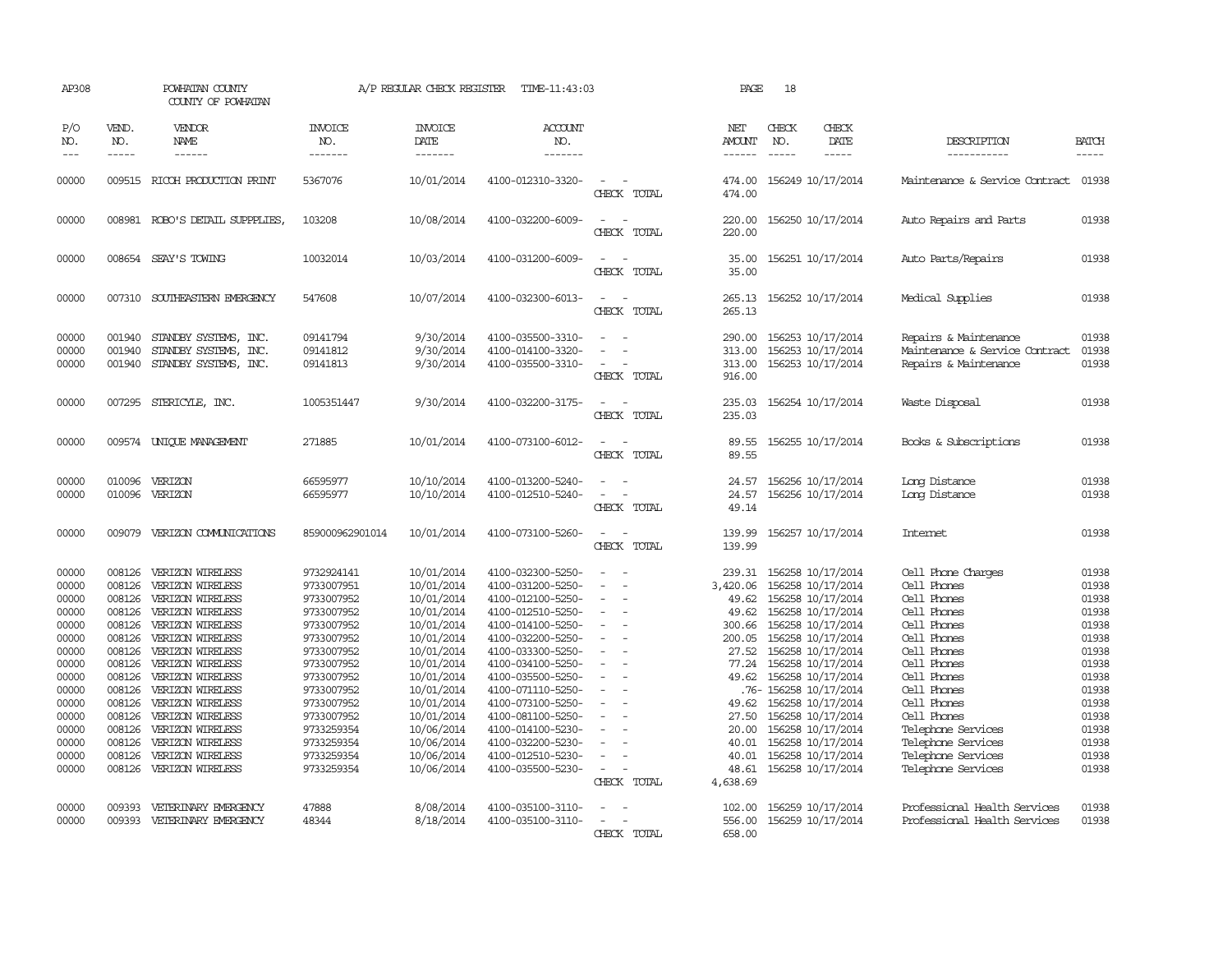AP308 POWHATAN COUNTY A/P REGULAR CHECK REGISTER TIME-11:43:03 PAGE 18
COUNTY OF POWHATAN

| P/O NO. | VEND. NO. | VENDOR NAME | INVOICE NO. | INVOICE DATE | ACCOUNT NO. | | NET AMOUNT | CHECK NO. | CHECK DATE | DESCRIPTION | BATCH |
|---|---|---|---|---|---|---|---|---|---|---|---|
| 00000 | 009515 | RICOH PRODUCTION PRINT | 5367076 | 10/01/2014 | 4100-012310-3320- | - - | 474.00 | 156249 | 10/17/2014 | Maintenance & Service Contract | 01938 |
| | | | | | | CHECK TOTAL | 474.00 | | | | |
| 00000 | 008981 | ROBO'S DETAIL SUPPPLIES, | 103208 | 10/08/2014 | 4100-032200-6009- | - - | 220.00 | 156250 | 10/17/2014 | Auto Repairs and Parts | 01938 |
| | | | | | | CHECK TOTAL | 220.00 | | | | |
| 00000 | 008654 | SEAY'S TOWING | 10032014 | 10/03/2014 | 4100-031200-6009- | - - | 35.00 | 156251 | 10/17/2014 | Auto Parts/Repairs | 01938 |
| | | | | | | CHECK TOTAL | 35.00 | | | | |
| 00000 | 007310 | SOUTHEASTERN EMERGENCY | 547608 | 10/07/2014 | 4100-032300-6013- | - - | 265.13 | 156252 | 10/17/2014 | Medical Supplies | 01938 |
| | | | | | | CHECK TOTAL | 265.13 | | | | |
| 00000 | 001940 | STANDBY SYSTEMS, INC. | 09141794 | 9/30/2014 | 4100-035500-3310- | - - | 290.00 | 156253 | 10/17/2014 | Repairs & Maintenance | 01938 |
| 00000 | 001940 | STANDBY SYSTEMS, INC. | 09141812 | 9/30/2014 | 4100-014100-3320- | - - | 313.00 | 156253 | 10/17/2014 | Maintenance & Service Contract | 01938 |
| 00000 | 001940 | STANDBY SYSTEMS, INC. | 09141813 | 9/30/2014 | 4100-035500-3310- | - - | 313.00 | 156253 | 10/17/2014 | Repairs & Maintenance | 01938 |
| | | | | | | CHECK TOTAL | 916.00 | | | | |
| 00000 | 007295 | STERICYLE, INC. | 1005351447 | 9/30/2014 | 4100-032200-3175- | - - | 235.03 | 156254 | 10/17/2014 | Waste Disposal | 01938 |
| | | | | | | CHECK TOTAL | 235.03 | | | | |
| 00000 | 009574 | UNIQUE MANAGEMENT | 271885 | 10/01/2014 | 4100-073100-6012- | - - | 89.55 | 156255 | 10/17/2014 | Books & Subscriptions | 01938 |
| | | | | | | CHECK TOTAL | 89.55 | | | | |
| 00000 | 010096 | VERIZON | 66595977 | 10/10/2014 | 4100-013200-5240- | - - | 24.57 | 156256 | 10/17/2014 | Long Distance | 01938 |
| 00000 | 010096 | VERIZON | 66595977 | 10/10/2014 | 4100-012510-5240- | - - | 24.57 | 156256 | 10/17/2014 | Long Distance | 01938 |
| | | | | | | CHECK TOTAL | 49.14 | | | | |
| 00000 | 009079 | VERIZON COMMUNICATIONS | 859000962901014 | 10/01/2014 | 4100-073100-5260- | - - | 139.99 | 156257 | 10/17/2014 | Internet | 01938 |
| | | | | | | CHECK TOTAL | 139.99 | | | | |
| 00000 | 008126 | VERIZON WIRELESS | 9732924141 | 10/01/2014 | 4100-032300-5250- | - - | 239.31 | 156258 | 10/17/2014 | Cell Phone Charges | 01938 |
| 00000 | 008126 | VERIZON WIRELESS | 9733007951 | 10/01/2014 | 4100-031200-5250- | - - | 3,420.06 | 156258 | 10/17/2014 | Cell Phones | 01938 |
| 00000 | 008126 | VERIZON WIRELESS | 9733007952 | 10/01/2014 | 4100-012100-5250- | - - | 49.62 | 156258 | 10/17/2014 | Cell Phones | 01938 |
| 00000 | 008126 | VERIZON WIRELESS | 9733007952 | 10/01/2014 | 4100-012510-5250- | - - | 49.62 | 156258 | 10/17/2014 | Cell Phones | 01938 |
| 00000 | 008126 | VERIZON WIRELESS | 9733007952 | 10/01/2014 | 4100-014100-5250- | - - | 300.66 | 156258 | 10/17/2014 | Cell Phones | 01938 |
| 00000 | 008126 | VERIZON WIRELESS | 9733007952 | 10/01/2014 | 4100-032200-5250- | - - | 200.05 | 156258 | 10/17/2014 | Cell Phones | 01938 |
| 00000 | 008126 | VERIZON WIRELESS | 9733007952 | 10/01/2014 | 4100-033300-5250- | - - | 27.52 | 156258 | 10/17/2014 | Cell Phones | 01938 |
| 00000 | 008126 | VERIZON WIRELESS | 9733007952 | 10/01/2014 | 4100-034100-5250- | - - | 77.24 | 156258 | 10/17/2014 | Cell Phones | 01938 |
| 00000 | 008126 | VERIZON WIRELESS | 9733007952 | 10/01/2014 | 4100-035500-5250- | - - | 49.62 | 156258 | 10/17/2014 | Cell Phones | 01938 |
| 00000 | 008126 | VERIZON WIRELESS | 9733007952 | 10/01/2014 | 4100-071110-5250- | - - | .76- | 156258 | 10/17/2014 | Cell Phones | 01938 |
| 00000 | 008126 | VERIZON WIRELESS | 9733007952 | 10/01/2014 | 4100-073100-5250- | - - | 49.62 | 156258 | 10/17/2014 | Cell Phones | 01938 |
| 00000 | 008126 | VERIZON WIRELESS | 9733007952 | 10/01/2014 | 4100-081100-5250- | - - | 27.50 | 156258 | 10/17/2014 | Cell Phones | 01938 |
| 00000 | 008126 | VERIZON WIRELESS | 9733259354 | 10/06/2014 | 4100-014100-5230- | - - | 20.00 | 156258 | 10/17/2014 | Telephone Services | 01938 |
| 00000 | 008126 | VERIZON WIRELESS | 9733259354 | 10/06/2014 | 4100-032200-5230- | - - | 40.01 | 156258 | 10/17/2014 | Telephone Services | 01938 |
| 00000 | 008126 | VERIZON WIRELESS | 9733259354 | 10/06/2014 | 4100-012510-5230- | - - | 40.01 | 156258 | 10/17/2014 | Telephone Services | 01938 |
| 00000 | 008126 | VERIZON WIRELESS | 9733259354 | 10/06/2014 | 4100-035500-5230- | - - | 48.61 | 156258 | 10/17/2014 | Telephone Services | 01938 |
| | | | | | | CHECK TOTAL | 4,638.69 | | | | |
| 00000 | 009393 | VETERINARY EMERGENCY | 47888 | 8/08/2014 | 4100-035100-3110- | - - | 102.00 | 156259 | 10/17/2014 | Professional Health Services | 01938 |
| 00000 | 009393 | VETERINARY EMERGENCY | 48344 | 8/18/2014 | 4100-035100-3110- | - - | 556.00 | 156259 | 10/17/2014 | Professional Health Services | 01938 |
| | | | | | | CHECK TOTAL | 658.00 | | | | |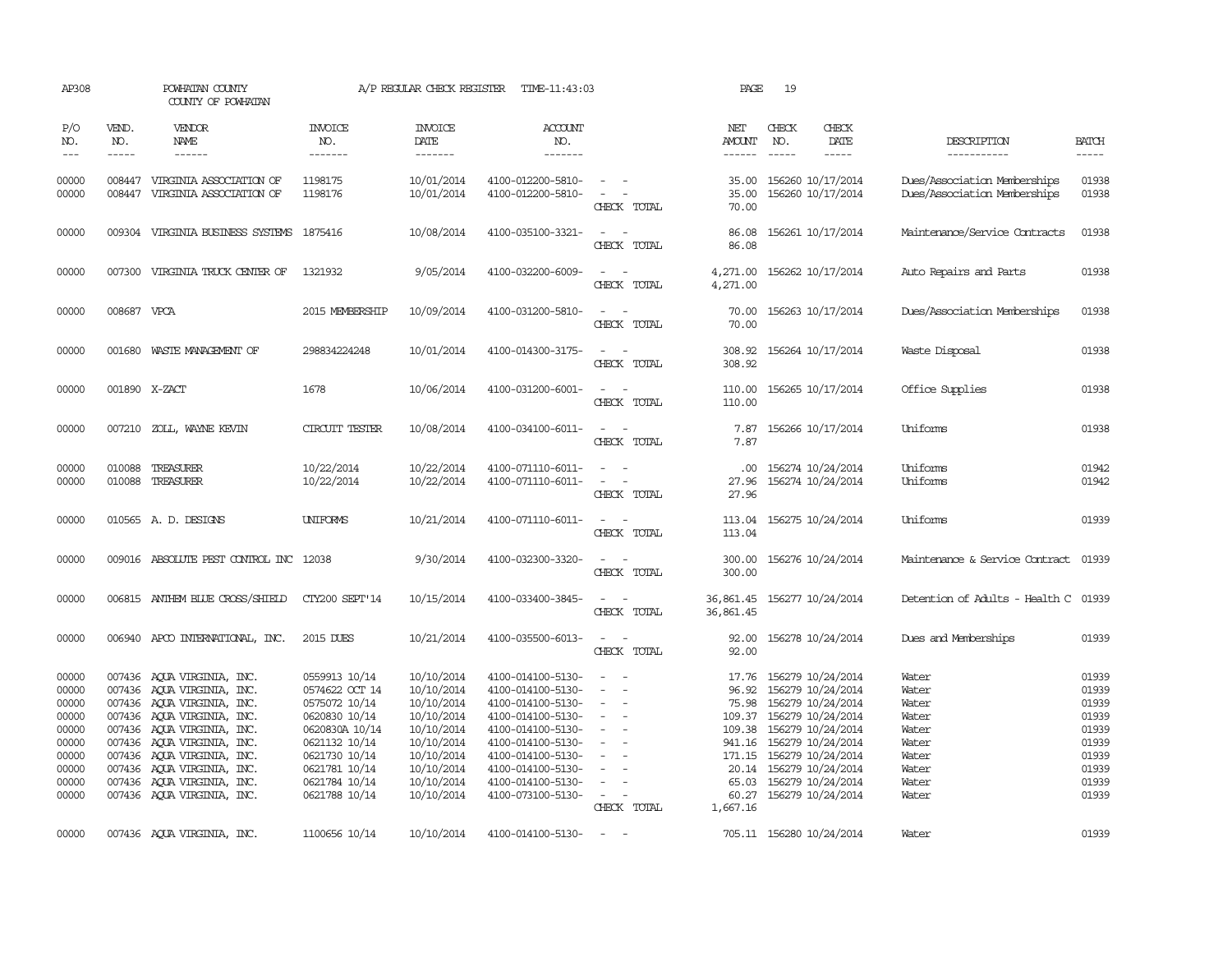AP308 POWHATAN COUNTY A/P REGULAR CHECK REGISTER TIME-11:43:03 PAGE 19

COUNTY OF POWHATAN

| P/O NO. | VEND. NO. | VENDOR NAME | INVOICE NO. | INVOICE DATE | ACCOUNT NO. | | NET AMOUNT | CHECK NO. | CHECK DATE | DESCRIPTION | BATCH |
|---|---|---|---|---|---|---|---|---|---|---|---|
| 00000 | 008447 | VIRGINIA ASSOCIATION OF | 1198175 | 10/01/2014 | 4100-012200-5810- | - - | 35.00 | 156260 | 10/17/2014 | Dues/Association Memberships | 01938 |
| 00000 | 008447 | VIRGINIA ASSOCIATION OF | 1198176 | 10/01/2014 | 4100-012200-5810- | - - | 35.00 | 156260 | 10/17/2014 | Dues/Association Memberships | 01938 |
| | | | | | | CHECK TOTAL | 70.00 | | | | |
| 00000 | 009304 | VIRGINIA BUSINESS SYSTEMS | 1875416 | 10/08/2014 | 4100-035100-3321- | - - | 86.08 | 156261 | 10/17/2014 | Maintenance/Service Contracts | 01938 |
| | | | | | | CHECK TOTAL | 86.08 | | | | |
| 00000 | 007300 | VIRGINIA TRUCK CENTER OF | 1321932 | 9/05/2014 | 4100-032200-6009- | - - | 4,271.00 | 156262 | 10/17/2014 | Auto Repairs and Parts | 01938 |
| | | | | | | CHECK TOTAL | 4,271.00 | | | | |
| 00000 | 008687 | VPCA | 2015 MEMBERSHIP | 10/09/2014 | 4100-031200-5810- | - - | 70.00 | 156263 | 10/17/2014 | Dues/Association Memberships | 01938 |
| | | | | | | CHECK TOTAL | 70.00 | | | | |
| 00000 | 001680 | WASTE MANAGEMENT OF | 298834224248 | 10/01/2014 | 4100-014300-3175- | - - | 308.92 | 156264 | 10/17/2014 | Waste Disposal | 01938 |
| | | | | | | CHECK TOTAL | 308.92 | | | | |
| 00000 | 001890 | X-ZACT | 1678 | 10/06/2014 | 4100-031200-6001- | - - | 110.00 | 156265 | 10/17/2014 | Office Supplies | 01938 |
| | | | | | | CHECK TOTAL | 110.00 | | | | |
| 00000 | 007210 | ZOLL, WAYNE KEVIN | CIRCUIT TESTER | 10/08/2014 | 4100-034100-6011- | - - | 7.87 | 156266 | 10/17/2014 | Uniforms | 01938 |
| | | | | | | CHECK TOTAL | 7.87 | | | | |
| 00000 | 010088 | TREASURER | 10/22/2014 | 10/22/2014 | 4100-071110-6011- | - - | .00 | 156274 | 10/24/2014 | Uniforms | 01942 |
| 00000 | 010088 | TREASURER | 10/22/2014 | 10/22/2014 | 4100-071110-6011- | - - | 27.96 | 156274 | 10/24/2014 | Uniforms | 01942 |
| | | | | | | CHECK TOTAL | 27.96 | | | | |
| 00000 | 010565 | A. D. DESIGNS | UNIFORMS | 10/21/2014 | 4100-071110-6011- | - - | 113.04 | 156275 | 10/24/2014 | Uniforms | 01939 |
| | | | | | | CHECK TOTAL | 113.04 | | | | |
| 00000 | 009016 | ABSOLUTE PEST CONTROL INC | 12038 | 9/30/2014 | 4100-032300-3320- | - - | 300.00 | 156276 | 10/24/2014 | Maintenance & Service Contract | 01939 |
| | | | | | | CHECK TOTAL | 300.00 | | | | |
| 00000 | 006815 | ANTHEM BLUE CROSS/SHIELD | CTY200 SEPT'14 | 10/15/2014 | 4100-033400-3845- | - - | 36,861.45 | 156277 | 10/24/2014 | Detention of Adults - Health C | 01939 |
| | | | | | | CHECK TOTAL | 36,861.45 | | | | |
| 00000 | 006940 | APCO INTERNATIONAL, INC. | 2015 DUES | 10/21/2014 | 4100-035500-6013- | - - | 92.00 | 156278 | 10/24/2014 | Dues and Memberships | 01939 |
| | | | | | | CHECK TOTAL | 92.00 | | | | |
| 00000 | 007436 | AQUA VIRGINIA, INC. | 0559913 10/14 | 10/10/2014 | 4100-014100-5130- | - - | 17.76 | 156279 | 10/24/2014 | Water | 01939 |
| 00000 | 007436 | AQUA VIRGINIA, INC. | 0574622 OCT 14 | 10/10/2014 | 4100-014100-5130- | - - | 96.92 | 156279 | 10/24/2014 | Water | 01939 |
| 00000 | 007436 | AQUA VIRGINIA, INC. | 0575072 10/14 | 10/10/2014 | 4100-014100-5130- | - - | 75.98 | 156279 | 10/24/2014 | Water | 01939 |
| 00000 | 007436 | AQUA VIRGINIA, INC. | 0620830 10/14 | 10/10/2014 | 4100-014100-5130- | - - | 109.37 | 156279 | 10/24/2014 | Water | 01939 |
| 00000 | 007436 | AQUA VIRGINIA, INC. | 0620830A 10/14 | 10/10/2014 | 4100-014100-5130- | - - | 109.38 | 156279 | 10/24/2014 | Water | 01939 |
| 00000 | 007436 | AQUA VIRGINIA, INC. | 0621132 10/14 | 10/10/2014 | 4100-014100-5130- | - - | 941.16 | 156279 | 10/24/2014 | Water | 01939 |
| 00000 | 007436 | AQUA VIRGINIA, INC. | 0621730 10/14 | 10/10/2014 | 4100-014100-5130- | - - | 171.15 | 156279 | 10/24/2014 | Water | 01939 |
| 00000 | 007436 | AQUA VIRGINIA, INC. | 0621781 10/14 | 10/10/2014 | 4100-014100-5130- | - - | 20.14 | 156279 | 10/24/2014 | Water | 01939 |
| 00000 | 007436 | AQUA VIRGINIA, INC. | 0621784 10/14 | 10/10/2014 | 4100-014100-5130- | - - | 65.03 | 156279 | 10/24/2014 | Water | 01939 |
| 00000 | 007436 | AQUA VIRGINIA, INC. | 0621788 10/14 | 10/10/2014 | 4100-073100-5130- | - - | 60.27 | 156279 | 10/24/2014 | Water | 01939 |
| | | | | | | CHECK TOTAL | 1,667.16 | | | | |
| 00000 | 007436 | AQUA VIRGINIA, INC. | 1100656 10/14 | 10/10/2014 | 4100-014100-5130- | - - | 705.11 | 156280 | 10/24/2014 | Water | 01939 |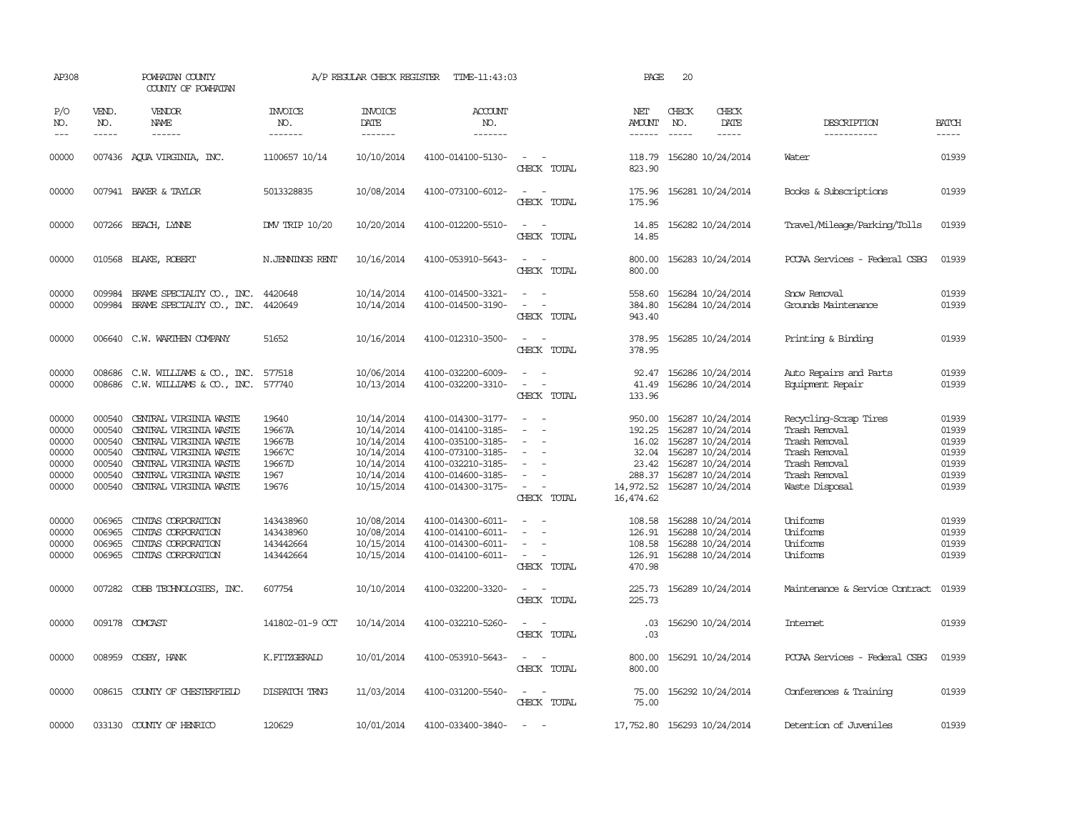AP308 POWHATAN COUNTY COUNTY OF POWHATAN A/P REGULAR CHECK REGISTER TIME-11:43:03 PAGE 20

| P/O NO. | VEND. NO. | VENDOR NAME | INVOICE NO. | INVOICE DATE | ACCOUNT NO. | | NET AMOUNT | CHECK NO. | CHECK DATE | DESCRIPTION | BATCH |
|---|---|---|---|---|---|---|---|---|---|---|---|
| 00000 | 007436 | AQUA VIRGINIA, INC. | 1100657 10/14 | 10/10/2014 | 4100-014100-5130- | - - | 118.79 | 156280 | 10/24/2014 | Water | 01939 |
| | | | | | | CHECK TOTAL | 823.90 | | | | |
| 00000 | 007941 | BAKER & TAYLOR | 5013328835 | 10/08/2014 | 4100-073100-6012- | - - | 175.96 | 156281 | 10/24/2014 | Books & Subscriptions | 01939 |
| | | | | | | CHECK TOTAL | 175.96 | | | | |
| 00000 | 007266 | BEACH, LYNNE | DMV TRIP 10/20 | 10/20/2014 | 4100-012200-5510- | - - | 14.85 | 156282 | 10/24/2014 | Travel/Mileage/Parking/Tolls | 01939 |
| | | | | | | CHECK TOTAL | 14.85 | | | | |
| 00000 | 010568 | BLAKE, ROBERT | N.JENNINGS RENT | 10/16/2014 | 4100-053910-5643- | - - | 800.00 | 156283 | 10/24/2014 | PCCAA Services - Federal CSBG | 01939 |
| | | | | | | CHECK TOTAL | 800.00 | | | | |
| 00000 | 009984 | BRAME SPECIALTY CO., INC. | 4420648 | 10/14/2014 | 4100-014500-3321- | - - | 558.60 | 156284 | 10/24/2014 | Snow Removal | 01939 |
| 00000 | 009984 | BRAME SPECIALTY CO., INC. | 4420649 | 10/14/2014 | 4100-014500-3190- | - - | 384.80 | 156284 | 10/24/2014 | Grounds Maintenance | 01939 |
| | | | | | | CHECK TOTAL | 943.40 | | | | |
| 00000 | 006640 | C.W. WARTHEN COMPANY | 51652 | 10/16/2014 | 4100-012310-3500- | - - | 378.95 | 156285 | 10/24/2014 | Printing & Binding | 01939 |
| | | | | | | CHECK TOTAL | 378.95 | | | | |
| 00000 | 008686 | C.W. WILLIAMS & CO., INC. | 577518 | 10/06/2014 | 4100-032200-6009- | - - | 92.47 | 156286 | 10/24/2014 | Auto Repairs and Parts | 01939 |
| 00000 | 008686 | C.W. WILLIAMS & CO., INC. | 577740 | 10/13/2014 | 4100-032200-3310- | - - | 41.49 | 156286 | 10/24/2014 | Equipment Repair | 01939 |
| | | | | | | CHECK TOTAL | 133.96 | | | | |
| 00000 | 000540 | CENTRAL VIRGINIA WASTE | 19640 | 10/14/2014 | 4100-014300-3177- | - - | 950.00 | 156287 | 10/24/2014 | Recycling-Scrap Tires | 01939 |
| 00000 | 000540 | CENTRAL VIRGINIA WASTE | 19667A | 10/14/2014 | 4100-014100-3185- | - - | 192.25 | 156287 | 10/24/2014 | Trash Removal | 01939 |
| 00000 | 000540 | CENTRAL VIRGINIA WASTE | 19667B | 10/14/2014 | 4100-035100-3185- | - - | 16.02 | 156287 | 10/24/2014 | Trash Removal | 01939 |
| 00000 | 000540 | CENTRAL VIRGINIA WASTE | 19667C | 10/14/2014 | 4100-073100-3185- | - - | 32.04 | 156287 | 10/24/2014 | Trash Removal | 01939 |
| 00000 | 000540 | CENTRAL VIRGINIA WASTE | 19667D | 10/14/2014 | 4100-032210-3185- | - - | 23.42 | 156287 | 10/24/2014 | Trash Removal | 01939 |
| 00000 | 000540 | CENTRAL VIRGINIA WASTE | 1967 | 10/14/2014 | 4100-014600-3185- | - - | 288.37 | 156287 | 10/24/2014 | Trash Removal | 01939 |
| 00000 | 000540 | CENTRAL VIRGINIA WASTE | 19676 | 10/15/2014 | 4100-014300-3175- | - - | 14,972.52 | 156287 | 10/24/2014 | Waste Disposal | 01939 |
| | | | | | | CHECK TOTAL | 16,474.62 | | | | |
| 00000 | 006965 | CINTAS CORPORATION | 143438960 | 10/08/2014 | 4100-014300-6011- | - - | 108.58 | 156288 | 10/24/2014 | Uniforms | 01939 |
| 00000 | 006965 | CINTAS CORPORATION | 143438960 | 10/08/2014 | 4100-014100-6011- | - - | 126.91 | 156288 | 10/24/2014 | Uniforms | 01939 |
| 00000 | 006965 | CINTAS CORPORATION | 143442664 | 10/15/2014 | 4100-014300-6011- | - - | 108.58 | 156288 | 10/24/2014 | Uniforms | 01939 |
| 00000 | 006965 | CINTAS CORPORATION | 143442664 | 10/15/2014 | 4100-014100-6011- | - - | 126.91 | 156288 | 10/24/2014 | Uniforms | 01939 |
| | | | | | | CHECK TOTAL | 470.98 | | | | |
| 00000 | 007282 | COBB TECHNOLOGIES, INC. | 607754 | 10/10/2014 | 4100-032200-3320- | - - | 225.73 | 156289 | 10/24/2014 | Maintenance & Service Contract | 01939 |
| | | | | | | CHECK TOTAL | 225.73 | | | | |
| 00000 | 009178 | COMCAST | 141802-01-9 OCT | 10/14/2014 | 4100-032210-5260- | - - | .03 | 156290 | 10/24/2014 | Internet | 01939 |
| | | | | | | CHECK TOTAL | .03 | | | | |
| 00000 | 008959 | COSBY, HANK | K.FITZGERALD | 10/01/2014 | 4100-053910-5643- | - - | 800.00 | 156291 | 10/24/2014 | PCCAA Services - Federal CSBG | 01939 |
| | | | | | | CHECK TOTAL | 800.00 | | | | |
| 00000 | 008615 | COUNTY OF CHESTERFIELD | DISPATCH TRNG | 11/03/2014 | 4100-031200-5540- | - - | 75.00 | 156292 | 10/24/2014 | Conferences & Training | 01939 |
| | | | | | | CHECK TOTAL | 75.00 | | | | |
| 00000 | 033130 | COUNTY OF HENRICO | 120629 | 10/01/2014 | 4100-033400-3840- | - - | 17,752.80 | 156293 | 10/24/2014 | Detention of Juveniles | 01939 |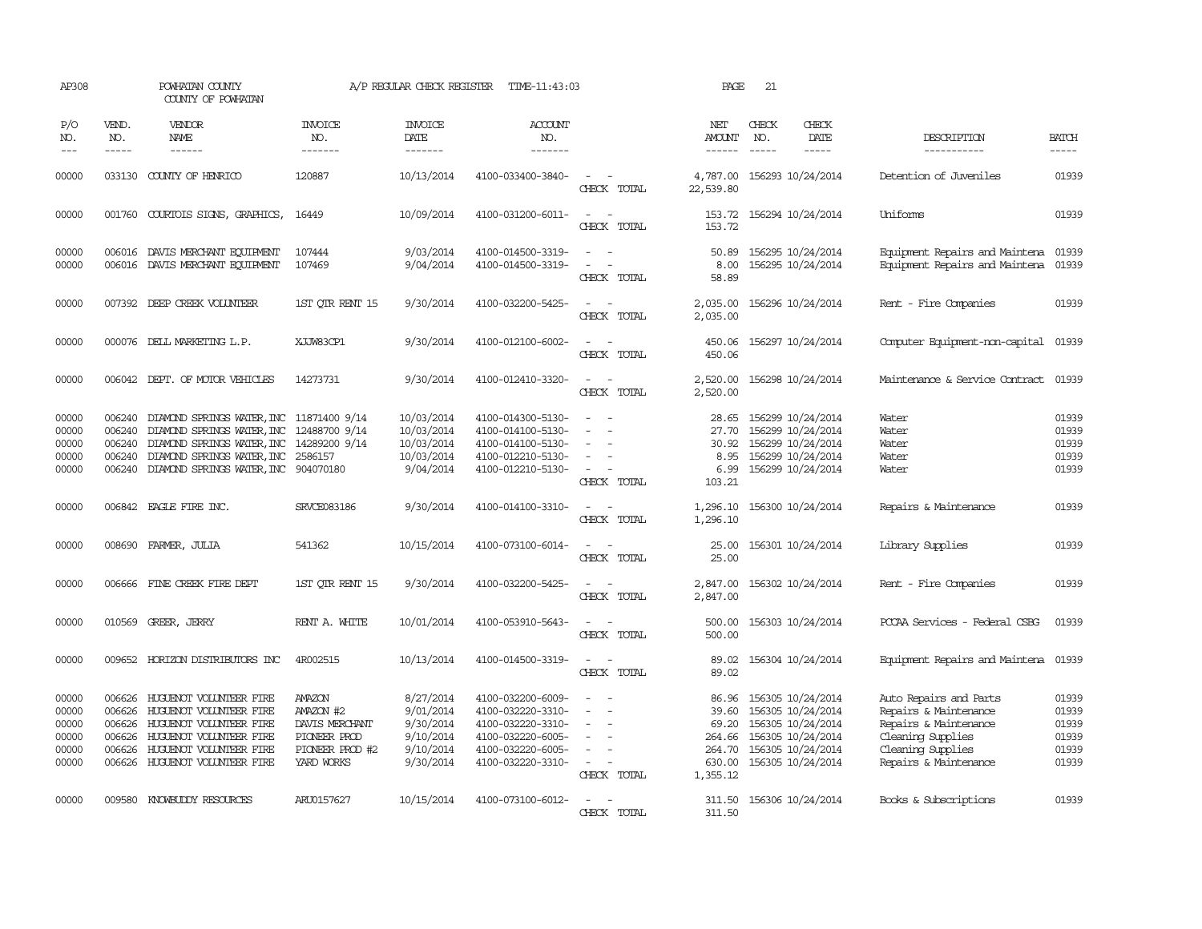AP308 POWHATAN COUNTY A/P REGULAR CHECK REGISTER TIME-11:43:03 PAGE 21

COUNTY OF POWHATAN

| P/O NO. | VEND. NO. | VENDOR NAME | INVOICE NO. | INVOICE DATE | ACCOUNT NO. | | NET AMOUNT | CHECK NO. | CHECK DATE | DESCRIPTION | BATCH |
|---|---|---|---|---|---|---|---|---|---|---|---|
| --- | ----- | ------ | ------- | ------- | ------- | | ------ | ----- | ----- | ----------- | ----- |
| 00000 | 033130 | COUNTY OF HENRICO | 120887 | 10/13/2014 | 4100-033400-3840- | - - | 4,787.00 | 156293 | 10/24/2014 | Detention of Juveniles | 01939 |
| | | | | | | CHECK TOTAL | 22,539.80 | | | | |
| 00000 | 001760 | COURTOIS SIGNS, GRAPHICS, | 16449 | 10/09/2014 | 4100-031200-6011- | - - | 153.72 | 156294 | 10/24/2014 | Uniforms | 01939 |
| | | | | | | CHECK TOTAL | 153.72 | | | | |
| 00000 | 006016 | DAVIS MERCHANT EQUIPMENT | 107444 | 9/03/2014 | 4100-014500-3319- | - - | 50.89 | 156295 | 10/24/2014 | Equipment Repairs and Maintena | 01939 |
| 00000 | 006016 | DAVIS MERCHANT EQUIPMENT | 107469 | 9/04/2014 | 4100-014500-3319- | - - | 8.00 | 156295 | 10/24/2014 | Equipment Repairs and Maintena | 01939 |
| | | | | | | CHECK TOTAL | 58.89 | | | | |
| 00000 | 007392 | DEEP CREEK VOLUNTEER | 1ST QTR RENT 15 | 9/30/2014 | 4100-032200-5425- | - - | 2,035.00 | 156296 | 10/24/2014 | Rent - Fire Companies | 01939 |
| | | | | | | CHECK TOTAL | 2,035.00 | | | | |
| 00000 | 000076 | DELL MARKETING L.P. | XJJW83CP1 | 9/30/2014 | 4100-012100-6002- | - - | 450.06 | 156297 | 10/24/2014 | Computer Equipment-non-capital | 01939 |
| | | | | | | CHECK TOTAL | 450.06 | | | | |
| 00000 | 006042 | DEPT. OF MOTOR VEHICLES | 14273731 | 9/30/2014 | 4100-012410-3320- | - - | 2,520.00 | 156298 | 10/24/2014 | Maintenance & Service Contract | 01939 |
| | | | | | | CHECK TOTAL | 2,520.00 | | | | |
| 00000 | 006240 | DIAMOND SPRINGS WATER,INC | 11871400 9/14 | 10/03/2014 | 4100-014300-5130- | - - | 28.65 | 156299 | 10/24/2014 | Water | 01939 |
| 00000 | 006240 | DIAMOND SPRINGS WATER,INC | 12488700 9/14 | 10/03/2014 | 4100-014100-5130- | - - | 27.70 | 156299 | 10/24/2014 | Water | 01939 |
| 00000 | 006240 | DIAMOND SPRINGS WATER,INC | 14289200 9/14 | 10/03/2014 | 4100-014100-5130- | - - | 30.92 | 156299 | 10/24/2014 | Water | 01939 |
| 00000 | 006240 | DIAMOND SPRINGS WATER,INC | 2586157 | 10/03/2014 | 4100-012210-5130- | - - | 8.95 | 156299 | 10/24/2014 | Water | 01939 |
| 00000 | 006240 | DIAMOND SPRINGS WATER,INC | 904070180 | 9/04/2014 | 4100-012210-5130- | - - | 6.99 | 156299 | 10/24/2014 | Water | 01939 |
| | | | | | | CHECK TOTAL | 103.21 | | | | |
| 00000 | 006842 | EAGLE FIRE INC. | SRVCE083186 | 9/30/2014 | 4100-014100-3310- | - - | 1,296.10 | 156300 | 10/24/2014 | Repairs & Maintenance | 01939 |
| | | | | | | CHECK TOTAL | 1,296.10 | | | | |
| 00000 | 008690 | FARMER, JULIA | 541362 | 10/15/2014 | 4100-073100-6014- | - - | 25.00 | 156301 | 10/24/2014 | Library Supplies | 01939 |
| | | | | | | CHECK TOTAL | 25.00 | | | | |
| 00000 | 006666 | FINE CREEK FIRE DEPT | 1ST QTR RENT 15 | 9/30/2014 | 4100-032200-5425- | - - | 2,847.00 | 156302 | 10/24/2014 | Rent - Fire Companies | 01939 |
| | | | | | | CHECK TOTAL | 2,847.00 | | | | |
| 00000 | 010569 | GREER, JERRY | RENT A. WHITE | 10/01/2014 | 4100-053910-5643- | - - | 500.00 | 156303 | 10/24/2014 | PCCAA Services - Federal CSBG | 01939 |
| | | | | | | CHECK TOTAL | 500.00 | | | | |
| 00000 | 009652 | HORIZON DISTRIBUTORS INC | 4R002515 | 10/13/2014 | 4100-014500-3319- | - - | 89.02 | 156304 | 10/24/2014 | Equipment Repairs and Maintena | 01939 |
| | | | | | | CHECK TOTAL | 89.02 | | | | |
| 00000 | 006626 | HUGUENOT VOLUNTEER FIRE | AMAZON | 8/27/2014 | 4100-032200-6009- | - - | 86.96 | 156305 | 10/24/2014 | Auto Repairs and Parts | 01939 |
| 00000 | 006626 | HUGUENOT VOLUNTEER FIRE | AMAZON #2 | 9/01/2014 | 4100-032220-3310- | - - | 39.60 | 156305 | 10/24/2014 | Repairs & Maintenance | 01939 |
| 00000 | 006626 | HUGUENOT VOLUNTEER FIRE | DAVIS MERCHANT | 9/30/2014 | 4100-032220-3310- | - - | 69.20 | 156305 | 10/24/2014 | Repairs & Maintenance | 01939 |
| 00000 | 006626 | HUGUENOT VOLUNTEER FIRE | PIONEER PROD | 9/10/2014 | 4100-032220-6005- | - - | 264.66 | 156305 | 10/24/2014 | Cleaning Supplies | 01939 |
| 00000 | 006626 | HUGUENOT VOLUNTEER FIRE | PIONEER PROD #2 | 9/10/2014 | 4100-032220-6005- | - - | 264.70 | 156305 | 10/24/2014 | Cleaning Supplies | 01939 |
| 00000 | 006626 | HUGUENOT VOLUNTEER FIRE | YARD WORKS | 9/30/2014 | 4100-032220-3310- | - - | 630.00 | 156305 | 10/24/2014 | Repairs & Maintenance | 01939 |
| | | | | | | CHECK TOTAL | 1,355.12 | | | | |
| 00000 | 009580 | KNOWBUDDY RESOURCES | ARU0157627 | 10/15/2014 | 4100-073100-6012- | - - | 311.50 | 156306 | 10/24/2014 | Books & Subscriptions | 01939 |
| | | | | | | CHECK TOTAL | 311.50 | | | | |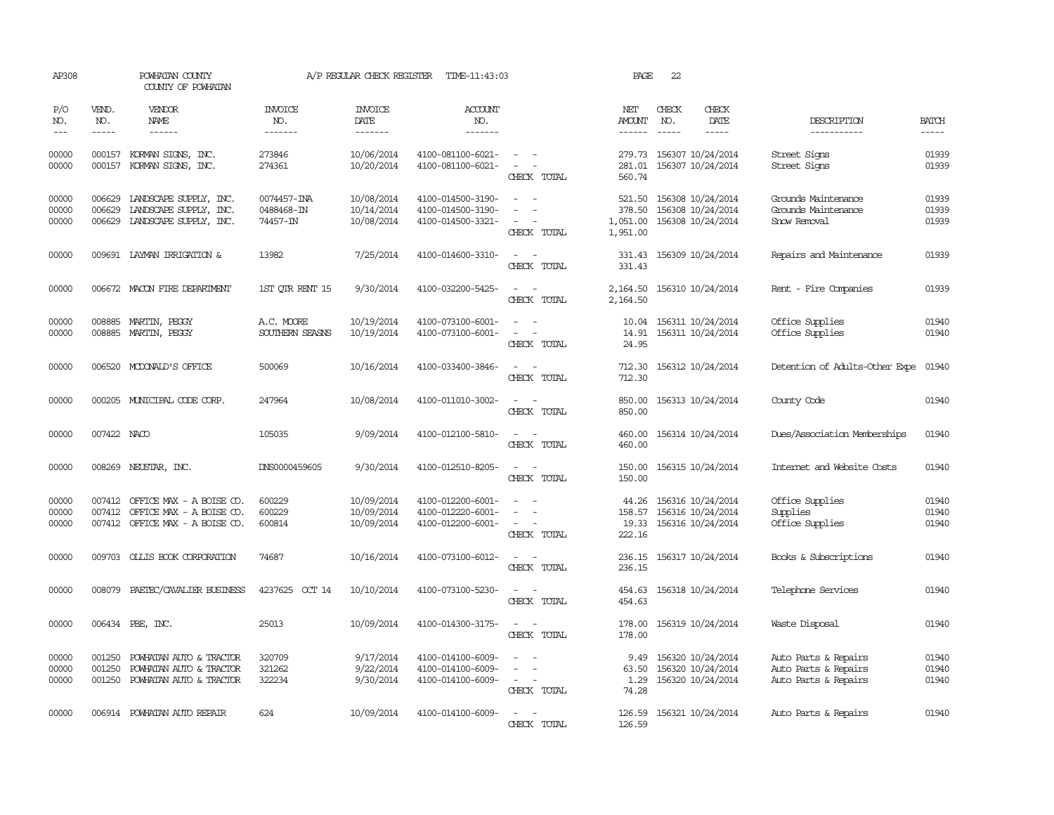AP308 POWHATAN COUNTY COUNTY OF POWHATAN A/P REGULAR CHECK REGISTER TIME-11:43:03 PAGE 22

| P/O NO. | VEND. NO. | VENDOR NAME | INVOICE NO. | INVOICE DATE | ACCOUNT NO. | | NET AMOUNT | CHECK NO. | CHECK DATE | DESCRIPTION | BATCH |
|---|---|---|---|---|---|---|---|---|---|---|---|
| 00000 | 000157 | KORMAN SIGNS, INC. | 273846 | 10/06/2014 | 4100-081100-6021- | - - | 279.73 | 156307 | 10/24/2014 | Street Signs | 01939 |
| 00000 | 000157 | KORMAN SIGNS, INC. | 274361 | 10/20/2014 | 4100-081100-6021- | - - | 281.01 | 156307 | 10/24/2014 | Street Signs | 01939 |
| | | | | | | CHECK TOTAL | 560.74 | | | | |
| 00000 | 006629 | LANDSCAPE SUPPLY, INC. | 0074457-INA | 10/08/2014 | 4100-014500-3190- | - - | 521.50 | 156308 | 10/24/2014 | Grounds Maintenance | 01939 |
| 00000 | 006629 | LANDSCAPE SUPPLY, INC. | 0488468-IN | 10/14/2014 | 4100-014500-3190- | - - | 378.50 | 156308 | 10/24/2014 | Grounds Maintenance | 01939 |
| 00000 | 006629 | LANDSCAPE SUPPLY, INC. | 74457-IN | 10/08/2014 | 4100-014500-3321- | - - | 1,051.00 | 156308 | 10/24/2014 | Snow Removal | 01939 |
| | | | | | | CHECK TOTAL | 1,951.00 | | | | |
| 00000 | 009691 | LAYMAN IRRIGATION & | 13982 | 7/25/2014 | 4100-014600-3310- | - - | 331.43 | 156309 | 10/24/2014 | Repairs and Maintenance | 01939 |
| | | | | | | CHECK TOTAL | 331.43 | | | | |
| 00000 | 006672 | MACON FIRE DEPARTMENT | 1ST QTR RENT 15 | 9/30/2014 | 4100-032200-5425- | - - | 2,164.50 | 156310 | 10/24/2014 | Rent - Fire Companies | 01939 |
| | | | | | | CHECK TOTAL | 2,164.50 | | | | |
| 00000 | 008885 | MARTIN, PEGGY | A.C. MOORE | 10/19/2014 | 4100-073100-6001- | - - | 10.04 | 156311 | 10/24/2014 | Office Supplies | 01940 |
| 00000 | 008885 | MARTIN, PEGGY | SOUTHERN SEASNS | 10/19/2014 | 4100-073100-6001- | - - | 14.91 | 156311 | 10/24/2014 | Office Supplies | 01940 |
| | | | | | | CHECK TOTAL | 24.95 | | | | |
| 00000 | 006520 | MCDONALD'S OFFICE | 500069 | 10/16/2014 | 4100-033400-3846- | - - | 712.30 | 156312 | 10/24/2014 | Detention of Adults-Other Expe | 01940 |
| | | | | | | CHECK TOTAL | 712.30 | | | | |
| 00000 | 000205 | MUNICIPAL CODE CORP. | 247964 | 10/08/2014 | 4100-011010-3002- | - - | 850.00 | 156313 | 10/24/2014 | County Code | 01940 |
| | | | | | | CHECK TOTAL | 850.00 | | | | |
| 00000 | 007422 | NACO | 105035 | 9/09/2014 | 4100-012100-5810- | - - | 460.00 | 156314 | 10/24/2014 | Dues/Association Memberships | 01940 |
| | | | | | | CHECK TOTAL | 460.00 | | | | |
| 00000 | 008269 | NEUSTAR, INC. | DNS0000459605 | 9/30/2014 | 4100-012510-8205- | - - | 150.00 | 156315 | 10/24/2014 | Internet and Website Costs | 01940 |
| | | | | | | CHECK TOTAL | 150.00 | | | | |
| 00000 | 007412 | OFFICE MAX - A BOISE CO. | 600229 | 10/09/2014 | 4100-012200-6001- | - - | 44.26 | 156316 | 10/24/2014 | Office Supplies | 01940 |
| 00000 | 007412 | OFFICE MAX - A BOISE CO. | 600229 | 10/09/2014 | 4100-012220-6001- | - - | 158.57 | 156316 | 10/24/2014 | Supplies | 01940 |
| 00000 | 007412 | OFFICE MAX - A BOISE CO. | 600814 | 10/09/2014 | 4100-012200-6001- | - - | 19.33 | 156316 | 10/24/2014 | Office Supplies | 01940 |
| | | | | | | CHECK TOTAL | 222.16 | | | | |
| 00000 | 009703 | OLLIS BOOK CORPORATION | 74687 | 10/16/2014 | 4100-073100-6012- | - - | 236.15 | 156317 | 10/24/2014 | Books & Subscriptions | 01940 |
| | | | | | | CHECK TOTAL | 236.15 | | | | |
| 00000 | 008079 | PAETEC/CAVALIER BUSINESS | 4237625 OCT 14 | 10/10/2014 | 4100-073100-5230- | - - | 454.63 | 156318 | 10/24/2014 | Telephone Services | 01940 |
| | | | | | | CHECK TOTAL | 454.63 | | | | |
| 00000 | 006434 | PBE, INC. | 25013 | 10/09/2014 | 4100-014300-3175- | - - | 178.00 | 156319 | 10/24/2014 | Waste Disposal | 01940 |
| | | | | | | CHECK TOTAL | 178.00 | | | | |
| 00000 | 001250 | POWHATAN AUTO & TRACTOR | 320709 | 9/17/2014 | 4100-014100-6009- | - - | 9.49 | 156320 | 10/24/2014 | Auto Parts & Repairs | 01940 |
| 00000 | 001250 | POWHATAN AUTO & TRACTOR | 321262 | 9/22/2014 | 4100-014100-6009- | - - | 63.50 | 156320 | 10/24/2014 | Auto Parts & Repairs | 01940 |
| 00000 | 001250 | POWHATAN AUTO & TRACTOR | 322234 | 9/30/2014 | 4100-014100-6009- | - - | 1.29 | 156320 | 10/24/2014 | Auto Parts & Repairs | 01940 |
| | | | | | | CHECK TOTAL | 74.28 | | | | |
| 00000 | 006914 | POWHATAN AUTO REPAIR | 624 | 10/09/2014 | 4100-014100-6009- | - - | 126.59 | 156321 | 10/24/2014 | Auto Parts & Repairs | 01940 |
| | | | | | | CHECK TOTAL | 126.59 | | | | |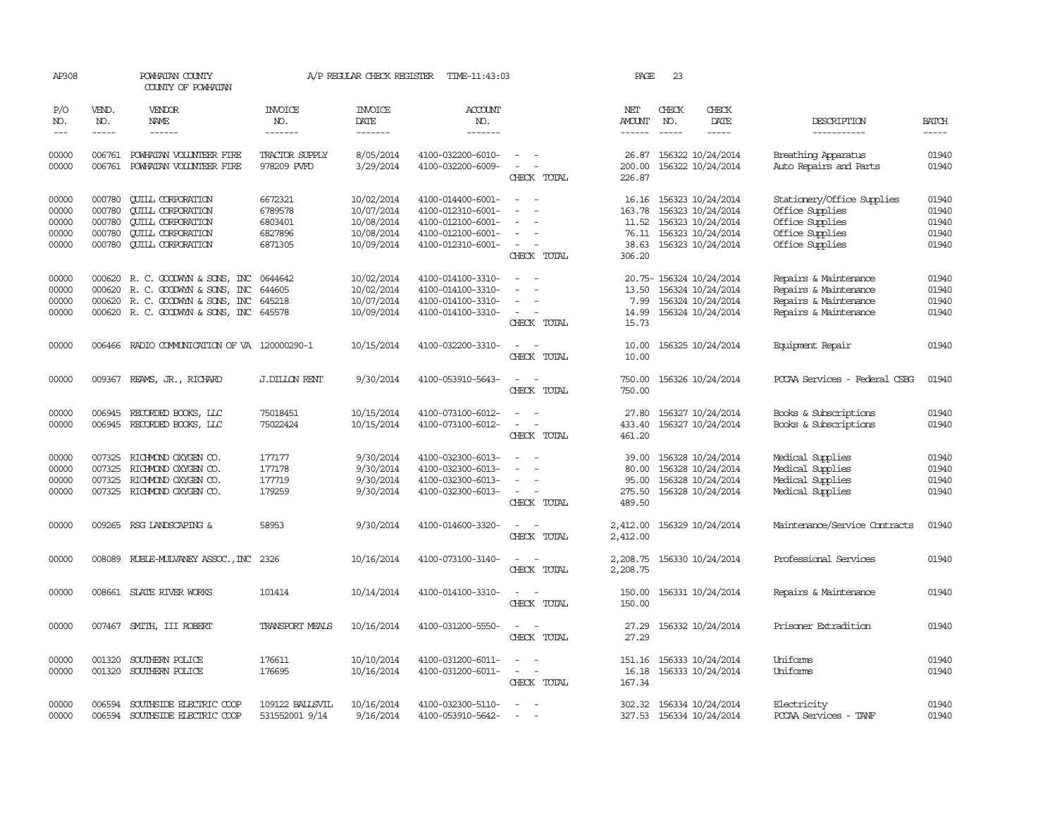AP308 POWHATAN COUNTY A/P REGULAR CHECK REGISTER TIME-11:43:03 PAGE 23

COUNTY OF POWHATAN

| P/O NO. | VEND. NO. | VENDOR NAME | INVOICE NO. | INVOICE DATE | ACCOUNT NO. | | NET AMOUNT | CHECK NO. | CHECK DATE | DESCRIPTION | BATCH |
|---|---|---|---|---|---|---|---|---|---|---|---|
| 00000 | 006761 | POWHATAN VOLUNTEER FIRE | TRACTOR SUPPLY | 8/05/2014 | 4100-032200-6010- | - - | 26.87 | 156322 | 10/24/2014 | Breathing Apparatus | 01940 |
| 00000 | 006761 | POWHATAN VOLUNTEER FIRE | 978209 PVFD | 3/29/2014 | 4100-032200-6009- | - - | 200.00 | 156322 | 10/24/2014 | Auto Repairs and Parts | 01940 |
| | | | | | | CHECK TOTAL | 226.87 | | | | |
| 00000 | 000780 | QUILL CORPORATION | 6672321 | 10/02/2014 | 4100-014400-6001- | - - | 16.16 | 156323 | 10/24/2014 | Stationery/Office Supplies | 01940 |
| 00000 | 000780 | QUILL CORPORATION | 6789578 | 10/07/2014 | 4100-012310-6001- | - - | 163.78 | 156323 | 10/24/2014 | Office Supplies | 01940 |
| 00000 | 000780 | QUILL CORPORATION | 6803401 | 10/08/2014 | 4100-012100-6001- | - - | 11.52 | 156323 | 10/24/2014 | Office Supplies | 01940 |
| 00000 | 000780 | QUILL CORPORATION | 6827896 | 10/08/2014 | 4100-012100-6001- | - - | 76.11 | 156323 | 10/24/2014 | Office Supplies | 01940 |
| 00000 | 000780 | QUILL CORPORATION | 6871305 | 10/09/2014 | 4100-012310-6001- | - - | 38.63 | 156323 | 10/24/2014 | Office Supplies | 01940 |
| | | | | | | CHECK TOTAL | 306.20 | | | | |
| 00000 | 000620 | R. C. GOODWYN & SONS, INC | 0644642 | 10/02/2014 | 4100-014100-3310- | - - | 20.75- | 156324 | 10/24/2014 | Repairs & Maintenance | 01940 |
| 00000 | 000620 | R. C. GOODWYN & SONS, INC | 644605 | 10/02/2014 | 4100-014100-3310- | - - | 13.50 | 156324 | 10/24/2014 | Repairs & Maintenance | 01940 |
| 00000 | 000620 | R. C. GOODWYN & SONS, INC | 645218 | 10/07/2014 | 4100-014100-3310- | - - | 7.99 | 156324 | 10/24/2014 | Repairs & Maintenance | 01940 |
| 00000 | 000620 | R. C. GOODWYN & SONS, INC | 645578 | 10/09/2014 | 4100-014100-3310- | - - | 14.99 | 156324 | 10/24/2014 | Repairs & Maintenance | 01940 |
| | | | | | | CHECK TOTAL | 15.73 | | | | |
| 00000 | 006466 | RADIO COMMUNICATION OF VA | 120000290-1 | 10/15/2014 | 4100-032200-3310- | - - | 10.00 | 156325 | 10/24/2014 | Equipment Repair | 01940 |
| | | | | | | CHECK TOTAL | 10.00 | | | | |
| 00000 | 009367 | REAMS, JR., RICHARD | J.DILLON RENT | 9/30/2014 | 4100-053910-5643- | - - | 750.00 | 156326 | 10/24/2014 | PCCAA Services - Federal CSBG | 01940 |
| | | | | | | CHECK TOTAL | 750.00 | | | | |
| 00000 | 006945 | RECORDED BOOKS, LLC | 75018451 | 10/15/2014 | 4100-073100-6012- | - - | 27.80 | 156327 | 10/24/2014 | Books & Subscriptions | 01940 |
| 00000 | 006945 | RECORDED BOOKS, LLC | 75022424 | 10/15/2014 | 4100-073100-6012- | - - | 433.40 | 156327 | 10/24/2014 | Books & Subscriptions | 01940 |
| | | | | | | CHECK TOTAL | 461.20 | | | | |
| 00000 | 007325 | RICHMOND OXYGEN CO. | 177177 | 9/30/2014 | 4100-032300-6013- | - - | 39.00 | 156328 | 10/24/2014 | Medical Supplies | 01940 |
| 00000 | 007325 | RICHMOND OXYGEN CO. | 177178 | 9/30/2014 | 4100-032300-6013- | - - | 80.00 | 156328 | 10/24/2014 | Medical Supplies | 01940 |
| 00000 | 007325 | RICHMOND OXYGEN CO. | 177719 | 9/30/2014 | 4100-032300-6013- | - - | 95.00 | 156328 | 10/24/2014 | Medical Supplies | 01940 |
| 00000 | 007325 | RICHMOND OXYGEN CO. | 179259 | 9/30/2014 | 4100-032300-6013- | - - | 275.50 | 156328 | 10/24/2014 | Medical Supplies | 01940 |
| | | | | | | CHECK TOTAL | 489.50 | | | | |
| 00000 | 009265 | RSG LANDSCAPING & | 58953 | 9/30/2014 | 4100-014600-3320- | - - | 2,412.00 | 156329 | 10/24/2014 | Maintenance/Service Contracts | 01940 |
| | | | | | | CHECK TOTAL | 2,412.00 | | | | |
| 00000 | 008089 | RUBLE-MULVANEY ASSOC.,INC | 2326 | 10/16/2014 | 4100-073100-3140- | - - | 2,208.75 | 156330 | 10/24/2014 | Professional Services | 01940 |
| | | | | | | CHECK TOTAL | 2,208.75 | | | | |
| 00000 | 008661 | SLATE RIVER WORKS | 101414 | 10/14/2014 | 4100-014100-3310- | - - | 150.00 | 156331 | 10/24/2014 | Repairs & Maintenance | 01940 |
| | | | | | | CHECK TOTAL | 150.00 | | | | |
| 00000 | 007467 | SMITH, III ROBERT | TRANSPORT MEALS | 10/16/2014 | 4100-031200-5550- | - - | 27.29 | 156332 | 10/24/2014 | Prisoner Extradition | 01940 |
| | | | | | | CHECK TOTAL | 27.29 | | | | |
| 00000 | 001320 | SOUTHERN POLICE | 176611 | 10/10/2014 | 4100-031200-6011- | - - | 151.16 | 156333 | 10/24/2014 | Uniforms | 01940 |
| 00000 | 001320 | SOUTHERN POLICE | 176695 | 10/16/2014 | 4100-031200-6011- | - - | 16.18 | 156333 | 10/24/2014 | Uniforms | 01940 |
| | | | | | | CHECK TOTAL | 167.34 | | | | |
| 00000 | 006594 | SOUTHSIDE ELECTRIC COOP | 109122 BALLSVIL | 10/16/2014 | 4100-032300-5110- | - - | 302.32 | 156334 | 10/24/2014 | Electricity | 01940 |
| 00000 | 006594 | SOUTHSIDE ELECTRIC COOP | 531552001 9/14 | 9/16/2014 | 4100-053910-5642- | - - | 327.53 | 156334 | 10/24/2014 | PCCAA Services - TANF | 01940 |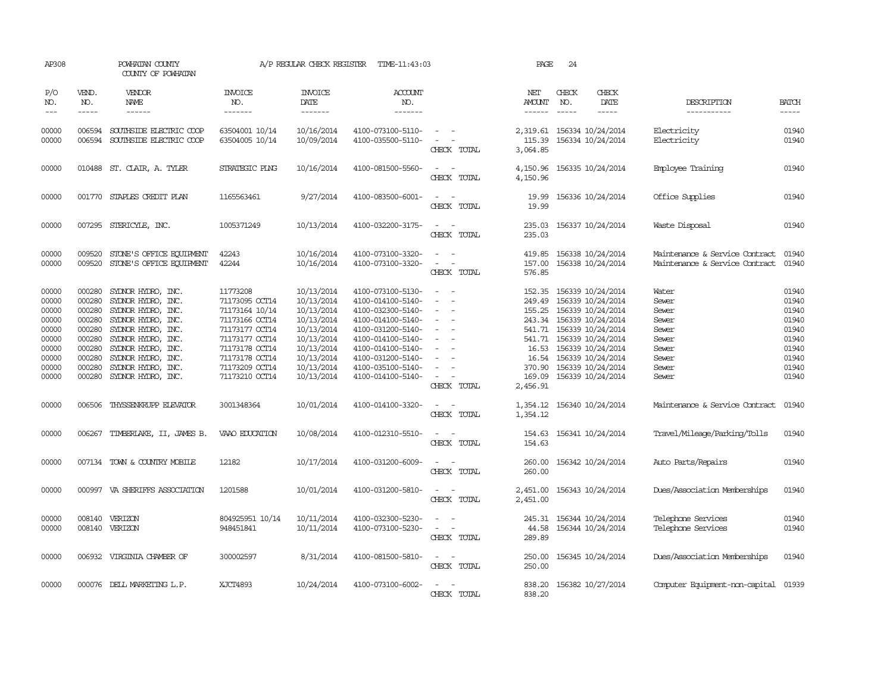AP308 POWHATAN COUNTY A/P REGULAR CHECK REGISTER TIME-11:43:03

COUNTY OF POWHATAN

| P/O NO. | VEND. NO. | VENDOR NAME | INVOICE NO. | INVOICE DATE | ACCOUNT NO. | | NET AMOUNT | CHECK NO. | CHECK DATE | DESCRIPTION | BATCH |
|---|---|---|---|---|---|---|---|---|---|---|---|
| 00000 | 006594 | SOUTHSIDE ELECTRIC COOP | 63504001 10/14 | 10/16/2014 | 4100-073100-5110- | - - | 2,319.61 | 156334 | 10/24/2014 | Electricity | 01940 |
| 00000 | 006594 | SOUTHSIDE ELECTRIC COOP | 63504005 10/14 | 10/09/2014 | 4100-035500-5110- | - - | 115.39 | 156334 | 10/24/2014 | Electricity | 01940 |
| | | | | | | CHECK TOTAL | 3,064.85 | | | | |
| 00000 | 010488 | ST. CLAIR, A. TYLER | STRATEGIC PLNG | 10/16/2014 | 4100-081500-5560- | - - | 4,150.96 | 156335 | 10/24/2014 | Employee Training | 01940 |
| | | | | | | CHECK TOTAL | 4,150.96 | | | | |
| 00000 | 001770 | STAPLES CREDIT PLAN | 1165563461 | 9/27/2014 | 4100-083500-6001- | - - | 19.99 | 156336 | 10/24/2014 | Office Supplies | 01940 |
| | | | | | | CHECK TOTAL | 19.99 | | | | |
| 00000 | 007295 | STERICYLE, INC. | 1005371249 | 10/13/2014 | 4100-032200-3175- | - - | 235.03 | 156337 | 10/24/2014 | Waste Disposal | 01940 |
| | | | | | | CHECK TOTAL | 235.03 | | | | |
| 00000 | 009520 | STONE'S OFFICE EQUIPMENT | 42243 | 10/16/2014 | 4100-073100-3320- | - - | 419.85 | 156338 | 10/24/2014 | Maintenance & Service Contract | 01940 |
| 00000 | 009520 | STONE'S OFFICE EQUIPMENT | 42244 | 10/16/2014 | 4100-073100-3320- | - - | 157.00 | 156338 | 10/24/2014 | Maintenance & Service Contract | 01940 |
| | | | | | | CHECK TOTAL | 576.85 | | | | |
| 00000 | 000280 | SYDNOR HYDRO, INC. | 11773208 | 10/13/2014 | 4100-073100-5130- | - - | 152.35 | 156339 | 10/24/2014 | Water | 01940 |
| 00000 | 000280 | SYDNOR HYDRO, INC. | 71173095 OCT14 | 10/13/2014 | 4100-014100-5140- | - - | 249.49 | 156339 | 10/24/2014 | Sewer | 01940 |
| 00000 | 000280 | SYDNOR HYDRO, INC. | 71173164 10/14 | 10/13/2014 | 4100-032300-5140- | - - | 155.25 | 156339 | 10/24/2014 | Sewer | 01940 |
| 00000 | 000280 | SYDNOR HYDRO, INC. | 71173166 OCT14 | 10/13/2014 | 4100-014100-5140- | - - | 243.34 | 156339 | 10/24/2014 | Sewer | 01940 |
| 00000 | 000280 | SYDNOR HYDRO, INC. | 71173177 OCT14 | 10/13/2014 | 4100-031200-5140- | - - | 541.71 | 156339 | 10/24/2014 | Sewer | 01940 |
| 00000 | 000280 | SYDNOR HYDRO, INC. | 71173177 OCT14 | 10/13/2014 | 4100-014100-5140- | - - | 541.71 | 156339 | 10/24/2014 | Sewer | 01940 |
| 00000 | 000280 | SYDNOR HYDRO, INC. | 71173178 OCT14 | 10/13/2014 | 4100-014100-5140- | - - | 16.53 | 156339 | 10/24/2014 | Sewer | 01940 |
| 00000 | 000280 | SYDNOR HYDRO, INC. | 71173178 OCT14 | 10/13/2014 | 4100-031200-5140- | - - | 16.54 | 156339 | 10/24/2014 | Sewer | 01940 |
| 00000 | 000280 | SYDNOR HYDRO, INC. | 71173209 OCT14 | 10/13/2014 | 4100-035100-5140- | - - | 370.90 | 156339 | 10/24/2014 | Sewer | 01940 |
| 00000 | 000280 | SYDNOR HYDRO, INC. | 71173210 OCT14 | 10/13/2014 | 4100-014100-5140- | - - | 169.09 | 156339 | 10/24/2014 | Sewer | 01940 |
| | | | | | | CHECK TOTAL | 2,456.91 | | | | |
| 00000 | 006506 | THYSSENKRUPP ELEVATOR | 3001348364 | 10/01/2014 | 4100-014100-3320- | - - | 1,354.12 | 156340 | 10/24/2014 | Maintenance & Service Contract | 01940 |
| | | | | | | CHECK TOTAL | 1,354.12 | | | | |
| 00000 | 006267 | TIMBERLAKE, II, JAMES B. | VAAO EDUCATION | 10/08/2014 | 4100-012310-5510- | - - | 154.63 | 156341 | 10/24/2014 | Travel/Mileage/Parking/Tolls | 01940 |
| | | | | | | CHECK TOTAL | 154.63 | | | | |
| 00000 | 007134 | TOWN & COUNTRY MOBILE | 12182 | 10/17/2014 | 4100-031200-6009- | - - | 260.00 | 156342 | 10/24/2014 | Auto Parts/Repairs | 01940 |
| | | | | | | CHECK TOTAL | 260.00 | | | | |
| 00000 | 000997 | VA SHERIFFS ASSOCIATION | 1201588 | 10/01/2014 | 4100-031200-5810- | - - | 2,451.00 | 156343 | 10/24/2014 | Dues/Association Memberships | 01940 |
| | | | | | | CHECK TOTAL | 2,451.00 | | | | |
| 00000 | 008140 | VERIZON | 804925951 10/14 | 10/11/2014 | 4100-032300-5230- | - - | 245.31 | 156344 | 10/24/2014 | Telephone Services | 01940 |
| 00000 | 008140 | VERIZON | 948451841 | 10/11/2014 | 4100-073100-5230- | - - | 44.58 | 156344 | 10/24/2014 | Telephone Services | 01940 |
| | | | | | | CHECK TOTAL | 289.89 | | | | |
| 00000 | 006932 | VIRGINIA CHAMBER OF | 300002597 | 8/31/2014 | 4100-081500-5810- | - - | 250.00 | 156345 | 10/24/2014 | Dues/Association Memberships | 01940 |
| | | | | | | CHECK TOTAL | 250.00 | | | | |
| 00000 | 000076 | DELL MARKETING L.P. | XJCT4893 | 10/24/2014 | 4100-073100-6002- | - - | 838.20 | 156382 | 10/27/2014 | Computer Equipment-non-capital | 01939 |
| | | | | | | CHECK TOTAL | 838.20 | | | | |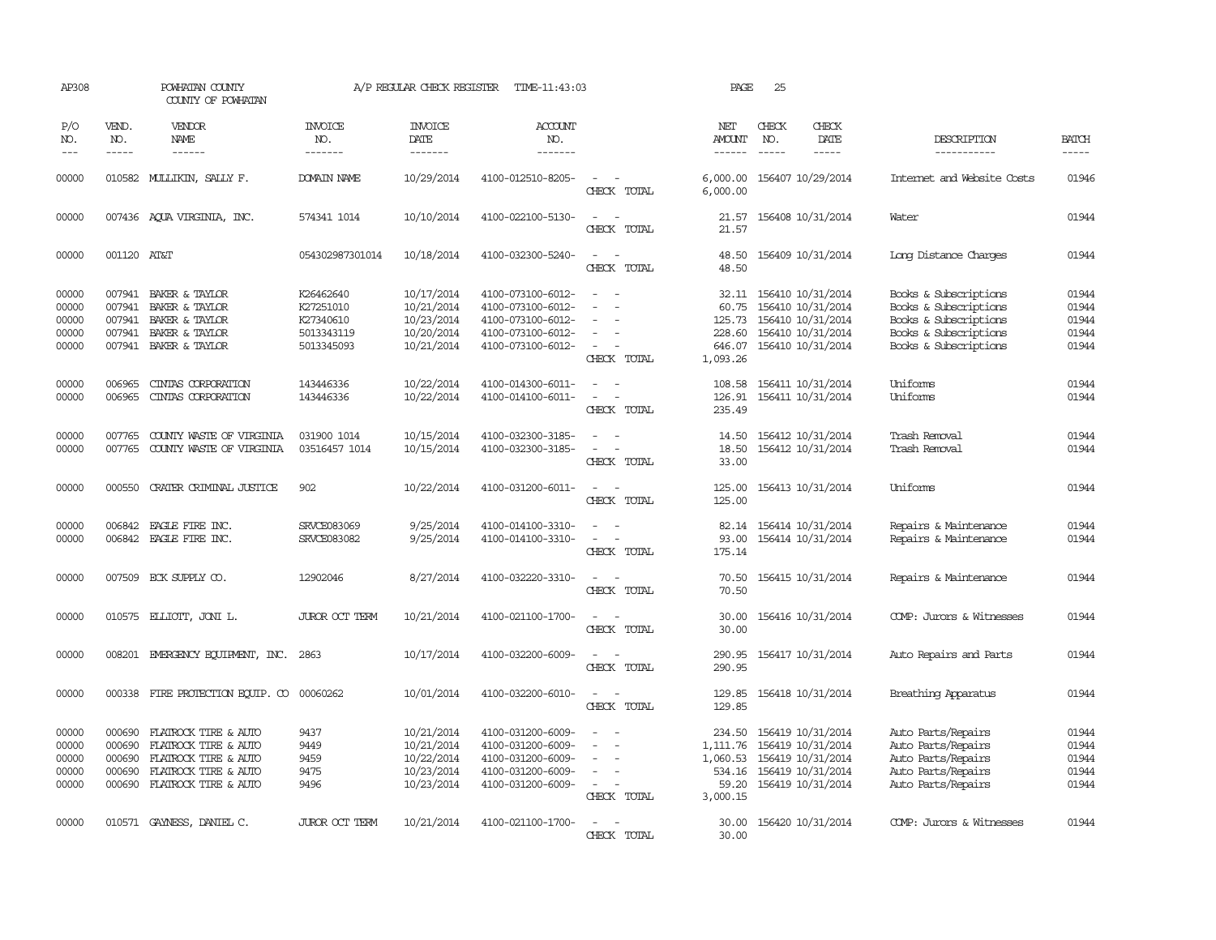AP308 POWHATAN COUNTY A/P REGULAR CHECK REGISTER TIME-11:43:03 PAGE 25
COUNTY OF POWHATAN

| P/O NO. | VEND. NO. | VENDOR NAME | INVOICE NO. | INVOICE DATE | ACCOUNT NO. | | NET AMOUNT | CHECK NO. | CHECK DATE | DESCRIPTION | BATCH |
|---|---|---|---|---|---|---|---|---|---|---|---|
| 00000 | 010582 | MULLIKIN, SALLY F. | DOMAIN NAME | 10/29/2014 | 4100-012510-8205- | - - | 6,000.00 | 156407 | 10/29/2014 | Internet and Website Costs | 01946 |
| | | | | | | CHECK TOTAL | 6,000.00 | | | | |
| 00000 | 007436 | AQUA VIRGINIA, INC. | 574341 1014 | 10/10/2014 | 4100-022100-5130- | - - | 21.57 | 156408 | 10/31/2014 | Water | 01944 |
| | | | | | | CHECK TOTAL | 21.57 | | | | |
| 00000 | 001120 | AT&T | 054302987301014 | 10/18/2014 | 4100-032300-5240- | - - | 48.50 | 156409 | 10/31/2014 | Long Distance Charges | 01944 |
| | | | | | | CHECK TOTAL | 48.50 | | | | |
| 00000 | 007941 | BAKER & TAYLOR | K26462640 | 10/17/2014 | 4100-073100-6012- | - - | 32.11 | 156410 | 10/31/2014 | Books & Subscriptions | 01944 |
| 00000 | 007941 | BAKER & TAYLOR | K27251010 | 10/21/2014 | 4100-073100-6012- | - - | 60.75 | 156410 | 10/31/2014 | Books & Subscriptions | 01944 |
| 00000 | 007941 | BAKER & TAYLOR | K27340610 | 10/23/2014 | 4100-073100-6012- | - - | 125.73 | 156410 | 10/31/2014 | Books & Subscriptions | 01944 |
| 00000 | 007941 | BAKER & TAYLOR | 5013343119 | 10/20/2014 | 4100-073100-6012- | - - | 228.60 | 156410 | 10/31/2014 | Books & Subscriptions | 01944 |
| 00000 | 007941 | BAKER & TAYLOR | 5013345093 | 10/21/2014 | 4100-073100-6012- | - - | 646.07 | 156410 | 10/31/2014 | Books & Subscriptions | 01944 |
| | | | | | | CHECK TOTAL | 1,093.26 | | | | |
| 00000 | 006965 | CINTAS CORPORATION | 143446336 | 10/22/2014 | 4100-014300-6011- | - - | 108.58 | 156411 | 10/31/2014 | Uniforms | 01944 |
| 00000 | 006965 | CINTAS CORPORATION | 143446336 | 10/22/2014 | 4100-014100-6011- | - - | 126.91 | 156411 | 10/31/2014 | Uniforms | 01944 |
| | | | | | | CHECK TOTAL | 235.49 | | | | |
| 00000 | 007765 | COUNTY WASTE OF VIRGINIA | 031900 1014 | 10/15/2014 | 4100-032300-3185- | - - | 14.50 | 156412 | 10/31/2014 | Trash Removal | 01944 |
| 00000 | 007765 | COUNTY WASTE OF VIRGINIA | 03516457 1014 | 10/15/2014 | 4100-032300-3185- | - - | 18.50 | 156412 | 10/31/2014 | Trash Removal | 01944 |
| | | | | | | CHECK TOTAL | 33.00 | | | | |
| 00000 | 000550 | CRATER CRIMINAL JUSTICE | 902 | 10/22/2014 | 4100-031200-6011- | - - | 125.00 | 156413 | 10/31/2014 | Uniforms | 01944 |
| | | | | | | CHECK TOTAL | 125.00 | | | | |
| 00000 | 006842 | EAGLE FIRE INC. | SRVCE083069 | 9/25/2014 | 4100-014100-3310- | - - | 82.14 | 156414 | 10/31/2014 | Repairs & Maintenance | 01944 |
| 00000 | 006842 | EAGLE FIRE INC. | SRVCE083082 | 9/25/2014 | 4100-014100-3310- | - - | 93.00 | 156414 | 10/31/2014 | Repairs & Maintenance | 01944 |
| | | | | | | CHECK TOTAL | 175.14 | | | | |
| 00000 | 007509 | ECK SUPPLY CO. | 12902046 | 8/27/2014 | 4100-032220-3310- | - - | 70.50 | 156415 | 10/31/2014 | Repairs & Maintenance | 01944 |
| | | | | | | CHECK TOTAL | 70.50 | | | | |
| 00000 | 010575 | ELLIOTT, JONI L. | JUROR OCT TERM | 10/21/2014 | 4100-021100-1700- | - - | 30.00 | 156416 | 10/31/2014 | COMP: Jurors & Witnesses | 01944 |
| | | | | | | CHECK TOTAL | 30.00 | | | | |
| 00000 | 008201 | EMERGENCY EQUIPMENT, INC. | 2863 | 10/17/2014 | 4100-032200-6009- | - - | 290.95 | 156417 | 10/31/2014 | Auto Repairs and Parts | 01944 |
| | | | | | | CHECK TOTAL | 290.95 | | | | |
| 00000 | 000338 | FIRE PROTECTION EQUIP. CO | 00060262 | 10/01/2014 | 4100-032200-6010- | - - | 129.85 | 156418 | 10/31/2014 | Breathing Apparatus | 01944 |
| | | | | | | CHECK TOTAL | 129.85 | | | | |
| 00000 | 000690 | FLATROCK TIRE & AUTO | 9437 | 10/21/2014 | 4100-031200-6009- | - - | 234.50 | 156419 | 10/31/2014 | Auto Parts/Repairs | 01944 |
| 00000 | 000690 | FLATROCK TIRE & AUTO | 9449 | 10/21/2014 | 4100-031200-6009- | - - | 1,111.76 | 156419 | 10/31/2014 | Auto Parts/Repairs | 01944 |
| 00000 | 000690 | FLATROCK TIRE & AUTO | 9459 | 10/22/2014 | 4100-031200-6009- | - - | 1,060.53 | 156419 | 10/31/2014 | Auto Parts/Repairs | 01944 |
| 00000 | 000690 | FLATROCK TIRE & AUTO | 9475 | 10/23/2014 | 4100-031200-6009- | - - | 534.16 | 156419 | 10/31/2014 | Auto Parts/Repairs | 01944 |
| 00000 | 000690 | FLATROCK TIRE & AUTO | 9496 | 10/23/2014 | 4100-031200-6009- | - - | 59.20 | 156419 | 10/31/2014 | Auto Parts/Repairs | 01944 |
| | | | | | | CHECK TOTAL | 3,000.15 | | | | |
| 00000 | 010571 | GAYNESS, DANIEL C. | JUROR OCT TERM | 10/21/2014 | 4100-021100-1700- | - - | 30.00 | 156420 | 10/31/2014 | COMP: Jurors & Witnesses | 01944 |
| | | | | | | CHECK TOTAL | 30.00 | | | | |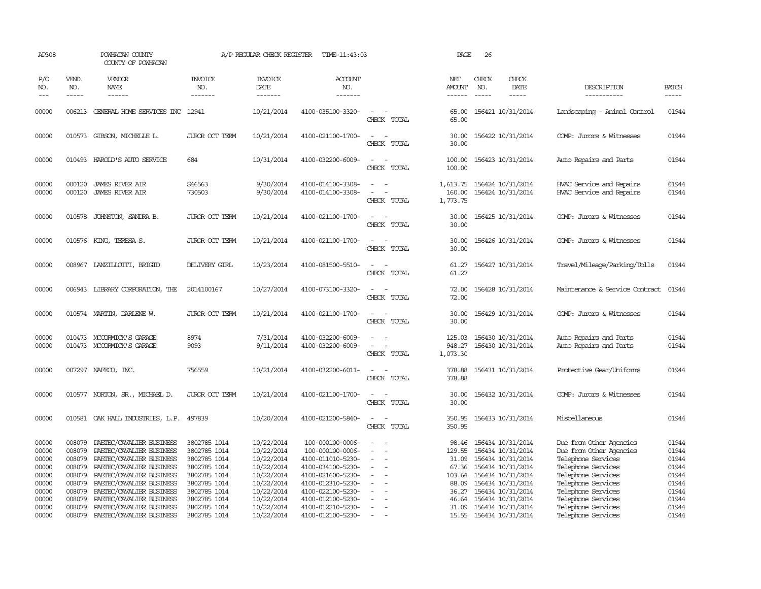AP308 POWHATAN COUNTY A/P REGULAR CHECK REGISTER TIME-11:43:03 PAGE 26
COUNTY OF POWHATAN

| P/O NO. | VEND. NO. | VENDOR NAME | INVOICE NO. | INVOICE DATE | ACCOUNT NO. | | NET AMOUNT | CHECK NO. | CHECK DATE | DESCRIPTION | BATCH |
|---|---|---|---|---|---|---|---|---|---|---|---|
| 00000 | 006213 | GENERAL HOME SERVICES INC | 12941 | 10/21/2014 | 4100-035100-3320- | - - | 65.00 | 156421 | 10/31/2014 | Landscaping - Animal Control | 01944 |
| | | | | | | CHECK TOTAL | 65.00 | | | | |
| 00000 | 010573 | GIBSON, MICHELLE L. | JUROR OCT TERM | 10/21/2014 | 4100-021100-1700- | - - | 30.00 | 156422 | 10/31/2014 | COMP: Jurors & Witnesses | 01944 |
| | | | | | | CHECK TOTAL | 30.00 | | | | |
| 00000 | 010493 | HAROLD'S AUTO SERVICE | 684 | 10/31/2014 | 4100-032200-6009- | - - | 100.00 | 156423 | 10/31/2014 | Auto Repairs and Parts | 01944 |
| | | | | | | CHECK TOTAL | 100.00 | | | | |
| 00000 | 000120 | JAMES RIVER AIR | S46563 | 9/30/2014 | 4100-014100-3308- | - - | 1,613.75 | 156424 | 10/31/2014 | HVAC Service and Repairs | 01944 |
| 00000 | 000120 | JAMES RIVER AIR | 730503 | 9/30/2014 | 4100-014100-3308- | - - | 160.00 | 156424 | 10/31/2014 | HVAC Service and Repairs | 01944 |
| | | | | | | CHECK TOTAL | 1,773.75 | | | | |
| 00000 | 010578 | JOHNSTON, SANDRA B. | JUROR OCT TERM | 10/21/2014 | 4100-021100-1700- | - - | 30.00 | 156425 | 10/31/2014 | COMP: Jurors & Witnesses | 01944 |
| | | | | | | CHECK TOTAL | 30.00 | | | | |
| 00000 | 010576 | KING, TERESA S. | JUROR OCT TERM | 10/21/2014 | 4100-021100-1700- | - - | 30.00 | 156426 | 10/31/2014 | COMP: Jurors & Witnesses | 01944 |
| | | | | | | CHECK TOTAL | 30.00 | | | | |
| 00000 | 008967 | LANZILLOTTI, BRIGID | DELIVERY GIRL | 10/23/2014 | 4100-081500-5510- | - - | 61.27 | 156427 | 10/31/2014 | Travel/Mileage/Parking/Tolls | 01944 |
| | | | | | | CHECK TOTAL | 61.27 | | | | |
| 00000 | 006943 | LIBRARY CORPORATION, THE | 2014100167 | 10/27/2014 | 4100-073100-3320- | - - | 72.00 | 156428 | 10/31/2014 | Maintenance & Service Contract | 01944 |
| | | | | | | CHECK TOTAL | 72.00 | | | | |
| 00000 | 010574 | MARTIN, DARLENE W. | JUROR OCT TERM | 10/21/2014 | 4100-021100-1700- | - - | 30.00 | 156429 | 10/31/2014 | COMP: Jurors & Witnesses | 01944 |
| | | | | | | CHECK TOTAL | 30.00 | | | | |
| 00000 | 010473 | MCCORMICK'S GARAGE | 8974 | 7/31/2014 | 4100-032200-6009- | - - | 125.03 | 156430 | 10/31/2014 | Auto Repairs and Parts | 01944 |
| 00000 | 010473 | MCCORMICK'S GARAGE | 9093 | 9/11/2014 | 4100-032200-6009- | - - | 948.27 | 156430 | 10/31/2014 | Auto Repairs and Parts | 01944 |
| | | | | | | CHECK TOTAL | 1,073.30 | | | | |
| 00000 | 007297 | NAFECO, INC. | 756559 | 10/21/2014 | 4100-032200-6011- | - - | 378.88 | 156431 | 10/31/2014 | Protective Gear/Uniforms | 01944 |
| | | | | | | CHECK TOTAL | 378.88 | | | | |
| 00000 | 010577 | NORTON, SR., MICHAEL D. | JUROR OCT TERM | 10/21/2014 | 4100-021100-1700- | - - | 30.00 | 156432 | 10/31/2014 | COMP: Jurors & Witnesses | 01944 |
| | | | | | | CHECK TOTAL | 30.00 | | | | |
| 00000 | 010581 | OAK HALL INDUSTRIES, L.P. | 497839 | 10/20/2014 | 4100-021200-5840- | - - | 350.95 | 156433 | 10/31/2014 | Miscellaneous | 01944 |
| | | | | | | CHECK TOTAL | 350.95 | | | | |
| 00000 | 008079 | PAETEC/CAVALIER BUSINESS | 3802785 1014 | 10/22/2014 | 100-000100-0006- | - - | 98.46 | 156434 | 10/31/2014 | Due from Other Agencies | 01944 |
| 00000 | 008079 | PAETEC/CAVALIER BUSINESS | 3802785 1014 | 10/22/2014 | 100-000100-0006- | - - | 129.55 | 156434 | 10/31/2014 | Due from Other Agencies | 01944 |
| 00000 | 008079 | PAETEC/CAVALIER BUSINESS | 3802785 1014 | 10/22/2014 | 4100-011010-5230- | - - | 31.09 | 156434 | 10/31/2014 | Telephone Services | 01944 |
| 00000 | 008079 | PAETEC/CAVALIER BUSINESS | 3802785 1014 | 10/22/2014 | 4100-034100-5230- | - - | 67.36 | 156434 | 10/31/2014 | Telephone Services | 01944 |
| 00000 | 008079 | PAETEC/CAVALIER BUSINESS | 3802785 1014 | 10/22/2014 | 4100-021600-5230- | - - | 103.64 | 156434 | 10/31/2014 | Telephone Services | 01944 |
| 00000 | 008079 | PAETEC/CAVALIER BUSINESS | 3802785 1014 | 10/22/2014 | 4100-012310-5230- | - - | 88.09 | 156434 | 10/31/2014 | Telephone Services | 01944 |
| 00000 | 008079 | PAETEC/CAVALIER BUSINESS | 3802785 1014 | 10/22/2014 | 4100-022100-5230- | - - | 36.27 | 156434 | 10/31/2014 | Telephone Services | 01944 |
| 00000 | 008079 | PAETEC/CAVALIER BUSINESS | 3802785 1014 | 10/22/2014 | 4100-012100-5230- | - - | 46.64 | 156434 | 10/31/2014 | Telephone Services | 01944 |
| 00000 | 008079 | PAETEC/CAVALIER BUSINESS | 3802785 1014 | 10/22/2014 | 4100-012210-5230- | - - | 31.09 | 156434 | 10/31/2014 | Telephone Services | 01944 |
| 00000 | 008079 | PAETEC/CAVALIER BUSINESS | 3802785 1014 | 10/22/2014 | 4100-012100-5230- | - - | 15.55 | 156434 | 10/31/2014 | Telephone Services | 01944 |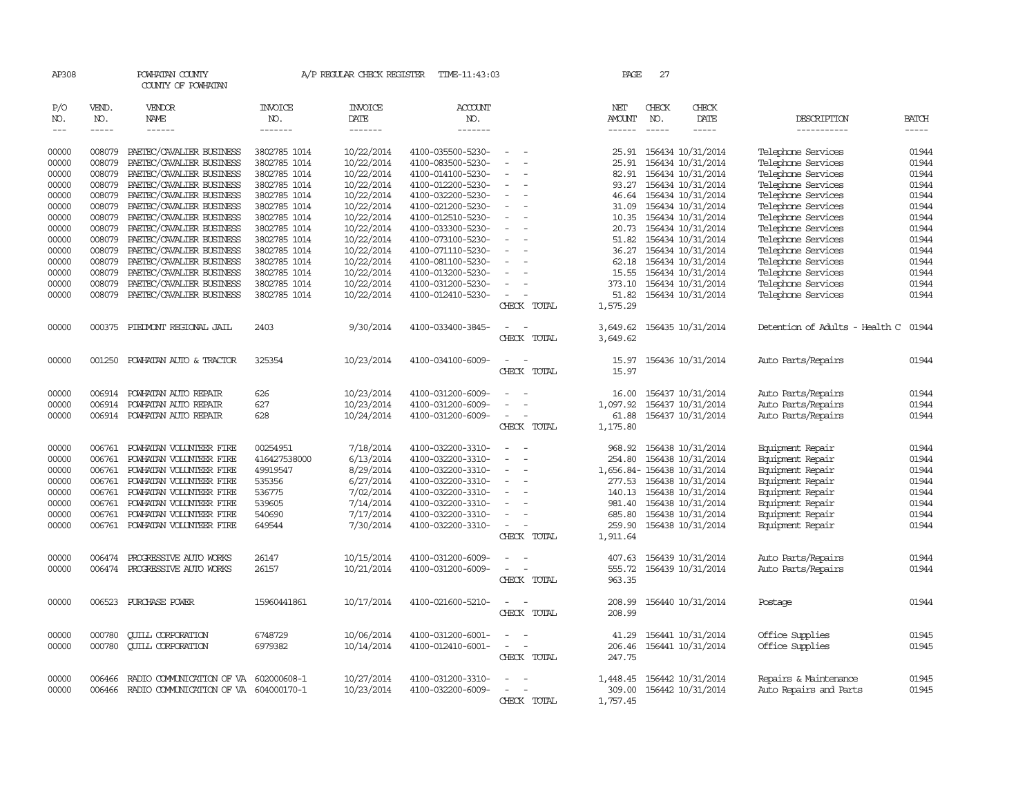AP308 POWHATAN COUNTY A/P REGULAR CHECK REGISTER TIME-11:43:03 PAGE 27
COUNTY OF POWHATAN

| P/O NO. | VEND. NO. | VENDOR NAME | INVOICE NO. | INVOICE DATE | ACCOUNT NO. | | NET AMOUNT | CHECK NO. | CHECK DATE | DESCRIPTION | BATCH |
|---|---|---|---|---|---|---|---|---|---|---|---|
| 00000 | 008079 | PAETEC/CAVALIER BUSINESS | 3802785 1014 | 10/22/2014 | 4100-035500-5230- | - - | 25.91 | 156434 | 10/31/2014 | Telephone Services | 01944 |
| 00000 | 008079 | PAETEC/CAVALIER BUSINESS | 3802785 1014 | 10/22/2014 | 4100-083500-5230- | - - | 25.91 | 156434 | 10/31/2014 | Telephone Services | 01944 |
| 00000 | 008079 | PAETEC/CAVALIER BUSINESS | 3802785 1014 | 10/22/2014 | 4100-014100-5230- | - - | 82.91 | 156434 | 10/31/2014 | Telephone Services | 01944 |
| 00000 | 008079 | PAETEC/CAVALIER BUSINESS | 3802785 1014 | 10/22/2014 | 4100-012200-5230- | - - | 93.27 | 156434 | 10/31/2014 | Telephone Services | 01944 |
| 00000 | 008079 | PAETEC/CAVALIER BUSINESS | 3802785 1014 | 10/22/2014 | 4100-032200-5230- | - - | 46.64 | 156434 | 10/31/2014 | Telephone Services | 01944 |
| 00000 | 008079 | PAETEC/CAVALIER BUSINESS | 3802785 1014 | 10/22/2014 | 4100-021200-5230- | - - | 31.09 | 156434 | 10/31/2014 | Telephone Services | 01944 |
| 00000 | 008079 | PAETEC/CAVALIER BUSINESS | 3802785 1014 | 10/22/2014 | 4100-012510-5230- | - - | 10.35 | 156434 | 10/31/2014 | Telephone Services | 01944 |
| 00000 | 008079 | PAETEC/CAVALIER BUSINESS | 3802785 1014 | 10/22/2014 | 4100-033300-5230- | - - | 20.73 | 156434 | 10/31/2014 | Telephone Services | 01944 |
| 00000 | 008079 | PAETEC/CAVALIER BUSINESS | 3802785 1014 | 10/22/2014 | 4100-073100-5230- | - - | 51.82 | 156434 | 10/31/2014 | Telephone Services | 01944 |
| 00000 | 008079 | PAETEC/CAVALIER BUSINESS | 3802785 1014 | 10/22/2014 | 4100-071110-5230- | - - | 36.27 | 156434 | 10/31/2014 | Telephone Services | 01944 |
| 00000 | 008079 | PAETEC/CAVALIER BUSINESS | 3802785 1014 | 10/22/2014 | 4100-081100-5230- | - - | 62.18 | 156434 | 10/31/2014 | Telephone Services | 01944 |
| 00000 | 008079 | PAETEC/CAVALIER BUSINESS | 3802785 1014 | 10/22/2014 | 4100-013200-5230- | - - | 15.55 | 156434 | 10/31/2014 | Telephone Services | 01944 |
| 00000 | 008079 | PAETEC/CAVALIER BUSINESS | 3802785 1014 | 10/22/2014 | 4100-031200-5230- | - - | 373.10 | 156434 | 10/31/2014 | Telephone Services | 01944 |
| 00000 | 008079 | PAETEC/CAVALIER BUSINESS | 3802785 1014 | 10/22/2014 | 4100-012410-5230- | - - | 51.82 | 156434 | 10/31/2014 | Telephone Services | 01944 |
| | | | | | | CHECK TOTAL | 1,575.29 | | | | |
| 00000 | 000375 | PIEDMONT REGIONAL JAIL | 2403 | 9/30/2014 | 4100-033400-3845- | - - | 3,649.62 | 156435 | 10/31/2014 | Detention of Adults - Health C | 01944 |
| | | | | | | CHECK TOTAL | 3,649.62 | | | | |
| 00000 | 001250 | POWHATAN AUTO & TRACTOR | 325354 | 10/23/2014 | 4100-034100-6009- | - - | 15.97 | 156436 | 10/31/2014 | Auto Parts/Repairs | 01944 |
| | | | | | | CHECK TOTAL | 15.97 | | | | |
| 00000 | 006914 | POWHATAN AUTO REPAIR | 626 | 10/23/2014 | 4100-031200-6009- | - - | 16.00 | 156437 | 10/31/2014 | Auto Parts/Repairs | 01944 |
| 00000 | 006914 | POWHATAN AUTO REPAIR | 627 | 10/23/2014 | 4100-031200-6009- | - - | 1,097.92 | 156437 | 10/31/2014 | Auto Parts/Repairs | 01944 |
| 00000 | 006914 | POWHATAN AUTO REPAIR | 628 | 10/24/2014 | 4100-031200-6009- | - - | 61.88 | 156437 | 10/31/2014 | Auto Parts/Repairs | 01944 |
| | | | | | | CHECK TOTAL | 1,175.80 | | | | |
| 00000 | 006761 | POWHATAN VOLUNTEER FIRE | 00254951 | 7/18/2014 | 4100-032200-3310- | - - | 968.92 | 156438 | 10/31/2014 | Equipment Repair | 01944 |
| 00000 | 006761 | POWHATAN VOLUNTEER FIRE | 416427538000 | 6/13/2014 | 4100-032200-3310- | - - | 254.80 | 156438 | 10/31/2014 | Equipment Repair | 01944 |
| 00000 | 006761 | POWHATAN VOLUNTEER FIRE | 49919547 | 8/29/2014 | 4100-032200-3310- | - - | 1,656.84- | 156438 | 10/31/2014 | Equipment Repair | 01944 |
| 00000 | 006761 | POWHATAN VOLUNTEER FIRE | 535356 | 6/27/2014 | 4100-032200-3310- | - - | 277.53 | 156438 | 10/31/2014 | Equipment Repair | 01944 |
| 00000 | 006761 | POWHATAN VOLUNTEER FIRE | 536775 | 7/02/2014 | 4100-032200-3310- | - - | 140.13 | 156438 | 10/31/2014 | Equipment Repair | 01944 |
| 00000 | 006761 | POWHATAN VOLUNTEER FIRE | 539605 | 7/14/2014 | 4100-032200-3310- | - - | 981.40 | 156438 | 10/31/2014 | Equipment Repair | 01944 |
| 00000 | 006761 | POWHATAN VOLUNTEER FIRE | 540690 | 7/17/2014 | 4100-032200-3310- | - - | 685.80 | 156438 | 10/31/2014 | Equipment Repair | 01944 |
| 00000 | 006761 | POWHATAN VOLUNTEER FIRE | 649544 | 7/30/2014 | 4100-032200-3310- | - - | 259.90 | 156438 | 10/31/2014 | Equipment Repair | 01944 |
| | | | | | | CHECK TOTAL | 1,911.64 | | | | |
| 00000 | 006474 | PROGRESSIVE AUTO WORKS | 26147 | 10/15/2014 | 4100-031200-6009- | - - | 407.63 | 156439 | 10/31/2014 | Auto Parts/Repairs | 01944 |
| 00000 | 006474 | PROGRESSIVE AUTO WORKS | 26157 | 10/21/2014 | 4100-031200-6009- | - - | 555.72 | 156439 | 10/31/2014 | Auto Parts/Repairs | 01944 |
| | | | | | | CHECK TOTAL | 963.35 | | | | |
| 00000 | 006523 | PURCHASE POWER | 15960441861 | 10/17/2014 | 4100-021600-5210- | - - | 208.99 | 156440 | 10/31/2014 | Postage | 01944 |
| | | | | | | CHECK TOTAL | 208.99 | | | | |
| 00000 | 000780 | QUILL CORPORATION | 6748729 | 10/06/2014 | 4100-031200-6001- | - - | 41.29 | 156441 | 10/31/2014 | Office Supplies | 01945 |
| 00000 | 000780 | QUILL CORPORATION | 6979382 | 10/14/2014 | 4100-012410-6001- | - - | 206.46 | 156441 | 10/31/2014 | Office Supplies | 01945 |
| | | | | | | CHECK TOTAL | 247.75 | | | | |
| 00000 | 006466 | RADIO COMMUNICATION OF VA | 602000608-1 | 10/27/2014 | 4100-031200-3310- | - - | 1,448.45 | 156442 | 10/31/2014 | Repairs & Maintenance | 01945 |
| 00000 | 006466 | RADIO COMMUNICATION OF VA | 604000170-1 | 10/23/2014 | 4100-032200-6009- | - - | 309.00 | 156442 | 10/31/2014 | Auto Repairs and Parts | 01945 |
| | | | | | | CHECK TOTAL | 1,757.45 | | | | |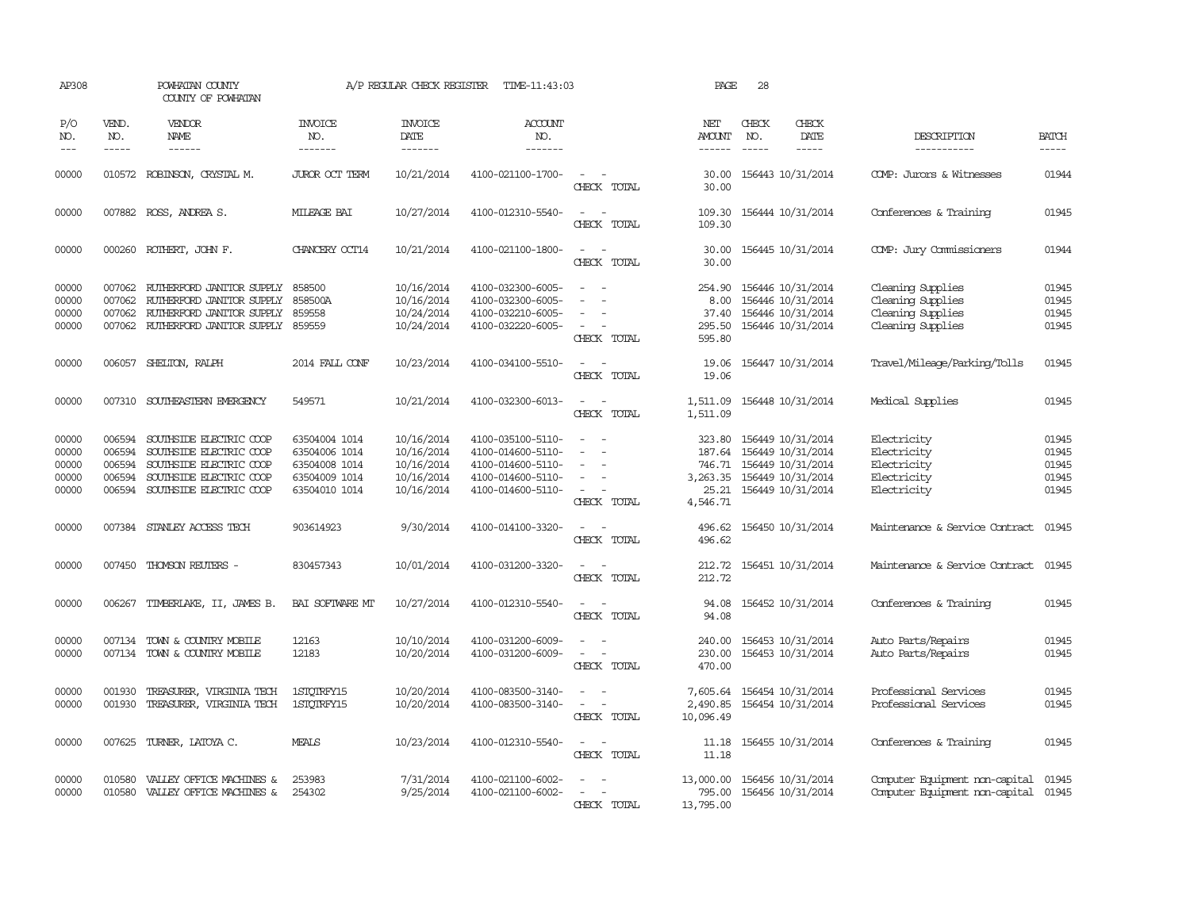AP308 POWHATAN COUNTY A/P REGULAR CHECK REGISTER TIME-11:43:03 PAGE 28

COUNTY OF POWHATAN

| P/O NO. | VEND. NO. | VENDOR NAME | INVOICE NO. | INVOICE DATE | ACCOUNT NO. | | NET AMOUNT | CHECK NO. | CHECK DATE | DESCRIPTION | BATCH |
|---|---|---|---|---|---|---|---|---|---|---|---|
| 00000 | 010572 | ROBINSON, CRYSTAL M. | JUROR OCT TERM | 10/21/2014 | 4100-021100-1700- | - - | 30.00 | 156443 | 10/31/2014 | COMP: Jurors & Witnesses | 01944 |
| | | | | | | CHECK TOTAL | 30.00 | | | | |
| 00000 | 007882 | ROSS, ANDREA S. | MILEAGE BAI | 10/27/2014 | 4100-012310-5540- | - - | 109.30 | 156444 | 10/31/2014 | Conferences & Training | 01945 |
| | | | | | | CHECK TOTAL | 109.30 | | | | |
| 00000 | 000260 | ROTHERT, JOHN F. | CHANCERY OCT14 | 10/21/2014 | 4100-021100-1800- | - - | 30.00 | 156445 | 10/31/2014 | COMP: Jury Commissioners | 01944 |
| | | | | | | CHECK TOTAL | 30.00 | | | | |
| 00000 | 007062 | RUTHERFORD JANITOR SUPPLY | 858500 | 10/16/2014 | 4100-032300-6005- | - - | 254.90 | 156446 | 10/31/2014 | Cleaning Supplies | 01945 |
| 00000 | 007062 | RUTHERFORD JANITOR SUPPLY | 858500A | 10/16/2014 | 4100-032300-6005- | - - | 8.00 | 156446 | 10/31/2014 | Cleaning Supplies | 01945 |
| 00000 | 007062 | RUTHERFORD JANITOR SUPPLY | 859558 | 10/24/2014 | 4100-032210-6005- | - - | 37.40 | 156446 | 10/31/2014 | Cleaning Supplies | 01945 |
| 00000 | 007062 | RUTHERFORD JANITOR SUPPLY | 859559 | 10/24/2014 | 4100-032220-6005- | - - | 295.50 | 156446 | 10/31/2014 | Cleaning Supplies | 01945 |
| | | | | | | CHECK TOTAL | 595.80 | | | | |
| 00000 | 006057 | SHELTON, RALPH | 2014 FALL CONF | 10/23/2014 | 4100-034100-5510- | - - | 19.06 | 156447 | 10/31/2014 | Travel/Mileage/Parking/Tolls | 01945 |
| | | | | | | CHECK TOTAL | 19.06 | | | | |
| 00000 | 007310 | SOUTHEASTERN EMERGENCY | 549571 | 10/21/2014 | 4100-032300-6013- | - - | 1,511.09 | 156448 | 10/31/2014 | Medical Supplies | 01945 |
| | | | | | | CHECK TOTAL | 1,511.09 | | | | |
| 00000 | 006594 | SOUTHSIDE ELECTRIC COOP | 63504004 1014 | 10/16/2014 | 4100-035100-5110- | - - | 323.80 | 156449 | 10/31/2014 | Electricity | 01945 |
| 00000 | 006594 | SOUTHSIDE ELECTRIC COOP | 63504006 1014 | 10/16/2014 | 4100-014600-5110- | - - | 187.64 | 156449 | 10/31/2014 | Electricity | 01945 |
| 00000 | 006594 | SOUTHSIDE ELECTRIC COOP | 63504008 1014 | 10/16/2014 | 4100-014600-5110- | - - | 746.71 | 156449 | 10/31/2014 | Electricity | 01945 |
| 00000 | 006594 | SOUTHSIDE ELECTRIC COOP | 63504009 1014 | 10/16/2014 | 4100-014600-5110- | - - | 3,263.35 | 156449 | 10/31/2014 | Electricity | 01945 |
| 00000 | 006594 | SOUTHSIDE ELECTRIC COOP | 63504010 1014 | 10/16/2014 | 4100-014600-5110- | - - | 25.21 | 156449 | 10/31/2014 | Electricity | 01945 |
| | | | | | | CHECK TOTAL | 4,546.71 | | | | |
| 00000 | 007384 | STANLEY ACCESS TECH | 903614923 | 9/30/2014 | 4100-014100-3320- | - - | 496.62 | 156450 | 10/31/2014 | Maintenance & Service Contract | 01945 |
| | | | | | | CHECK TOTAL | 496.62 | | | | |
| 00000 | 007450 | THOMSON REUTERS - | 830457343 | 10/01/2014 | 4100-031200-3320- | - - | 212.72 | 156451 | 10/31/2014 | Maintenance & Service Contract | 01945 |
| | | | | | | CHECK TOTAL | 212.72 | | | | |
| 00000 | 006267 | TIMBERLAKE, II, JAMES B. | BAI SOFTWARE MT | 10/27/2014 | 4100-012310-5540- | - - | 94.08 | 156452 | 10/31/2014 | Conferences & Training | 01945 |
| | | | | | | CHECK TOTAL | 94.08 | | | | |
| 00000 | 007134 | TOWN & COUNTRY MOBILE | 12163 | 10/10/2014 | 4100-031200-6009- | - - | 240.00 | 156453 | 10/31/2014 | Auto Parts/Repairs | 01945 |
| 00000 | 007134 | TOWN & COUNTRY MOBILE | 12183 | 10/20/2014 | 4100-031200-6009- | - - | 230.00 | 156453 | 10/31/2014 | Auto Parts/Repairs | 01945 |
| | | | | | | CHECK TOTAL | 470.00 | | | | |
| 00000 | 001930 | TREASURER, VIRGINIA TECH | 1STQTRFY15 | 10/20/2014 | 4100-083500-3140- | - - | 7,605.64 | 156454 | 10/31/2014 | Professional Services | 01945 |
| 00000 | 001930 | TREASURER, VIRGINIA TECH | 1STQTRFY15 | 10/20/2014 | 4100-083500-3140- | - - | 2,490.85 | 156454 | 10/31/2014 | Professional Services | 01945 |
| | | | | | | CHECK TOTAL | 10,096.49 | | | | |
| 00000 | 007625 | TURNER, LATOYA C. | MEALS | 10/23/2014 | 4100-012310-5540- | - - | 11.18 | 156455 | 10/31/2014 | Conferences & Training | 01945 |
| | | | | | | CHECK TOTAL | 11.18 | | | | |
| 00000 | 010580 | VALLEY OFFICE MACHINES & | 253983 | 7/31/2014 | 4100-021100-6002- | - - | 13,000.00 | 156456 | 10/31/2014 | Computer Equipment non-capital | 01945 |
| 00000 | 010580 | VALLEY OFFICE MACHINES & | 254302 | 9/25/2014 | 4100-021100-6002- | - - | 795.00 | 156456 | 10/31/2014 | Computer Equipment non-capital | 01945 |
| | | | | | | CHECK TOTAL | 13,795.00 | | | | |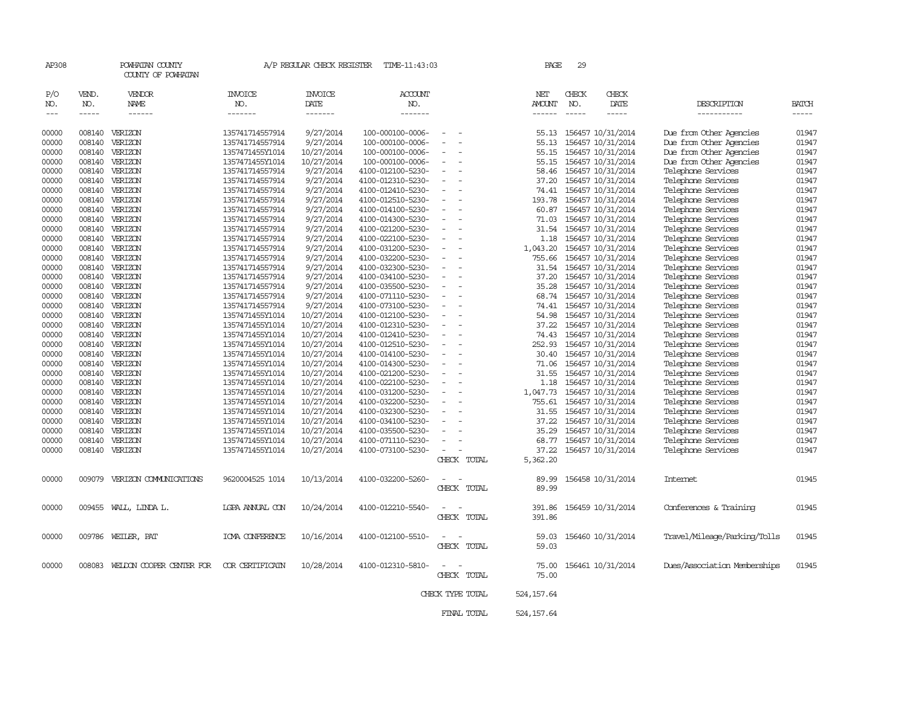AP308 POWHATAN COUNTY A/P REGULAR CHECK REGISTER TIME-11:43:03

COUNTY OF POWHATAN

| P/O NO. | VEND. NO. | VENDOR NAME | INVOICE NO. | INVOICE DATE | ACCOUNT NO. | | NET AMOUNT | CHECK NO. | CHECK DATE | DESCRIPTION | BATCH |
|---|---|---|---|---|---|---|---|---|---|---|---|
| 00000 | 008140 | VERIZON | 135741714557914 | 9/27/2014 | 100-000100-0006- | - - | 55.13 | 156457 | 10/31/2014 | Due from Other Agencies | 01947 |
| 00000 | 008140 | VERIZON | 135741714557914 | 9/27/2014 | 100-000100-0006- | - - | 55.13 | 156457 | 10/31/2014 | Due from Other Agencies | 01947 |
| 00000 | 008140 | VERIZON | 1357471455Y1014 | 10/27/2014 | 100-000100-0006- | - - | 55.15 | 156457 | 10/31/2014 | Due from Other Agencies | 01947 |
| 00000 | 008140 | VERIZON | 1357471455Y1014 | 10/27/2014 | 100-000100-0006- | - - | 55.15 | 156457 | 10/31/2014 | Due from Other Agencies | 01947 |
| 00000 | 008140 | VERIZON | 135741714557914 | 9/27/2014 | 4100-012100-5230- | - - | 58.46 | 156457 | 10/31/2014 | Telephone Services | 01947 |
| 00000 | 008140 | VERIZON | 135741714557914 | 9/27/2014 | 4100-012310-5230- | - - | 37.20 | 156457 | 10/31/2014 | Telephone Services | 01947 |
| 00000 | 008140 | VERIZON | 135741714557914 | 9/27/2014 | 4100-012410-5230- | - - | 74.41 | 156457 | 10/31/2014 | Telephone Services | 01947 |
| 00000 | 008140 | VERIZON | 135741714557914 | 9/27/2014 | 4100-012510-5230- | - - | 193.78 | 156457 | 10/31/2014 | Telephone Services | 01947 |
| 00000 | 008140 | VERIZON | 135741714557914 | 9/27/2014 | 4100-014100-5230- | - - | 60.87 | 156457 | 10/31/2014 | Telephone Services | 01947 |
| 00000 | 008140 | VERIZON | 135741714557914 | 9/27/2014 | 4100-014300-5230- | - - | 71.03 | 156457 | 10/31/2014 | Telephone Services | 01947 |
| 00000 | 008140 | VERIZON | 135741714557914 | 9/27/2014 | 4100-021200-5230- | - - | 31.54 | 156457 | 10/31/2014 | Telephone Services | 01947 |
| 00000 | 008140 | VERIZON | 135741714557914 | 9/27/2014 | 4100-022100-5230- | - - | 1.18 | 156457 | 10/31/2014 | Telephone Services | 01947 |
| 00000 | 008140 | VERIZON | 135741714557914 | 9/27/2014 | 4100-031200-5230- | - - | 1,043.20 | 156457 | 10/31/2014 | Telephone Services | 01947 |
| 00000 | 008140 | VERIZON | 135741714557914 | 9/27/2014 | 4100-032200-5230- | - - | 755.66 | 156457 | 10/31/2014 | Telephone Services | 01947 |
| 00000 | 008140 | VERIZON | 135741714557914 | 9/27/2014 | 4100-032300-5230- | - - | 31.54 | 156457 | 10/31/2014 | Telephone Services | 01947 |
| 00000 | 008140 | VERIZON | 135741714557914 | 9/27/2014 | 4100-034100-5230- | - - | 37.20 | 156457 | 10/31/2014 | Telephone Services | 01947 |
| 00000 | 008140 | VERIZON | 135741714557914 | 9/27/2014 | 4100-035500-5230- | - - | 35.28 | 156457 | 10/31/2014 | Telephone Services | 01947 |
| 00000 | 008140 | VERIZON | 135741714557914 | 9/27/2014 | 4100-071110-5230- | - - | 68.74 | 156457 | 10/31/2014 | Telephone Services | 01947 |
| 00000 | 008140 | VERIZON | 135741714557914 | 9/27/2014 | 4100-073100-5230- | - - | 74.41 | 156457 | 10/31/2014 | Telephone Services | 01947 |
| 00000 | 008140 | VERIZON | 1357471455Y1014 | 10/27/2014 | 4100-012100-5230- | - - | 54.98 | 156457 | 10/31/2014 | Telephone Services | 01947 |
| 00000 | 008140 | VERIZON | 1357471455Y1014 | 10/27/2014 | 4100-012310-5230- | - - | 37.22 | 156457 | 10/31/2014 | Telephone Services | 01947 |
| 00000 | 008140 | VERIZON | 1357471455Y1014 | 10/27/2014 | 4100-012410-5230- | - - | 74.43 | 156457 | 10/31/2014 | Telephone Services | 01947 |
| 00000 | 008140 | VERIZON | 1357471455Y1014 | 10/27/2014 | 4100-012510-5230- | - - | 252.93 | 156457 | 10/31/2014 | Telephone Services | 01947 |
| 00000 | 008140 | VERIZON | 1357471455Y1014 | 10/27/2014 | 4100-014100-5230- | - - | 30.40 | 156457 | 10/31/2014 | Telephone Services | 01947 |
| 00000 | 008140 | VERIZON | 1357471455Y1014 | 10/27/2014 | 4100-014300-5230- | - - | 71.06 | 156457 | 10/31/2014 | Telephone Services | 01947 |
| 00000 | 008140 | VERIZON | 1357471455Y1014 | 10/27/2014 | 4100-021200-5230- | - - | 31.55 | 156457 | 10/31/2014 | Telephone Services | 01947 |
| 00000 | 008140 | VERIZON | 1357471455Y1014 | 10/27/2014 | 4100-022100-5230- | - - | 1.18 | 156457 | 10/31/2014 | Telephone Services | 01947 |
| 00000 | 008140 | VERIZON | 1357471455Y1014 | 10/27/2014 | 4100-031200-5230- | - - | 1,047.73 | 156457 | 10/31/2014 | Telephone Services | 01947 |
| 00000 | 008140 | VERIZON | 1357471455Y1014 | 10/27/2014 | 4100-032200-5230- | - - | 755.61 | 156457 | 10/31/2014 | Telephone Services | 01947 |
| 00000 | 008140 | VERIZON | 1357471455Y1014 | 10/27/2014 | 4100-032300-5230- | - - | 31.55 | 156457 | 10/31/2014 | Telephone Services | 01947 |
| 00000 | 008140 | VERIZON | 1357471455Y1014 | 10/27/2014 | 4100-034100-5230- | - - | 37.22 | 156457 | 10/31/2014 | Telephone Services | 01947 |
| 00000 | 008140 | VERIZON | 1357471455Y1014 | 10/27/2014 | 4100-035500-5230- | - - | 35.29 | 156457 | 10/31/2014 | Telephone Services | 01947 |
| 00000 | 008140 | VERIZON | 1357471455Y1014 | 10/27/2014 | 4100-071110-5230- | - - | 68.77 | 156457 | 10/31/2014 | Telephone Services | 01947 |
| 00000 | 008140 | VERIZON | 1357471455Y1014 | 10/27/2014 | 4100-073100-5230- | - - | 37.22 | 156457 | 10/31/2014 | Telephone Services | 01947 |
| | | | | | | CHECK TOTAL | 5,362.20 | | | | |
| 00000 | 009079 | VERIZON COMMUNICATIONS | 9620004525 1014 | 10/13/2014 | 4100-032200-5260- | - - | 89.99 | 156458 | 10/31/2014 | Internet | 01945 |
| | | | | | | CHECK TOTAL | 89.99 | | | | |
| 00000 | 009455 | WALL, LINDA L. | LGPA ANNUAL CON | 10/24/2014 | 4100-012210-5540- | - - | 391.86 | 156459 | 10/31/2014 | Conferences & Training | 01945 |
| | | | | | | CHECK TOTAL | 391.86 | | | | |
| 00000 | 009786 | WEILER, PAT | ICMA CONFERENCE | 10/16/2014 | 4100-012100-5510- | - - | 59.03 | 156460 | 10/31/2014 | Travel/Mileage/Parking/Tolls | 01945 |
| | | | | | | CHECK TOTAL | 59.03 | | | | |
| 00000 | 008083 | WELDON COOPER CENTER FOR | COR CERTIFICATN | 10/28/2014 | 4100-012310-5810- | - - | 75.00 | 156461 | 10/31/2014 | Dues/Association Memberships | 01945 |
| | | | | | | CHECK TOTAL | 75.00 | | | | |
| | | | | | | CHECK TYPE TOTAL | 524,157.64 | | | | |
| | | | | | | FINAL TOTAL | 524,157.64 | | | | |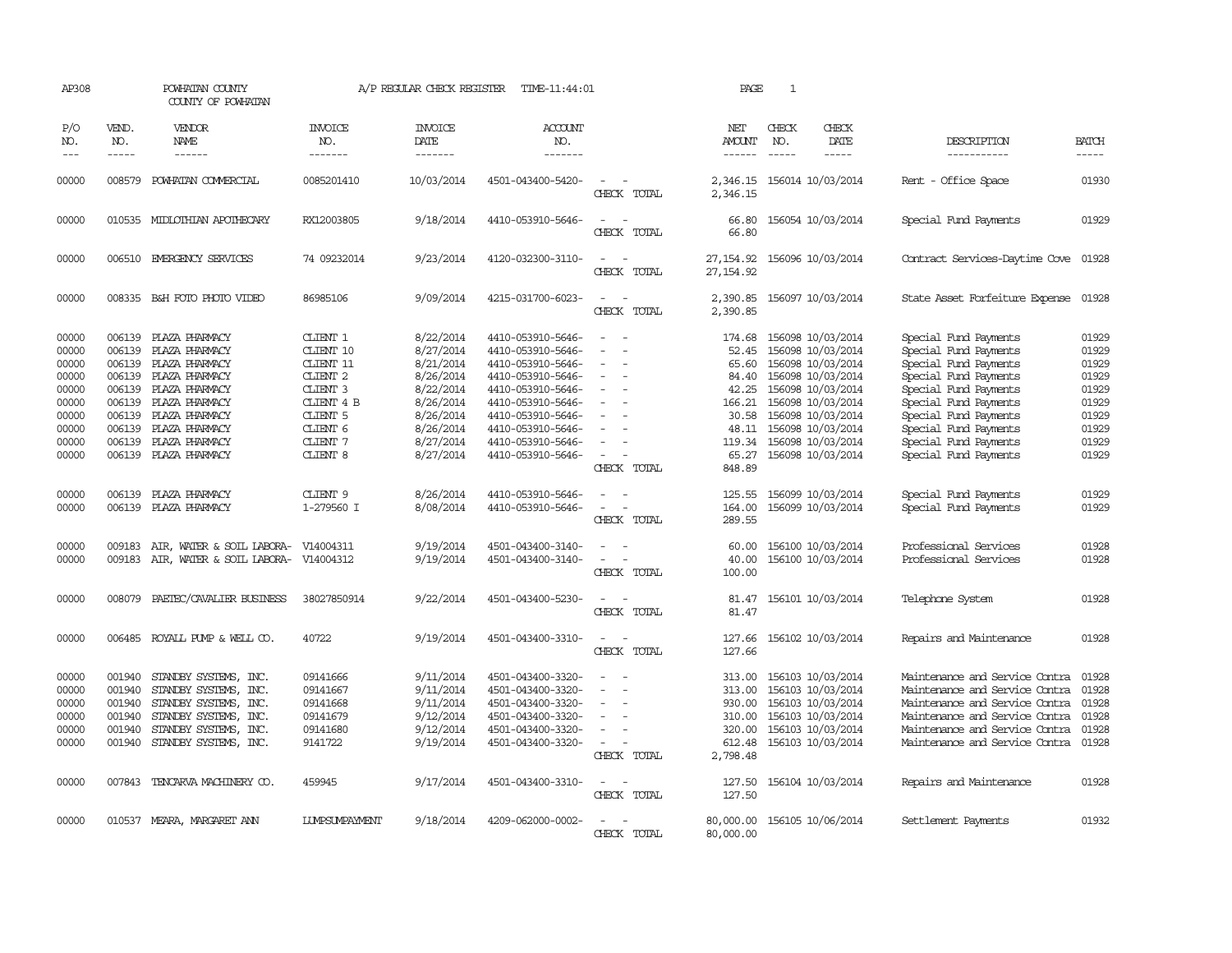AP308 POWHATAN COUNTY A/P REGULAR CHECK REGISTER TIME-11:44:01 PAGE 1

COUNTY OF POWHATAN

| P/O NO. | VEND. NO. | VENDOR NAME | INVOICE NO. | INVOICE DATE | ACCOUNT NO. | | NET AMOUNT | CHECK NO. | CHECK DATE | DESCRIPTION | BATCH |
|---|---|---|---|---|---|---|---|---|---|---|---|
| 00000 | 008579 | POWHATAN COMMERCIAL | 0085201410 | 10/03/2014 | 4501-043400-5420- | - - | 2,346.15 | 156014 | 10/03/2014 | Rent - Office Space | 01930 |
| | | | | | | CHECK TOTAL | 2,346.15 | | | | |
| 00000 | 010535 | MIDLOTHIAN APOTHECARY | RX12003805 | 9/18/2014 | 4410-053910-5646- | - - | 66.80 | 156054 | 10/03/2014 | Special Fund Payments | 01929 |
| | | | | | | CHECK TOTAL | 66.80 | | | | |
| 00000 | 006510 | EMERGENCY SERVICES | 74 09232014 | 9/23/2014 | 4120-032300-3110- | - - | 27,154.92 | 156096 | 10/03/2014 | Contract Services-Daytime Cove | 01928 |
| | | | | | | CHECK TOTAL | 27,154.92 | | | | |
| 00000 | 008335 | B&H FOTO PHOTO VIDEO | 86985106 | 9/09/2014 | 4215-031700-6023- | - - | 2,390.85 | 156097 | 10/03/2014 | State Asset Forfeiture Expense | 01928 |
| | | | | | | CHECK TOTAL | 2,390.85 | | | | |
| 00000 | 006139 | PLAZA PHARMACY | CLIENT 1 | 8/22/2014 | 4410-053910-5646- | - - | 174.68 | 156098 | 10/03/2014 | Special Fund Payments | 01929 |
| 00000 | 006139 | PLAZA PHARMACY | CLIENT 10 | 8/27/2014 | 4410-053910-5646- | - - | 52.45 | 156098 | 10/03/2014 | Special Fund Payments | 01929 |
| 00000 | 006139 | PLAZA PHARMACY | CLIENT 11 | 8/21/2014 | 4410-053910-5646- | - - | 65.60 | 156098 | 10/03/2014 | Special Fund Payments | 01929 |
| 00000 | 006139 | PLAZA PHARMACY | CLIENT 2 | 8/26/2014 | 4410-053910-5646- | - - | 84.40 | 156098 | 10/03/2014 | Special Fund Payments | 01929 |
| 00000 | 006139 | PLAZA PHARMACY | CLIENT 3 | 8/22/2014 | 4410-053910-5646- | - - | 42.25 | 156098 | 10/03/2014 | Special Fund Payments | 01929 |
| 00000 | 006139 | PLAZA PHARMACY | CLIENT 4 B | 8/26/2014 | 4410-053910-5646- | - - | 166.21 | 156098 | 10/03/2014 | Special Fund Payments | 01929 |
| 00000 | 006139 | PLAZA PHARMACY | CLIENT 5 | 8/26/2014 | 4410-053910-5646- | - - | 30.58 | 156098 | 10/03/2014 | Special Fund Payments | 01929 |
| 00000 | 006139 | PLAZA PHARMACY | CLIENT 6 | 8/26/2014 | 4410-053910-5646- | - - | 48.11 | 156098 | 10/03/2014 | Special Fund Payments | 01929 |
| 00000 | 006139 | PLAZA PHARMACY | CLIENT 7 | 8/27/2014 | 4410-053910-5646- | - - | 119.34 | 156098 | 10/03/2014 | Special Fund Payments | 01929 |
| 00000 | 006139 | PLAZA PHARMACY | CLIENT 8 | 8/27/2014 | 4410-053910-5646- | - - | 65.27 | 156098 | 10/03/2014 | Special Fund Payments | 01929 |
| | | | | | | CHECK TOTAL | 848.89 | | | | |
| 00000 | 006139 | PLAZA PHARMACY | CLIENT 9 | 8/26/2014 | 4410-053910-5646- | - - | 125.55 | 156099 | 10/03/2014 | Special Fund Payments | 01929 |
| 00000 | 006139 | PLAZA PHARMACY | 1-279560 I | 8/08/2014 | 4410-053910-5646- | - - | 164.00 | 156099 | 10/03/2014 | Special Fund Payments | 01929 |
| | | | | | | CHECK TOTAL | 289.55 | | | | |
| 00000 | 009183 | AIR, WATER & SOIL LABORA- | V14004311 | 9/19/2014 | 4501-043400-3140- | - - | 60.00 | 156100 | 10/03/2014 | Professional Services | 01928 |
| 00000 | 009183 | AIR, WATER & SOIL LABORA- | V14004312 | 9/19/2014 | 4501-043400-3140- | - - | 40.00 | 156100 | 10/03/2014 | Professional Services | 01928 |
| | | | | | | CHECK TOTAL | 100.00 | | | | |
| 00000 | 008079 | PAETEC/CAVALIER BUSINESS | 38027850914 | 9/22/2014 | 4501-043400-5230- | - - | 81.47 | 156101 | 10/03/2014 | Telephone System | 01928 |
| | | | | | | CHECK TOTAL | 81.47 | | | | |
| 00000 | 006485 | ROYALL PUMP & WELL CO. | 40722 | 9/19/2014 | 4501-043400-3310- | - - | 127.66 | 156102 | 10/03/2014 | Repairs and Maintenance | 01928 |
| | | | | | | CHECK TOTAL | 127.66 | | | | |
| 00000 | 001940 | STANDBY SYSTEMS, INC. | 09141666 | 9/11/2014 | 4501-043400-3320- | - - | 313.00 | 156103 | 10/03/2014 | Maintenance and Service Contra | 01928 |
| 00000 | 001940 | STANDBY SYSTEMS, INC. | 09141667 | 9/11/2014 | 4501-043400-3320- | - - | 313.00 | 156103 | 10/03/2014 | Maintenance and Service Contra | 01928 |
| 00000 | 001940 | STANDBY SYSTEMS, INC. | 09141668 | 9/11/2014 | 4501-043400-3320- | - - | 930.00 | 156103 | 10/03/2014 | Maintenance and Service Contra | 01928 |
| 00000 | 001940 | STANDBY SYSTEMS, INC. | 09141679 | 9/12/2014 | 4501-043400-3320- | - - | 310.00 | 156103 | 10/03/2014 | Maintenance and Service Contra | 01928 |
| 00000 | 001940 | STANDBY SYSTEMS, INC. | 09141680 | 9/12/2014 | 4501-043400-3320- | - - | 320.00 | 156103 | 10/03/2014 | Maintenance and Service Contra | 01928 |
| 00000 | 001940 | STANDBY SYSTEMS, INC. | 9141722 | 9/19/2014 | 4501-043400-3320- | - - | 612.48 | 156103 | 10/03/2014 | Maintenance and Service Contra | 01928 |
| | | | | | | CHECK TOTAL | 2,798.48 | | | | |
| 00000 | 007843 | TENCARVA MACHINERY CO. | 459945 | 9/17/2014 | 4501-043400-3310- | - - | 127.50 | 156104 | 10/03/2014 | Repairs and Maintenance | 01928 |
| | | | | | | CHECK TOTAL | 127.50 | | | | |
| 00000 | 010537 | MEARA, MARGARET ANN | LUMPSUMPAYMENT | 9/18/2014 | 4209-062000-0002- | - - | 80,000.00 | 156105 | 10/06/2014 | Settlement Payments | 01932 |
| | | | | | | CHECK TOTAL | 80,000.00 | | | | |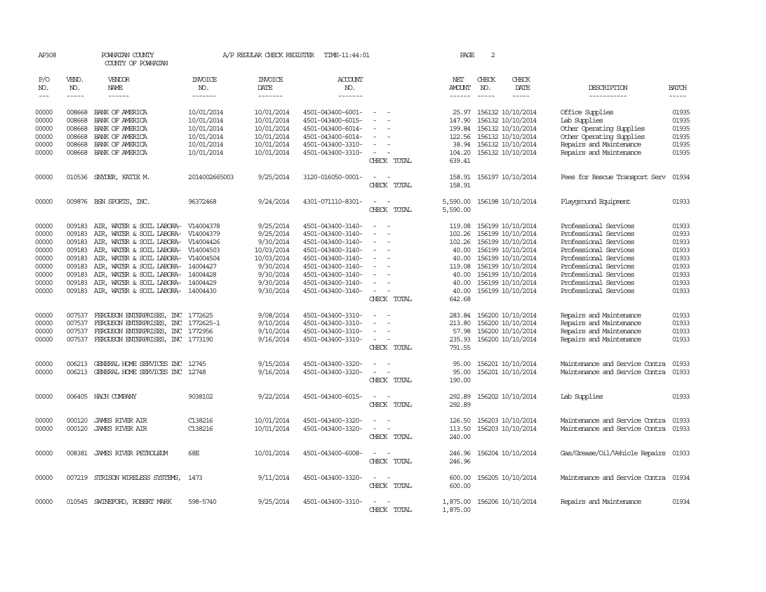AP308 POWHATAN COUNTY A/P REGULAR CHECK REGISTER TIME-11:44:01 PAGE 2

COUNTY OF POWHATAN

| P/O NO. | VEND. NO. | VENDOR NAME | INVOICE NO. | INVOICE DATE | ACCOUNT NO. | | NET AMOUNT | CHECK NO. | CHECK DATE | DESCRIPTION | BATCH |
|---|---|---|---|---|---|---|---|---|---|---|---|
| --- | ----- | ------ | ------- | ------- | ------- | | ------ | ----- | ----- | ----------- | ----- |
| 00000 | 008668 | BANK OF AMERICA | 10/01/2014 | 10/01/2014 | 4501-043400-6001- | - - | 25.97 | 156132 | 10/10/2014 | Office Supplies | 01935 |
| 00000 | 008668 | BANK OF AMERICA | 10/01/2014 | 10/01/2014 | 4501-043400-6015- | - - | 147.90 | 156132 | 10/10/2014 | Lab Supplies | 01935 |
| 00000 | 008668 | BANK OF AMERICA | 10/01/2014 | 10/01/2014 | 4501-043400-6014- | - - | 199.84 | 156132 | 10/10/2014 | Other Operating Supplies | 01935 |
| 00000 | 008668 | BANK OF AMERICA | 10/01/2014 | 10/01/2014 | 4501-043400-6014- | - - | 122.56 | 156132 | 10/10/2014 | Other Operating Supplies | 01935 |
| 00000 | 008668 | BANK OF AMERICA | 10/01/2014 | 10/01/2014 | 4501-043400-3310- | - - | 38.94 | 156132 | 10/10/2014 | Repairs and Maintenance | 01935 |
| 00000 | 008668 | BANK OF AMERICA | 10/01/2014 | 10/01/2014 | 4501-043400-3310- | - - | 104.20 | 156132 | 10/10/2014 | Repairs and Maintenance | 01935 |
| | | | | | | CHECK TOTAL | 639.41 | | | | |
| 00000 | 010536 | SNYDER, KATIE M. | 2014002665003 | 9/25/2014 | 3120-016050-0001- | - - | 158.91 | 156197 | 10/10/2014 | Fees for Rescue Transport Serv | 01934 |
| | | | | | | CHECK TOTAL | 158.91 | | | | |
| 00000 | 009876 | BSN SPORTS, INC. | 96372468 | 9/24/2014 | 4301-071110-8301- | - - | 5,590.00 | 156198 | 10/10/2014 | Playground Equipment | 01933 |
| | | | | | | CHECK TOTAL | 5,590.00 | | | | |
| 00000 | 009183 | AIR, WATER & SOIL LABORA- | V14004378 | 9/25/2014 | 4501-043400-3140- | - - | 119.08 | 156199 | 10/10/2014 | Professional Services | 01933 |
| 00000 | 009183 | AIR, WATER & SOIL LABORA- | V14004379 | 9/25/2014 | 4501-043400-3140- | - - | 102.26 | 156199 | 10/10/2014 | Professional Services | 01933 |
| 00000 | 009183 | AIR, WATER & SOIL LABORA- | V14004426 | 9/30/2014 | 4501-043400-3140- | - - | 102.26 | 156199 | 10/10/2014 | Professional Services | 01933 |
| 00000 | 009183 | AIR, WATER & SOIL LABORA- | V14004503 | 10/03/2014 | 4501-043400-3140- | - - | 40.00 | 156199 | 10/10/2014 | Professional Services | 01933 |
| 00000 | 009183 | AIR, WATER & SOIL LABORA- | V14004504 | 10/03/2014 | 4501-043400-3140- | - - | 40.00 | 156199 | 10/10/2014 | Professional Services | 01933 |
| 00000 | 009183 | AIR, WATER & SOIL LABORA- | 14004427 | 9/30/2014 | 4501-043400-3140- | - - | 119.08 | 156199 | 10/10/2014 | Professional Services | 01933 |
| 00000 | 009183 | AIR, WATER & SOIL LABORA- | 14004428 | 9/30/2014 | 4501-043400-3140- | - - | 40.00 | 156199 | 10/10/2014 | Professional Services | 01933 |
| 00000 | 009183 | AIR, WATER & SOIL LABORA- | 14004429 | 9/30/2014 | 4501-043400-3140- | - - | 40.00 | 156199 | 10/10/2014 | Professional Services | 01933 |
| 00000 | 009183 | AIR, WATER & SOIL LABORA- | 14004430 | 9/30/2014 | 4501-043400-3140- | - - | 40.00 | 156199 | 10/10/2014 | Professional Services | 01933 |
| | | | | | | CHECK TOTAL | 642.68 | | | | |
| 00000 | 007537 | FERGUSON ENTERPRISES, INC | 1772625 | 9/08/2014 | 4501-043400-3310- | - - | 283.84 | 156200 | 10/10/2014 | Repairs and Maintenance | 01933 |
| 00000 | 007537 | FERGUSON ENTERPRISES, INC | 1772625-1 | 9/10/2014 | 4501-043400-3310- | - - | 213.80 | 156200 | 10/10/2014 | Repairs and Maintenance | 01933 |
| 00000 | 007537 | FERGUSON ENTERPRISES, INC | 1772956 | 9/10/2014 | 4501-043400-3310- | - - | 57.98 | 156200 | 10/10/2014 | Repairs and Maintenance | 01933 |
| 00000 | 007537 | FERGUSON ENTERPRISES, INC | 1773190 | 9/16/2014 | 4501-043400-3310- | - - | 235.93 | 156200 | 10/10/2014 | Repairs and Maintenance | 01933 |
| | | | | | | CHECK TOTAL | 791.55 | | | | |
| 00000 | 006213 | GENERAL HOME SERVICES INC | 12745 | 9/15/2014 | 4501-043400-3320- | - - | 95.00 | 156201 | 10/10/2014 | Maintenance and Service Contra | 01933 |
| 00000 | 006213 | GENERAL HOME SERVICES INC | 12748 | 9/16/2014 | 4501-043400-3320- | - - | 95.00 | 156201 | 10/10/2014 | Maintenance and Service Contra | 01933 |
| | | | | | | CHECK TOTAL | 190.00 | | | | |
| 00000 | 006405 | HACH COMPANY | 9038102 | 9/22/2014 | 4501-043400-6015- | - - | 292.89 | 156202 | 10/10/2014 | Lab Supplies | 01933 |
| | | | | | | CHECK TOTAL | 292.89 | | | | |
| 00000 | 000120 | JAMES RIVER AIR | C138216 | 10/01/2014 | 4501-043400-3320- | - - | 126.50 | 156203 | 10/10/2014 | Maintenance and Service Contra | 01933 |
| 00000 | 000120 | JAMES RIVER AIR | C138216 | 10/01/2014 | 4501-043400-3320- | - - | 113.50 | 156203 | 10/10/2014 | Maintenance and Service Contra | 01933 |
| | | | | | | CHECK TOTAL | 240.00 | | | | |
| 00000 | 008381 | JAMES RIVER PETROLEUM | 68E | 10/01/2014 | 4501-043400-6008- | - - | 246.96 | 156204 | 10/10/2014 | Gas/Grease/Oil/Vehicle Repairs | 01933 |
| | | | | | | CHECK TOTAL | 246.96 | | | | |
| 00000 | 007219 | STRISON WIRELESS SYSTEMS, | 1473 | 9/11/2014 | 4501-043400-3320- | - - | 600.00 | 156205 | 10/10/2014 | Maintenance and Service Contra | 01934 |
| | | | | | | CHECK TOTAL | 600.00 | | | | |
| 00000 | 010545 | SWINEFORD, ROBERT MARK | 598-5740 | 9/25/2014 | 4501-043400-3310- | - - | 1,875.00 | 156206 | 10/10/2014 | Repairs and Maintenance | 01934 |
| | | | | | | CHECK TOTAL | 1,875.00 | | | | |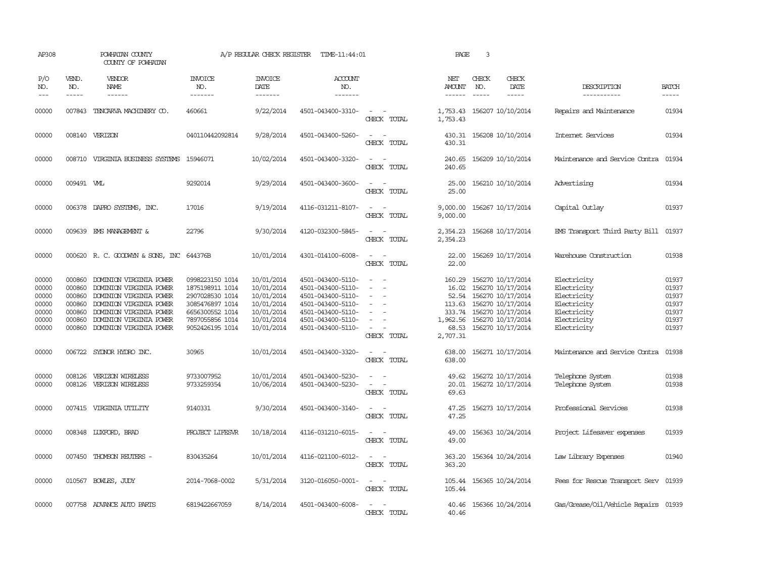AP308 POWHATAN COUNTY A/P REGULAR CHECK REGISTER TIME-11:44:01 PAGE 3

COUNTY OF POWHATAN

| P/O NO. | VEND. NO. | VENDOR NAME | INVOICE NO. | INVOICE DATE | ACCOUNT NO. | | NET AMOUNT | CHECK NO. | CHECK DATE | DESCRIPTION | BATCH |
|---|---|---|---|---|---|---|---|---|---|---|---|
| --- | ----- | ------ | ------- | ------- | ------- | | ------ | ----- | ----- | ----------- | ----- |
| 00000 | 007843 | TENCARVA MACHINERY CO. | 460661 | 9/22/2014 | 4501-043400-3310- | - - | 1,753.43 | 156207 | 10/10/2014 | Repairs and Maintenance | 01934 |
| | | | | | | CHECK TOTAL | 1,753.43 | | | | |
| 00000 | 008140 | VERIZON | 040110442092814 | 9/28/2014 | 4501-043400-5260- | - - | 430.31 | 156208 | 10/10/2014 | Internet Services | 01934 |
| | | | | | | CHECK TOTAL | 430.31 | | | | |
| 00000 | 008710 | VIRGINIA BUSINESS SYSTEMS | 15946071 | 10/02/2014 | 4501-043400-3320- | - - | 240.65 | 156209 | 10/10/2014 | Maintenance and Service Contra | 01934 |
| | | | | | | CHECK TOTAL | 240.65 | | | | |
| 00000 | 009491 | VML | 9292014 | 9/29/2014 | 4501-043400-3600- | - - | 25.00 | 156210 | 10/10/2014 | Advertising | 01934 |
| | | | | | | CHECK TOTAL | 25.00 | | | | |
| 00000 | 006378 | DAPRO SYSTEMS, INC. | 17016 | 9/19/2014 | 4116-031211-8107- | - - | 9,000.00 | 156267 | 10/17/2014 | Capital Outlay | 01937 |
| | | | | | | CHECK TOTAL | 9,000.00 | | | | |
| 00000 | 009639 | EMS MANAGEMENT & | 22796 | 9/30/2014 | 4120-032300-5845- | - - | 2,354.23 | 156268 | 10/17/2014 | EMS Transport Third Party Bill | 01937 |
| | | | | | | CHECK TOTAL | 2,354.23 | | | | |
| 00000 | 000620 | R. C. GOODWYN & SONS, INC | 644376B | 10/01/2014 | 4301-014100-6008- | - - | 22.00 | 156269 | 10/17/2014 | Warehouse Construction | 01938 |
| | | | | | | CHECK TOTAL | 22.00 | | | | |
| 00000 | 000860 | DOMINION VIRGINIA POWER | 0998223150 1014 | 10/01/2014 | 4501-043400-5110- | - - | 160.29 | 156270 | 10/17/2014 | Electricity | 01937 |
| 00000 | 000860 | DOMINION VIRGINIA POWER | 1875198911 1014 | 10/01/2014 | 4501-043400-5110- | - - | 16.02 | 156270 | 10/17/2014 | Electricity | 01937 |
| 00000 | 000860 | DOMINION VIRGINIA POWER | 2907028530 1014 | 10/01/2014 | 4501-043400-5110- | - - | 52.54 | 156270 | 10/17/2014 | Electricity | 01937 |
| 00000 | 000860 | DOMINION VIRGINIA POWER | 3085476897 1014 | 10/01/2014 | 4501-043400-5110- | - - | 113.63 | 156270 | 10/17/2014 | Electricity | 01937 |
| 00000 | 000860 | DOMINION VIRGINIA POWER | 6656300552 1014 | 10/01/2014 | 4501-043400-5110- | - - | 333.74 | 156270 | 10/17/2014 | Electricity | 01937 |
| 00000 | 000860 | DOMINION VIRGINIA POWER | 7897055856 1014 | 10/01/2014 | 4501-043400-5110- | - - | 1,962.56 | 156270 | 10/17/2014 | Electricity | 01937 |
| 00000 | 000860 | DOMINION VIRGINIA POWER | 9052426195 1014 | 10/01/2014 | 4501-043400-5110- | - - | 68.53 | 156270 | 10/17/2014 | Electricity | 01937 |
| | | | | | | CHECK TOTAL | 2,707.31 | | | | |
| 00000 | 006722 | SYDNOR HYDRO INC. | 30965 | 10/01/2014 | 4501-043400-3320- | - - | 638.00 | 156271 | 10/17/2014 | Maintenance and Service Contra | 01938 |
| | | | | | | CHECK TOTAL | 638.00 | | | | |
| 00000 | 008126 | VERIZON WIRELESS | 9733007952 | 10/01/2014 | 4501-043400-5230- | - - | 49.62 | 156272 | 10/17/2014 | Telephone System | 01938 |
| 00000 | 008126 | VERIZON WIRELESS | 9733259354 | 10/06/2014 | 4501-043400-5230- | - - | 20.01 | 156272 | 10/17/2014 | Telephone System | 01938 |
| | | | | | | CHECK TOTAL | 69.63 | | | | |
| 00000 | 007415 | VIRGINIA UTILITY | 9140331 | 9/30/2014 | 4501-043400-3140- | - - | 47.25 | 156273 | 10/17/2014 | Professional Services | 01938 |
| | | | | | | CHECK TOTAL | 47.25 | | | | |
| 00000 | 008348 | LUXFORD, BRAD | PROJECT LIFESVR | 10/18/2014 | 4116-031210-6015- | - - | 49.00 | 156363 | 10/24/2014 | Project Lifesaver expenses | 01939 |
| | | | | | | CHECK TOTAL | 49.00 | | | | |
| 00000 | 007450 | THOMSON REUTERS - | 830435264 | 10/01/2014 | 4116-021100-6012- | - - | 363.20 | 156364 | 10/24/2014 | Law Library Expenses | 01940 |
| | | | | | | CHECK TOTAL | 363.20 | | | | |
| 00000 | 010567 | BOWLES, JUDY | 2014-7068-0002 | 5/31/2014 | 3120-016050-0001- | - - | 105.44 | 156365 | 10/24/2014 | Fees for Rescue Transport Serv | 01939 |
| | | | | | | CHECK TOTAL | 105.44 | | | | |
| 00000 | 007758 | ADVANCE AUTO PARTS | 6819422667059 | 8/14/2014 | 4501-043400-6008- | - - | 40.46 | 156366 | 10/24/2014 | Gas/Grease/Oil/Vehicle Repairs | 01939 |
| | | | | | | CHECK TOTAL | 40.46 | | | | |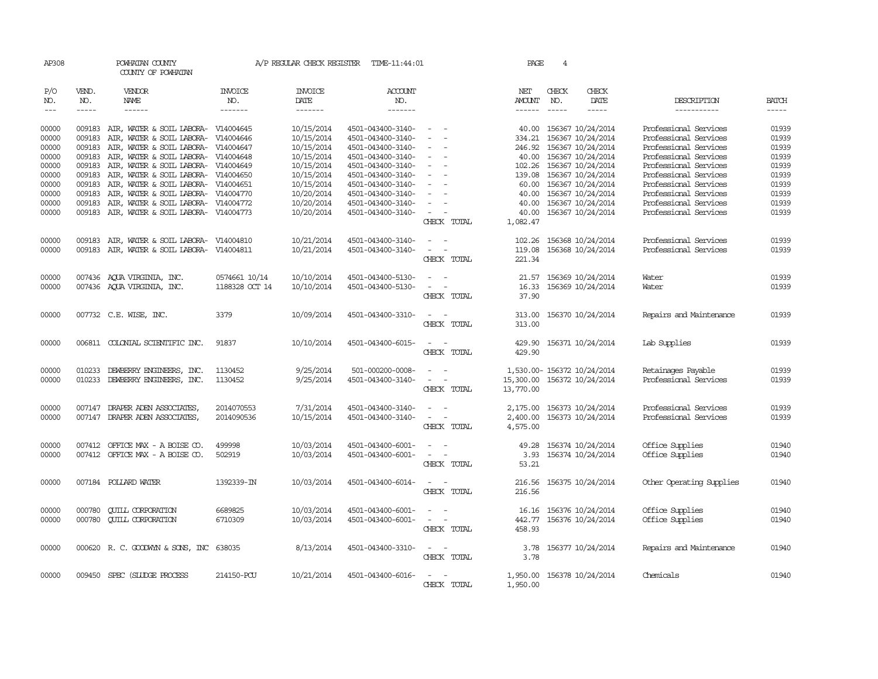AP308 POWHATAN COUNTY A/P REGULAR CHECK REGISTER TIME-11:44:01 PAGE 4

COUNTY OF POWHATAN

| P/O NO. | VEND. NO. | VENDOR NAME | INVOICE NO. | INVOICE DATE | ACCOUNT NO. | | NET AMOUNT | CHECK NO. | CHECK DATE | DESCRIPTION | BATCH |
|---|---|---|---|---|---|---|---|---|---|---|---|
| 00000 | 009183 | AIR, WATER & SOIL LABORA- | V14004645 | 10/15/2014 | 4501-043400-3140- | - - | 40.00 | 156367 | 10/24/2014 | Professional Services | 01939 |
| 00000 | 009183 | AIR, WATER & SOIL LABORA- | V14004646 | 10/15/2014 | 4501-043400-3140- | - - | 334.21 | 156367 | 10/24/2014 | Professional Services | 01939 |
| 00000 | 009183 | AIR, WATER & SOIL LABORA- | V14004647 | 10/15/2014 | 4501-043400-3140- | - - | 246.92 | 156367 | 10/24/2014 | Professional Services | 01939 |
| 00000 | 009183 | AIR, WATER & SOIL LABORA- | V14004648 | 10/15/2014 | 4501-043400-3140- | - - | 40.00 | 156367 | 10/24/2014 | Professional Services | 01939 |
| 00000 | 009183 | AIR, WATER & SOIL LABORA- | V14004649 | 10/15/2014 | 4501-043400-3140- | - - | 102.26 | 156367 | 10/24/2014 | Professional Services | 01939 |
| 00000 | 009183 | AIR, WATER & SOIL LABORA- | V14004650 | 10/15/2014 | 4501-043400-3140- | - - | 139.08 | 156367 | 10/24/2014 | Professional Services | 01939 |
| 00000 | 009183 | AIR, WATER & SOIL LABORA- | V14004651 | 10/15/2014 | 4501-043400-3140- | - - | 60.00 | 156367 | 10/24/2014 | Professional Services | 01939 |
| 00000 | 009183 | AIR, WATER & SOIL LABORA- | V14004770 | 10/20/2014 | 4501-043400-3140- | - - | 40.00 | 156367 | 10/24/2014 | Professional Services | 01939 |
| 00000 | 009183 | AIR, WATER & SOIL LABORA- | V14004772 | 10/20/2014 | 4501-043400-3140- | - - | 40.00 | 156367 | 10/24/2014 | Professional Services | 01939 |
| 00000 | 009183 | AIR, WATER & SOIL LABORA- | V14004773 | 10/20/2014 | 4501-043400-3140- | - - | 40.00 | 156367 | 10/24/2014 | Professional Services | 01939 |
| | | | | | | CHECK TOTAL | 1,082.47 | | | | |
| 00000 | 009183 | AIR, WATER & SOIL LABORA- | V14004810 | 10/21/2014 | 4501-043400-3140- | - - | 102.26 | 156368 | 10/24/2014 | Professional Services | 01939 |
| 00000 | 009183 | AIR, WATER & SOIL LABORA- | V14004811 | 10/21/2014 | 4501-043400-3140- | - - | 119.08 | 156368 | 10/24/2014 | Professional Services | 01939 |
| | | | | | | CHECK TOTAL | 221.34 | | | | |
| 00000 | 007436 | AQUA VIRGINIA, INC. | 0574661 10/14 | 10/10/2014 | 4501-043400-5130- | - - | 21.57 | 156369 | 10/24/2014 | Water | 01939 |
| 00000 | 007436 | AQUA VIRGINIA, INC. | 1188328 OCT 14 | 10/10/2014 | 4501-043400-5130- | - - | 16.33 | 156369 | 10/24/2014 | Water | 01939 |
| | | | | | | CHECK TOTAL | 37.90 | | | | |
| 00000 | 007732 | C.E. WISE, INC. | 3379 | 10/09/2014 | 4501-043400-3310- | - - | 313.00 | 156370 | 10/24/2014 | Repairs and Maintenance | 01939 |
| | | | | | | CHECK TOTAL | 313.00 | | | | |
| 00000 | 006811 | COLONIAL SCIENTIFIC INC. | 91837 | 10/10/2014 | 4501-043400-6015- | - - | 429.90 | 156371 | 10/24/2014 | Lab Supplies | 01939 |
| | | | | | | CHECK TOTAL | 429.90 | | | | |
| 00000 | 010233 | DEWBERRY ENGINEERS, INC. | 1130452 | 9/25/2014 | 501-000200-0008- | - - | 1,530.00- | 156372 | 10/24/2014 | Retainages Payable | 01939 |
| 00000 | 010233 | DEWBERRY ENGINEERS, INC. | 1130452 | 9/25/2014 | 4501-043400-3140- | - - | 15,300.00 | 156372 | 10/24/2014 | Professional Services | 01939 |
| | | | | | | CHECK TOTAL | 13,770.00 | | | | |
| 00000 | 007147 | DRAPER ADEN ASSOCIATES, | 2014070553 | 7/31/2014 | 4501-043400-3140- | - - | 2,175.00 | 156373 | 10/24/2014 | Professional Services | 01939 |
| 00000 | 007147 | DRAPER ADEN ASSOCIATES, | 2014090536 | 10/15/2014 | 4501-043400-3140- | - - | 2,400.00 | 156373 | 10/24/2014 | Professional Services | 01939 |
| | | | | | | CHECK TOTAL | 4,575.00 | | | | |
| 00000 | 007412 | OFFICE MAX - A BOISE CO. | 499998 | 10/03/2014 | 4501-043400-6001- | - - | 49.28 | 156374 | 10/24/2014 | Office Supplies | 01940 |
| 00000 | 007412 | OFFICE MAX - A BOISE CO. | 502919 | 10/03/2014 | 4501-043400-6001- | - - | 3.93 | 156374 | 10/24/2014 | Office Supplies | 01940 |
| | | | | | | CHECK TOTAL | 53.21 | | | | |
| 00000 | 007184 | POLLARD WATER | 1392339-IN | 10/03/2014 | 4501-043400-6014- | - - | 216.56 | 156375 | 10/24/2014 | Other Operating Supplies | 01940 |
| | | | | | | CHECK TOTAL | 216.56 | | | | |
| 00000 | 000780 | QUILL CORPORATION | 6689825 | 10/03/2014 | 4501-043400-6001- | - - | 16.16 | 156376 | 10/24/2014 | Office Supplies | 01940 |
| 00000 | 000780 | QUILL CORPORATION | 6710309 | 10/03/2014 | 4501-043400-6001- | - - | 442.77 | 156376 | 10/24/2014 | Office Supplies | 01940 |
| | | | | | | CHECK TOTAL | 458.93 | | | | |
| 00000 | 000620 | R. C. GOODWYN & SONS, INC | 638035 | 8/13/2014 | 4501-043400-3310- | - - | 3.78 | 156377 | 10/24/2014 | Repairs and Maintenance | 01940 |
| | | | | | | CHECK TOTAL | 3.78 | | | | |
| 00000 | 009450 | SPEC (SLUDGE PROCESS | 214150-PCU | 10/21/2014 | 4501-043400-6016- | - - | 1,950.00 | 156378 | 10/24/2014 | Chemicals | 01940 |
| | | | | | | CHECK TOTAL | 1,950.00 | | | | |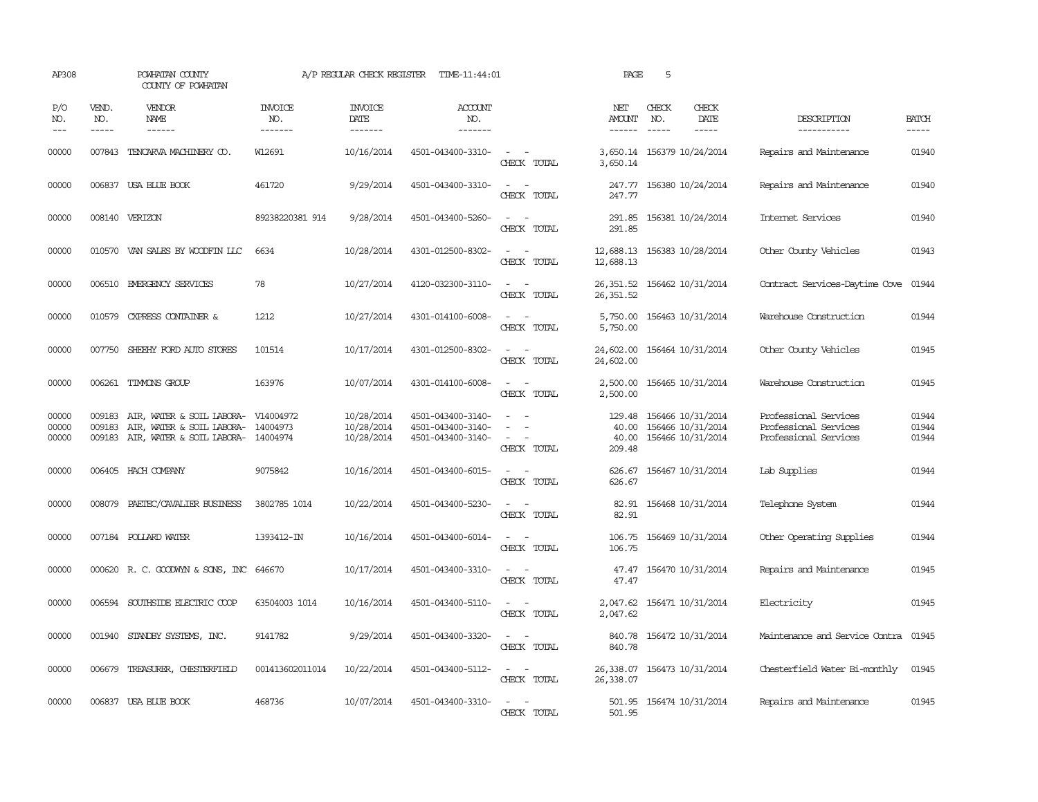AP308 POWHATAN COUNTY A/P REGULAR CHECK REGISTER TIME-11:44:01 PAGE 5

COUNTY OF POWHATAN

| P/O NO. | VEND. NO. | VENDOR NAME | INVOICE NO. | INVOICE DATE | ACCOUNT NO. | | NET AMOUNT | CHECK NO. | CHECK DATE | DESCRIPTION | BATCH |
|---|---|---|---|---|---|---|---|---|---|---|---|
| --- | ----- | ------ | ------- | ------- | ------- | | ------ | ----- | ----- | ----------- | ----- |
| 00000 | 007843 | TENCARVA MACHINERY CO. | W12691 | 10/16/2014 | 4501-043400-3310- | - - | 3,650.14 | 156379 | 10/24/2014 | Repairs and Maintenance | 01940 |
| | | | | | | CHECK TOTAL | 3,650.14 | | | | |
| 00000 | 006837 | USA BLUE BOOK | 461720 | 9/29/2014 | 4501-043400-3310- | - - | 247.77 | 156380 | 10/24/2014 | Repairs and Maintenance | 01940 |
| | | | | | | CHECK TOTAL | 247.77 | | | | |
| 00000 | 008140 | VERIZON | 89238220381 914 | 9/28/2014 | 4501-043400-5260- | - - | 291.85 | 156381 | 10/24/2014 | Internet Services | 01940 |
| | | | | | | CHECK TOTAL | 291.85 | | | | |
| 00000 | 010570 | VAN SALES BY WOODFIN LLC | 6634 | 10/28/2014 | 4301-012500-8302- | - - | 12,688.13 | 156383 | 10/28/2014 | Other County Vehicles | 01943 |
| | | | | | | CHECK TOTAL | 12,688.13 | | | | |
| 00000 | 006510 | EMERGENCY SERVICES | 78 | 10/27/2014 | 4120-032300-3110- | - - | 26,351.52 | 156462 | 10/31/2014 | Contract Services-Daytime Cove | 01944 |
| | | | | | | CHECK TOTAL | 26,351.52 | | | | |
| 00000 | 010579 | CXPRESS CONTAINER & | 1212 | 10/27/2014 | 4301-014100-6008- | - - | 5,750.00 | 156463 | 10/31/2014 | Warehouse Construction | 01944 |
| | | | | | | CHECK TOTAL | 5,750.00 | | | | |
| 00000 | 007750 | SHEEHY FORD AUTO STORES | 101514 | 10/17/2014 | 4301-012500-8302- | - - | 24,602.00 | 156464 | 10/31/2014 | Other County Vehicles | 01945 |
| | | | | | | CHECK TOTAL | 24,602.00 | | | | |
| 00000 | 006261 | TIMMONS GROUP | 163976 | 10/07/2014 | 4301-014100-6008- | - - | 2,500.00 | 156465 | 10/31/2014 | Warehouse Construction | 01945 |
| | | | | | | CHECK TOTAL | 2,500.00 | | | | |
| 00000 | 009183 | AIR, WATER & SOIL LABORA- | V14004972 | 10/28/2014 | 4501-043400-3140- | - - | 129.48 | 156466 | 10/31/2014 | Professional Services | 01944 |
| 00000 | 009183 | AIR, WATER & SOIL LABORA- | 14004973 | 10/28/2014 | 4501-043400-3140- | - - | 40.00 | 156466 | 10/31/2014 | Professional Services | 01944 |
| 00000 | 009183 | AIR, WATER & SOIL LABORA- | 14004974 | 10/28/2014 | 4501-043400-3140- | - - | 40.00 | 156466 | 10/31/2014 | Professional Services | 01944 |
| | | | | | | CHECK TOTAL | 209.48 | | | | |
| 00000 | 006405 | HACH COMPANY | 9075842 | 10/16/2014 | 4501-043400-6015- | - - | 626.67 | 156467 | 10/31/2014 | Lab Supplies | 01944 |
| | | | | | | CHECK TOTAL | 626.67 | | | | |
| 00000 | 008079 | PAETEC/CAVALIER BUSINESS | 3802785 1014 | 10/22/2014 | 4501-043400-5230- | - - | 82.91 | 156468 | 10/31/2014 | Telephone System | 01944 |
| | | | | | | CHECK TOTAL | 82.91 | | | | |
| 00000 | 007184 | POLLARD WATER | 1393412-IN | 10/16/2014 | 4501-043400-6014- | - - | 106.75 | 156469 | 10/31/2014 | Other Operating Supplies | 01944 |
| | | | | | | CHECK TOTAL | 106.75 | | | | |
| 00000 | 000620 | R. C. GOODWYN & SONS, INC | 646670 | 10/17/2014 | 4501-043400-3310- | - - | 47.47 | 156470 | 10/31/2014 | Repairs and Maintenance | 01945 |
| | | | | | | CHECK TOTAL | 47.47 | | | | |
| 00000 | 006594 | SOUTHSIDE ELECTRIC COOP | 63504003 1014 | 10/16/2014 | 4501-043400-5110- | - - | 2,047.62 | 156471 | 10/31/2014 | Electricity | 01945 |
| | | | | | | CHECK TOTAL | 2,047.62 | | | | |
| 00000 | 001940 | STANDBY SYSTEMS, INC. | 9141782 | 9/29/2014 | 4501-043400-3320- | - - | 840.78 | 156472 | 10/31/2014 | Maintenance and Service Contra | 01945 |
| | | | | | | CHECK TOTAL | 840.78 | | | | |
| 00000 | 006679 | TREASURER, CHESTERFIELD | 001413602011014 | 10/22/2014 | 4501-043400-5112- | - - | 26,338.07 | 156473 | 10/31/2014 | Chesterfield Water Bi-monthly | 01945 |
| | | | | | | CHECK TOTAL | 26,338.07 | | | | |
| 00000 | 006837 | USA BLUE BOOK | 468736 | 10/07/2014 | 4501-043400-3310- | - - | 501.95 | 156474 | 10/31/2014 | Repairs and Maintenance | 01945 |
| | | | | | | CHECK TOTAL | 501.95 | | | | |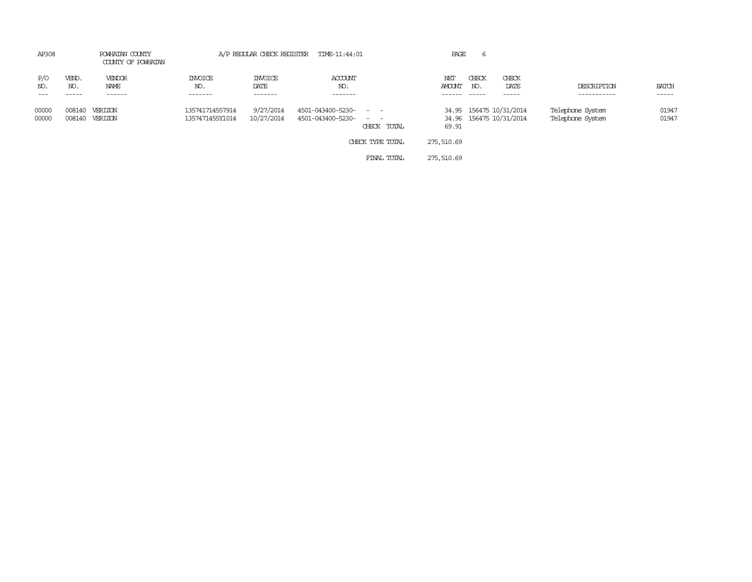AP308 POWHATAN COUNTY A/P REGULAR CHECK REGISTER TIME-11:44:01 PAGE 6

COUNTY OF POWHATAN

| P/O NO. | VEND. NO. | VENDOR NAME | INVOICE NO. | INVOICE DATE | ACCOUNT NO. | | NET AMOUNT | CHECK NO. | CHECK DATE | DESCRIPTION | BATCH |
|---|---|---|---|---|---|---|---|---|---|---|---|
| 00000 | 008140 | VERIZON | 135741714557914 | 9/27/2014 | 4501-043400-5230- | - - | 34.95 | 156475 | 10/31/2014 | Telephone System | 01947 |
| 00000 | 008140 | VERIZON | 1357471455Y1014 | 10/27/2014 | 4501-043400-5230- | - - | 34.96 | 156475 | 10/31/2014 | Telephone System | 01947 |
| | | | | | | CHECK TOTAL | 69.91 | | | | |
| | | | | | | CHECK TYPE TOTAL | 275,510.69 | | | | |
| | | | | | | FINAL TOTAL | 275,510.69 | | | | |